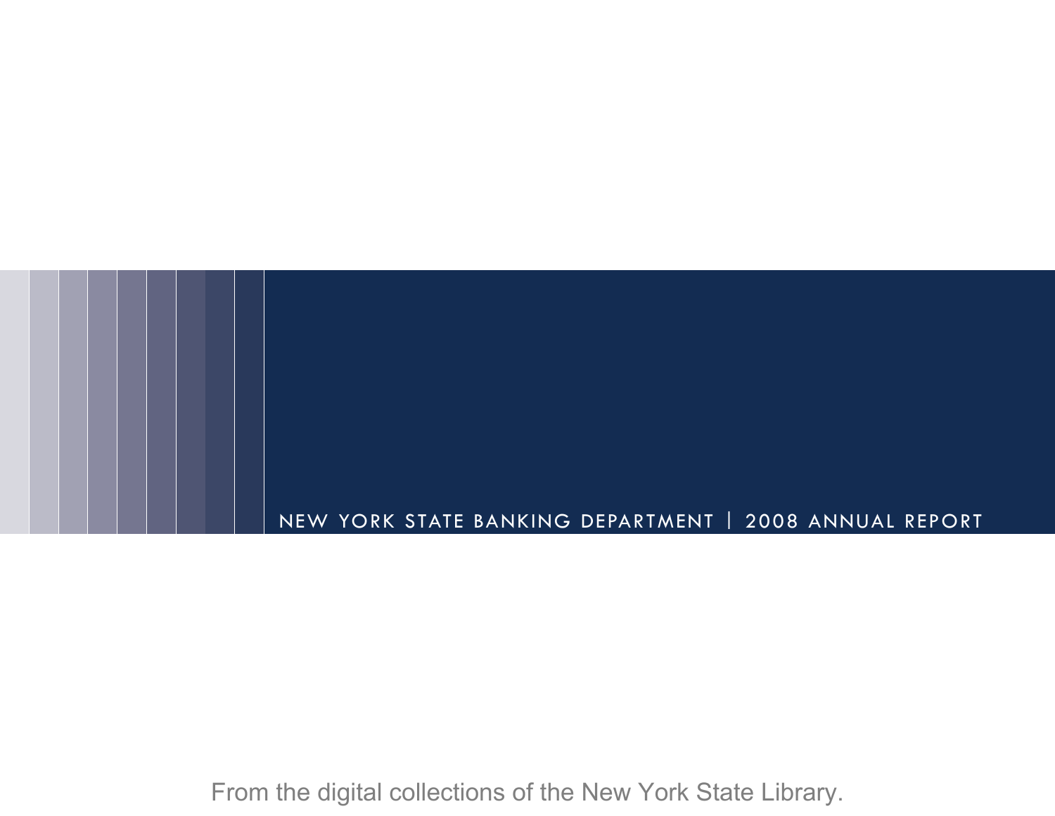# NEW YORK STATE BANKING DEPARTMENT | 2008 ANNUAL REPORT

From the digital collections of the New York State Library.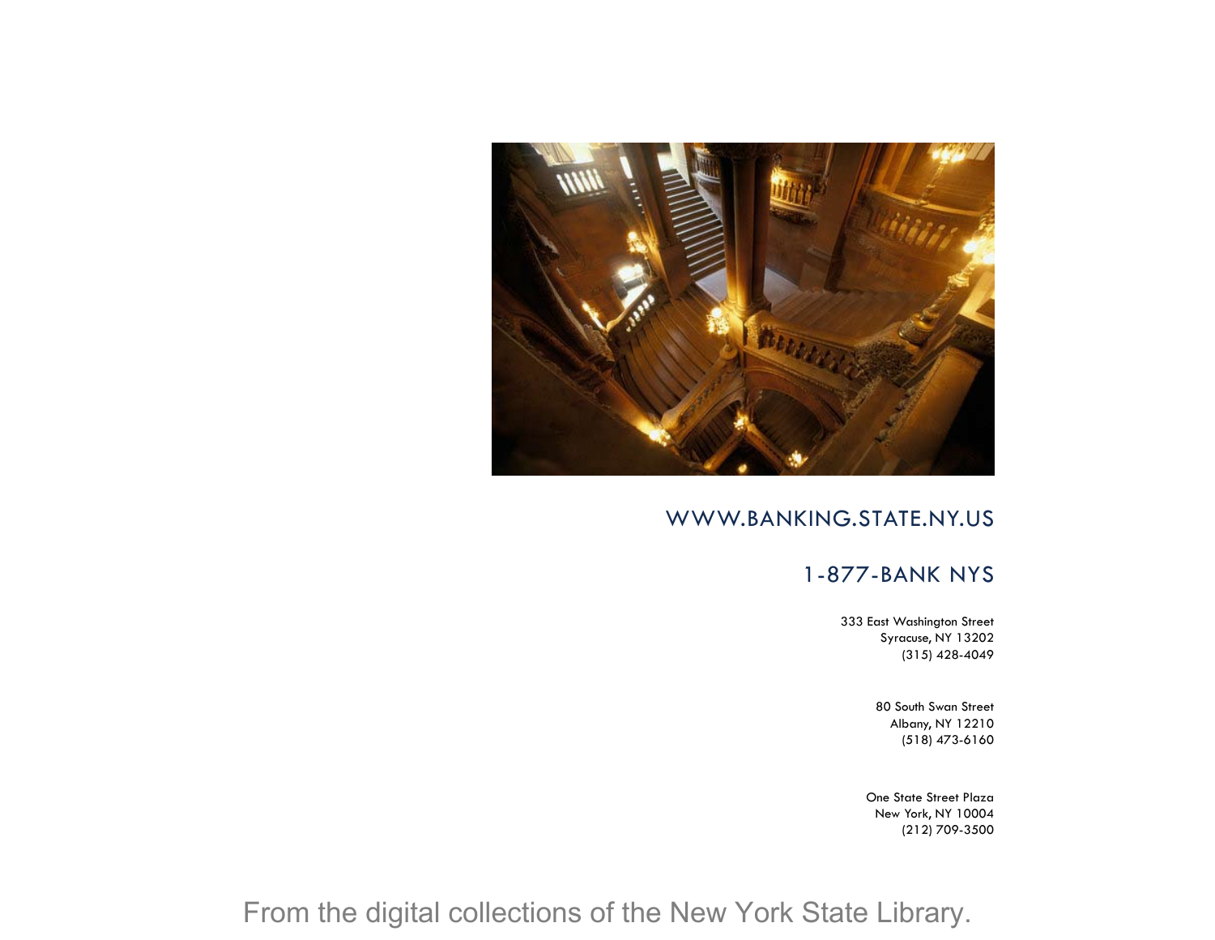WWW.BANKING.STATE.NY.US

1-877-BANK NYS

333 East Washington Street
Syracuse, NY 13202
(315) 428-4049

80 South Swan Street
Albany, NY 12210
(518) 473-6160

One State Street Plaza
New York, NY 10004
(212) 709-3500

From the digital collections of the New York State Library.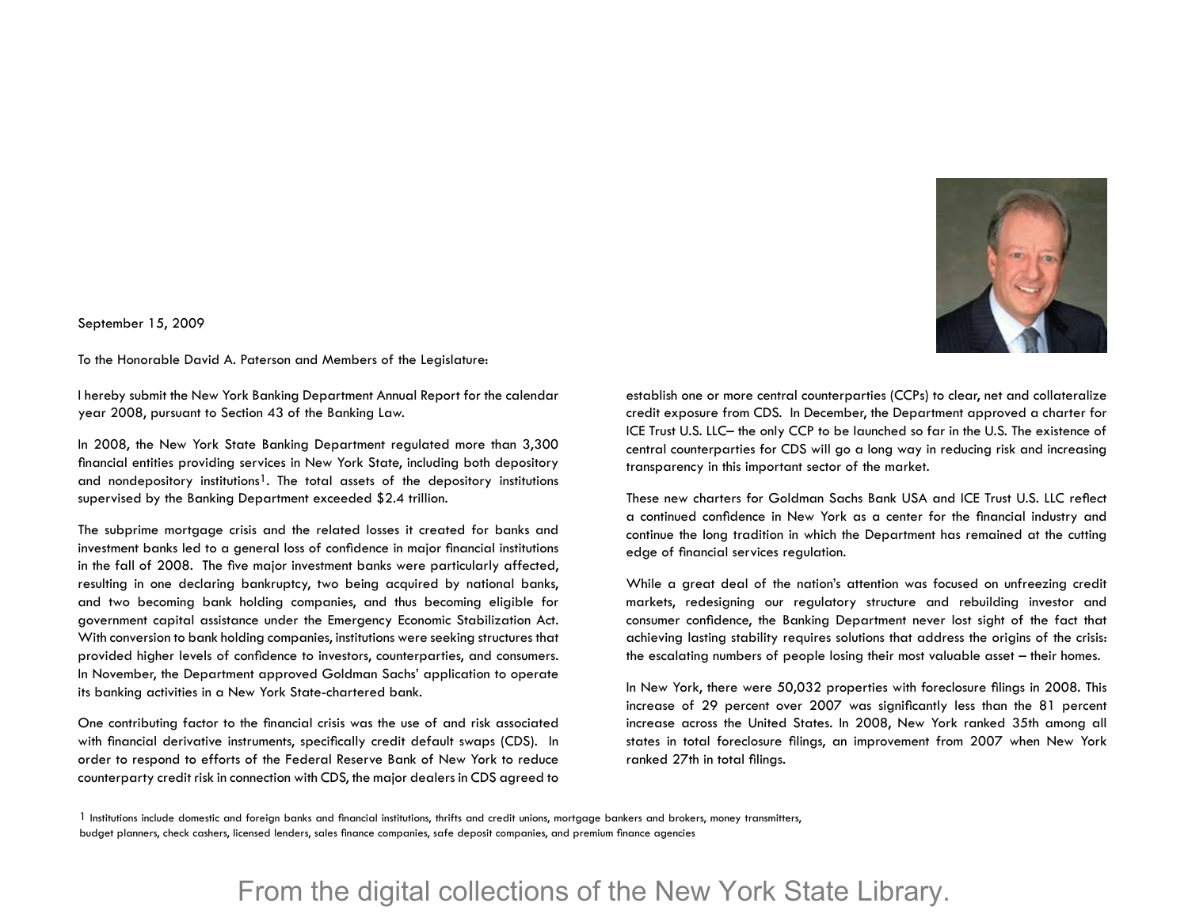September 15, 2009

To the Honorable David A. Paterson and Members of the Legislature:

I hereby submit the New York Banking Department Annual Report for the calendar year 2008, pursuant to Section 43 of the Banking Law.

In 2008, the New York State Banking Department regulated more than 3,300 financial entities providing services in New York State, including both depository and nondepository institutions[1]. The total assets of the depository institutions supervised by the Banking Department exceeded $2.4 trillion.

The subprime mortgage crisis and the related losses it created for banks and investment banks led to a general loss of confidence in major financial institutions in the fall of 2008. The five major investment banks were particularly affected, resulting in one declaring bankruptcy, two being acquired by national banks, and two becoming bank holding companies, and thus becoming eligible for government capital assistance under the Emergency Economic Stabilization Act. With conversion to bank holding companies, institutions were seeking structures that provided higher levels of confidence to investors, counterparties, and consumers. In November, the Department approved Goldman Sachs' application to operate its banking activities in a New York State-chartered bank.

One contributing factor to the financial crisis was the use of and risk associated with financial derivative instruments, specifically credit default swaps (CDS). In order to respond to efforts of the Federal Reserve Bank of New York to reduce counterparty credit risk in connection with CDS, the major dealers in CDS agreed to establish one or more central counterparties (CCPs) to clear, net and collateralize credit exposure from CDS. In December, the Department approved a charter for ICE Trust U.S. LLC– the only CCP to be launched so far in the U.S. The existence of central counterparties for CDS will go a long way in reducing risk and increasing transparency in this important sector of the market.

These new charters for Goldman Sachs Bank USA and ICE Trust U.S. LLC reflect a continued confidence in New York as a center for the financial industry and continue the long tradition in which the Department has remained at the cutting edge of financial services regulation.

While a great deal of the nation's attention was focused on unfreezing credit markets, redesigning our regulatory structure and rebuilding investor and consumer confidence, the Banking Department never lost sight of the fact that achieving lasting stability requires solutions that address the origins of the crisis: the escalating numbers of people losing their most valuable asset – their homes.

In New York, there were 50,032 properties with foreclosure filings in 2008. This increase of 29 percent over 2007 was significantly less than the 81 percent increase across the United States. In 2008, New York ranked 35th among all states in total foreclosure filings, an improvement from 2007 when New York ranked 27th in total filings.

[1] Institutions include domestic and foreign banks and financial institutions, thrifts and credit unions, mortgage bankers and brokers, money transmitters, budget planners, check cashers, licensed lenders, sales finance companies, safe deposit companies, and premium finance agencies

From the digital collections of the New York State Library.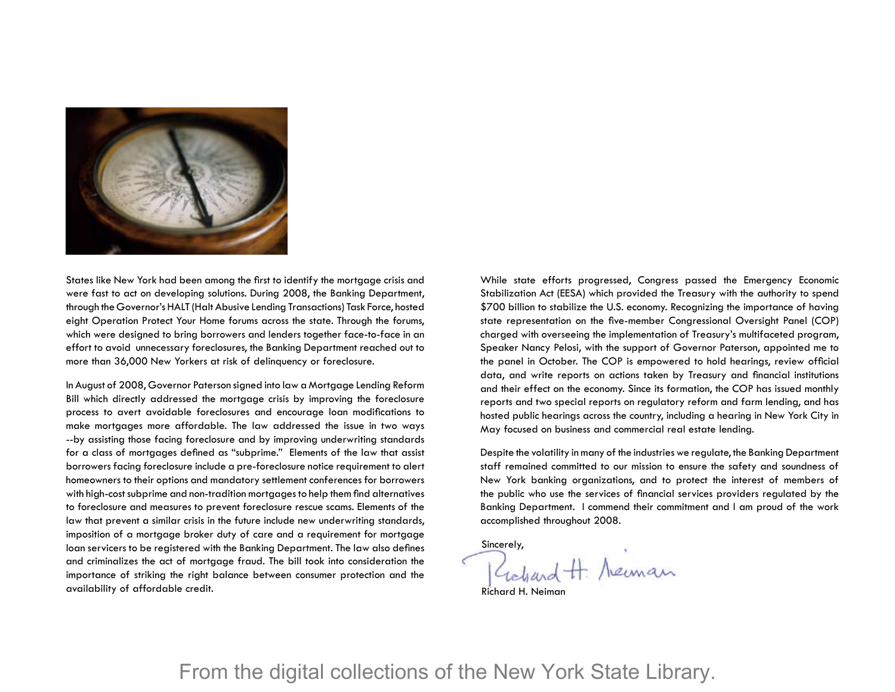States like New York had been among the first to identify the mortgage crisis and were fast to act on developing solutions. During 2008, the Banking Department, through the Governor's HALT (Halt Abusive Lending Transactions) Task Force, hosted eight Operation Protect Your Home forums across the state. Through the forums, which were designed to bring borrowers and lenders together face-to-face in an effort to avoid unnecessary foreclosures, the Banking Department reached out to more than 36,000 New Yorkers at risk of delinquency or foreclosure.

In August of 2008, Governor Paterson signed into law a Mortgage Lending Reform Bill which directly addressed the mortgage crisis by improving the foreclosure process to avert avoidable foreclosures and encourage loan modifications to make mortgages more affordable. The law addressed the issue in two ways --by assisting those facing foreclosure and by improving underwriting standards for a class of mortgages defined as "subprime." Elements of the law that assist borrowers facing foreclosure include a pre-foreclosure notice requirement to alert homeowners to their options and mandatory settlement conferences for borrowers with high-cost subprime and non-tradition mortgages to help them find alternatives to foreclosure and measures to prevent foreclosure rescue scams. Elements of the law that prevent a similar crisis in the future include new underwriting standards, imposition of a mortgage broker duty of care and a requirement for mortgage loan servicers to be registered with the Banking Department. The law also defines and criminalizes the act of mortgage fraud. The bill took into consideration the importance of striking the right balance between consumer protection and the availability of affordable credit.

While state efforts progressed, Congress passed the Emergency Economic Stabilization Act (EESA) which provided the Treasury with the authority to spend $700 billion to stabilize the U.S. economy. Recognizing the importance of having state representation on the five-member Congressional Oversight Panel (COP) charged with overseeing the implementation of Treasury's multifaceted program, Speaker Nancy Pelosi, with the support of Governor Paterson, appointed me to the panel in October. The COP is empowered to hold hearings, review official data, and write reports on actions taken by Treasury and financial institutions and their effect on the economy. Since its formation, the COP has issued monthly reports and two special reports on regulatory reform and farm lending, and has hosted public hearings across the country, including a hearing in New York City in May focused on business and commercial real estate lending.

Despite the volatility in many of the industries we regulate, the Banking Department staff remained committed to our mission to ensure the safety and soundness of New York banking organizations, and to protect the interest of members of the public who use the services of financial services providers regulated by the Banking Department. I commend their commitment and I am proud of the work accomplished throughout 2008.

Sincerely,

Richard H. Neiman

From the digital collections of the New York State Library.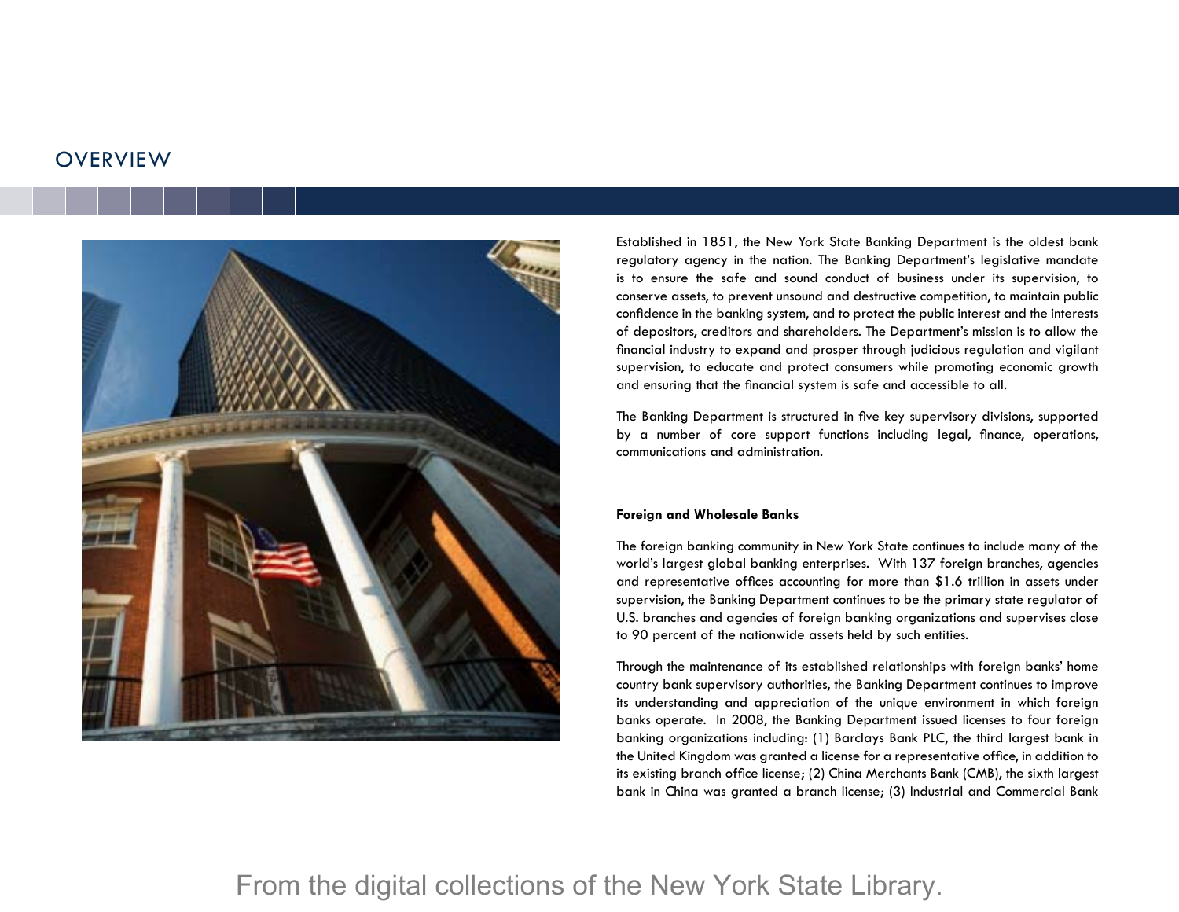# OVERVIEW

Established in 1851, the New York State Banking Department is the oldest bank regulatory agency in the nation. The Banking Department's legislative mandate is to ensure the safe and sound conduct of business under its supervision, to conserve assets, to prevent unsound and destructive competition, to maintain public confidence in the banking system, and to protect the public interest and the interests of depositors, creditors and shareholders. The Department's mission is to allow the financial industry to expand and prosper through judicious regulation and vigilant supervision, to educate and protect consumers while promoting economic growth and ensuring that the financial system is safe and accessible to all.

The Banking Department is structured in five key supervisory divisions, supported by a number of core support functions including legal, finance, operations, communications and administration.

**Foreign and Wholesale Banks**

The foreign banking community in New York State continues to include many of the world's largest global banking enterprises. With 137 foreign branches, agencies and representative offices accounting for more than $1.6 trillion in assets under supervision, the Banking Department continues to be the primary state regulator of U.S. branches and agencies of foreign banking organizations and supervises close to 90 percent of the nationwide assets held by such entities.

Through the maintenance of its established relationships with foreign banks' home country bank supervisory authorities, the Banking Department continues to improve its understanding and appreciation of the unique environment in which foreign banks operate. In 2008, the Banking Department issued licenses to four foreign banking organizations including: (1) Barclays Bank PLC, the third largest bank in the United Kingdom was granted a license for a representative office, in addition to its existing branch office license; (2) China Merchants Bank (CMB), the sixth largest bank in China was granted a branch license; (3) Industrial and Commercial Bank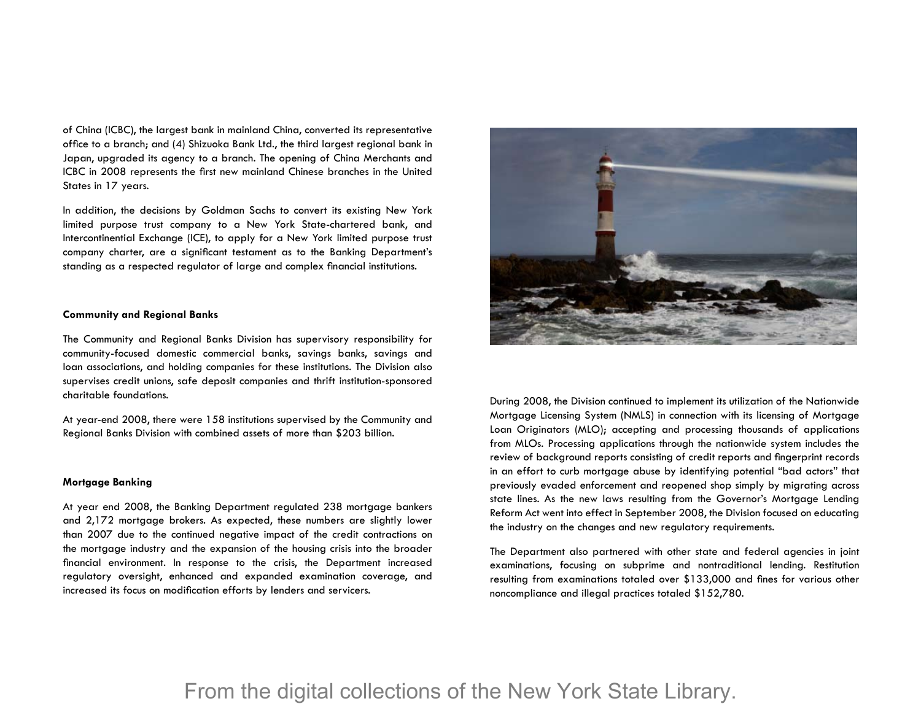of China (ICBC), the largest bank in mainland China, converted its representative office to a branch; and (4) Shizuoka Bank Ltd., the third largest regional bank in Japan, upgraded its agency to a branch. The opening of China Merchants and ICBC in 2008 represents the first new mainland Chinese branches in the United States in 17 years.

In addition, the decisions by Goldman Sachs to convert its existing New York limited purpose trust company to a New York State-chartered bank, and Intercontinential Exchange (ICE), to apply for a New York limited purpose trust company charter, are a significant testament as to the Banking Department's standing as a respected regulator of large and complex financial institutions.

**Community and Regional Banks**

The Community and Regional Banks Division has supervisory responsibility for community-focused domestic commercial banks, savings banks, savings and loan associations, and holding companies for these institutions. The Division also supervises credit unions, safe deposit companies and thrift institution-sponsored charitable foundations.

At year-end 2008, there were 158 institutions supervised by the Community and Regional Banks Division with combined assets of more than $203 billion.

**Mortgage Banking**

At year end 2008, the Banking Department regulated 238 mortgage bankers and 2,172 mortgage brokers. As expected, these numbers are slightly lower than 2007 due to the continued negative impact of the credit contractions on the mortgage industry and the expansion of the housing crisis into the broader financial environment. In response to the crisis, the Department increased regulatory oversight, enhanced and expanded examination coverage, and increased its focus on modification efforts by lenders and servicers.

During 2008, the Division continued to implement its utilization of the Nationwide Mortgage Licensing System (NMLS) in connection with its licensing of Mortgage Loan Originators (MLO); accepting and processing thousands of applications from MLOs. Processing applications through the nationwide system includes the review of background reports consisting of credit reports and fingerprint records in an effort to curb mortgage abuse by identifying potential "bad actors" that previously evaded enforcement and reopened shop simply by migrating across state lines. As the new laws resulting from the Governor's Mortgage Lending Reform Act went into effect in September 2008, the Division focused on educating the industry on the changes and new regulatory requirements.

The Department also partnered with other state and federal agencies in joint examinations, focusing on subprime and nontraditional lending. Restitution resulting from examinations totaled over $133,000 and fines for various other noncompliance and illegal practices totaled $152,780.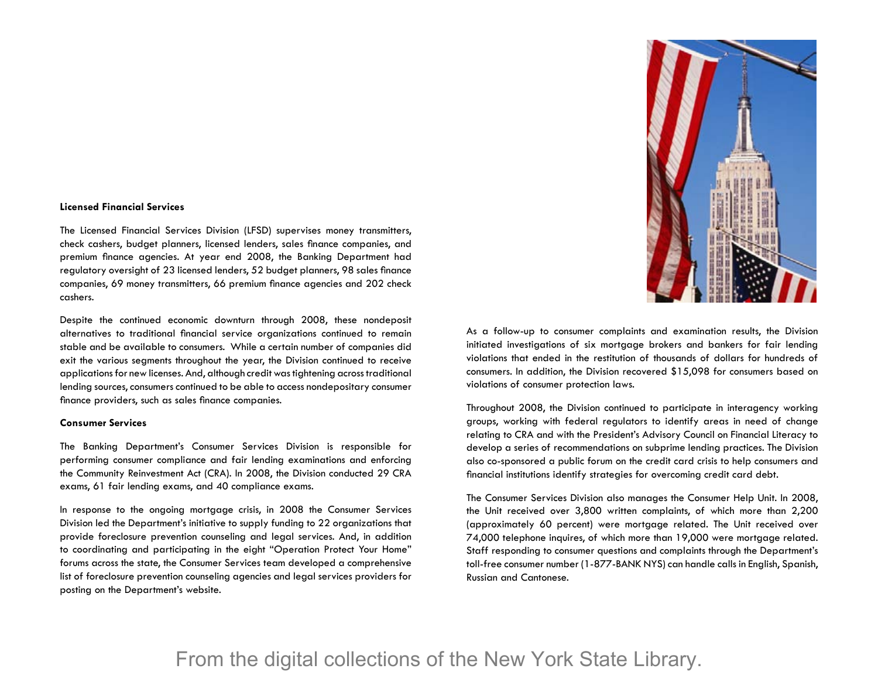**Licensed Financial Services**

The Licensed Financial Services Division (LFSD) supervises money transmitters, check cashers, budget planners, licensed lenders, sales finance companies, and premium finance agencies. At year end 2008, the Banking Department had regulatory oversight of 23 licensed lenders, 52 budget planners, 98 sales finance companies, 69 money transmitters, 66 premium finance agencies and 202 check cashers.

Despite the continued economic downturn through 2008, these nondeposit alternatives to traditional financial service organizations continued to remain stable and be available to consumers. While a certain number of companies did exit the various segments throughout the year, the Division continued to receive applications for new licenses. And, although credit was tightening across traditional lending sources, consumers continued to be able to access nondepositary consumer finance providers, such as sales finance companies.

**Consumer Services**

The Banking Department's Consumer Services Division is responsible for performing consumer compliance and fair lending examinations and enforcing the Community Reinvestment Act (CRA). In 2008, the Division conducted 29 CRA exams, 61 fair lending exams, and 40 compliance exams.

In response to the ongoing mortgage crisis, in 2008 the Consumer Services Division led the Department's initiative to supply funding to 22 organizations that provide foreclosure prevention counseling and legal services. And, in addition to coordinating and participating in the eight "Operation Protect Your Home" forums across the state, the Consumer Services team developed a comprehensive list of foreclosure prevention counseling agencies and legal services providers for posting on the Department's website.

As a follow-up to consumer complaints and examination results, the Division initiated investigations of six mortgage brokers and bankers for fair lending violations that ended in the restitution of thousands of dollars for hundreds of consumers. In addition, the Division recovered $15,098 for consumers based on violations of consumer protection laws.

Throughout 2008, the Division continued to participate in interagency working groups, working with federal regulators to identify areas in need of change relating to CRA and with the President's Advisory Council on Financial Literacy to develop a series of recommendations on subprime lending practices. The Division also co-sponsored a public forum on the credit card crisis to help consumers and financial institutions identify strategies for overcoming credit card debt.

The Consumer Services Division also manages the Consumer Help Unit. In 2008, the Unit received over 3,800 written complaints, of which more than 2,200 (approximately 60 percent) were mortgage related. The Unit received over 74,000 telephone inquires, of which more than 19,000 were mortgage related. Staff responding to consumer questions and complaints through the Department's toll-free consumer number (1-877-BANK NYS) can handle calls in English, Spanish, Russian and Cantonese.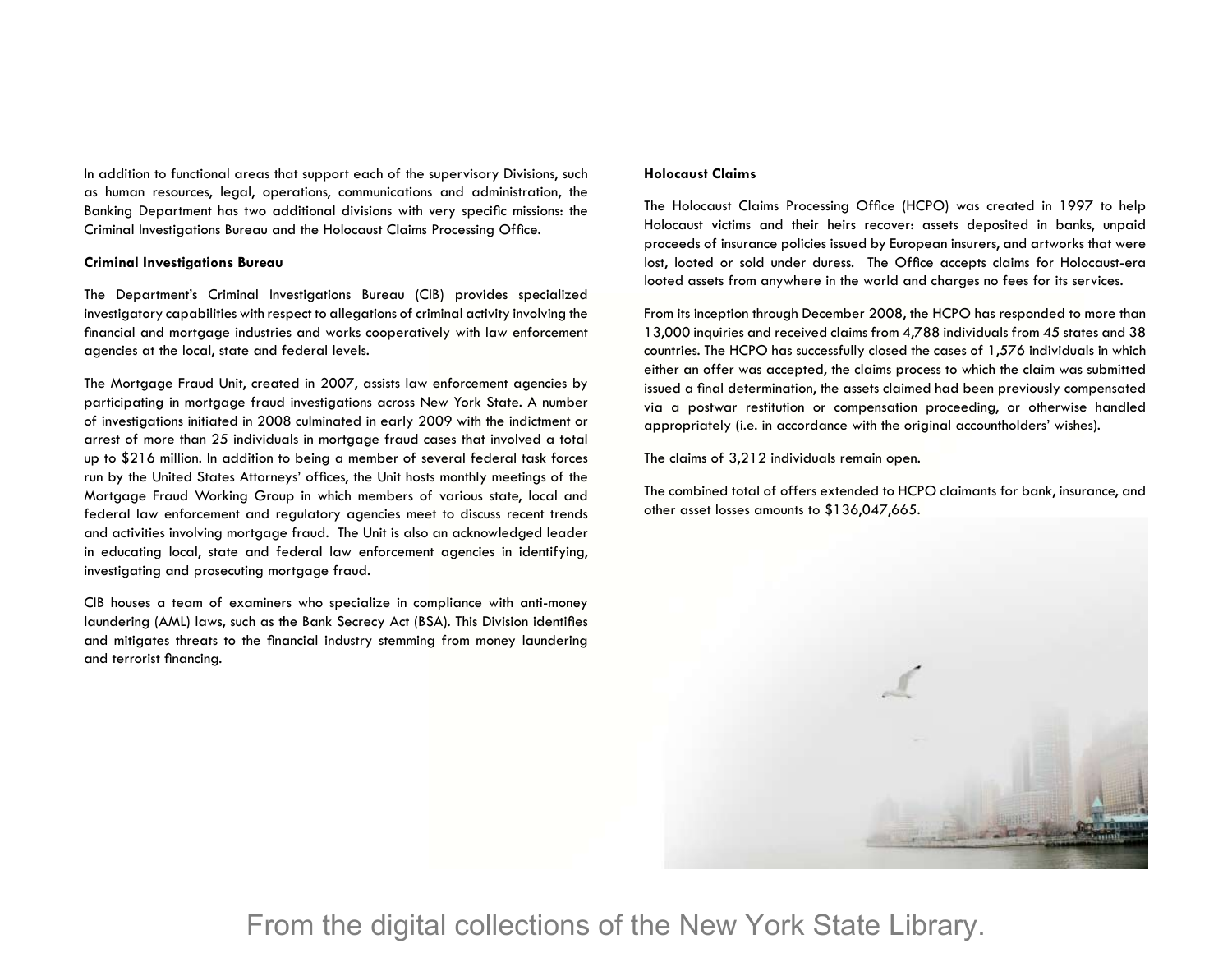In addition to functional areas that support each of the supervisory Divisions, such as human resources, legal, operations, communications and administration, the Banking Department has two additional divisions with very specific missions: the Criminal Investigations Bureau and the Holocaust Claims Processing Office.

**Criminal Investigations Bureau**

The Department's Criminal Investigations Bureau (CIB) provides specialized investigatory capabilities with respect to allegations of criminal activity involving the financial and mortgage industries and works cooperatively with law enforcement agencies at the local, state and federal levels.

The Mortgage Fraud Unit, created in 2007, assists law enforcement agencies by participating in mortgage fraud investigations across New York State. A number of investigations initiated in 2008 culminated in early 2009 with the indictment or arrest of more than 25 individuals in mortgage fraud cases that involved a total up to $216 million. In addition to being a member of several federal task forces run by the United States Attorneys' offices, the Unit hosts monthly meetings of the Mortgage Fraud Working Group in which members of various state, local and federal law enforcement and regulatory agencies meet to discuss recent trends and activities involving mortgage fraud. The Unit is also an acknowledged leader in educating local, state and federal law enforcement agencies in identifying, investigating and prosecuting mortgage fraud.

CIB houses a team of examiners who specialize in compliance with anti-money laundering (AML) laws, such as the Bank Secrecy Act (BSA). This Division identifies and mitigates threats to the financial industry stemming from money laundering and terrorist financing.

**Holocaust Claims**

The Holocaust Claims Processing Office (HCPO) was created in 1997 to help Holocaust victims and their heirs recover: assets deposited in banks, unpaid proceeds of insurance policies issued by European insurers, and artworks that were lost, looted or sold under duress. The Office accepts claims for Holocaust-era looted assets from anywhere in the world and charges no fees for its services.

From its inception through December 2008, the HCPO has responded to more than 13,000 inquiries and received claims from 4,788 individuals from 45 states and 38 countries. The HCPO has successfully closed the cases of 1,576 individuals in which either an offer was accepted, the claims process to which the claim was submitted issued a final determination, the assets claimed had been previously compensated via a postwar restitution or compensation proceeding, or otherwise handled appropriately (i.e. in accordance with the original accountholders' wishes).

The claims of 3,212 individuals remain open.

The combined total of offers extended to HCPO claimants for bank, insurance, and other asset losses amounts to $136,047,665.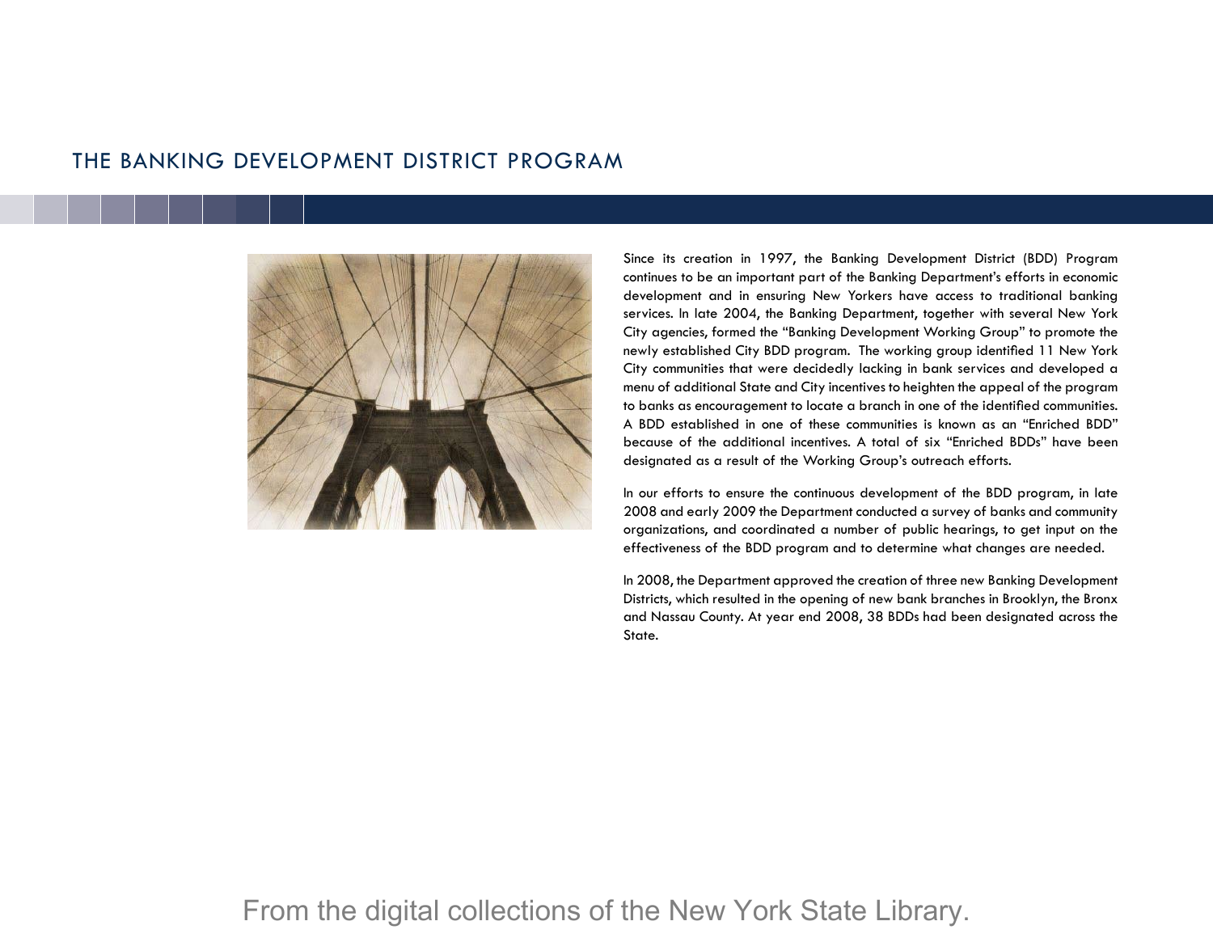# THE BANKING DEVELOPMENT DISTRICT PROGRAM

Since its creation in 1997, the Banking Development District (BDD) Program continues to be an important part of the Banking Department's efforts in economic development and in ensuring New Yorkers have access to traditional banking services. In late 2004, the Banking Department, together with several New York City agencies, formed the "Banking Development Working Group" to promote the newly established City BDD program. The working group identified 11 New York City communities that were decidedly lacking in bank services and developed a menu of additional State and City incentives to heighten the appeal of the program to banks as encouragement to locate a branch in one of the identified communities. A BDD established in one of these communities is known as an "Enriched BDD" because of the additional incentives. A total of six "Enriched BDDs" have been designated as a result of the Working Group's outreach efforts.

In our efforts to ensure the continuous development of the BDD program, in late 2008 and early 2009 the Department conducted a survey of banks and community organizations, and coordinated a number of public hearings, to get input on the effectiveness of the BDD program and to determine what changes are needed.

In 2008, the Department approved the creation of three new Banking Development Districts, which resulted in the opening of new bank branches in Brooklyn, the Bronx and Nassau County. At year end 2008, 38 BDDs had been designated across the State.

From the digital collections of the New York State Library.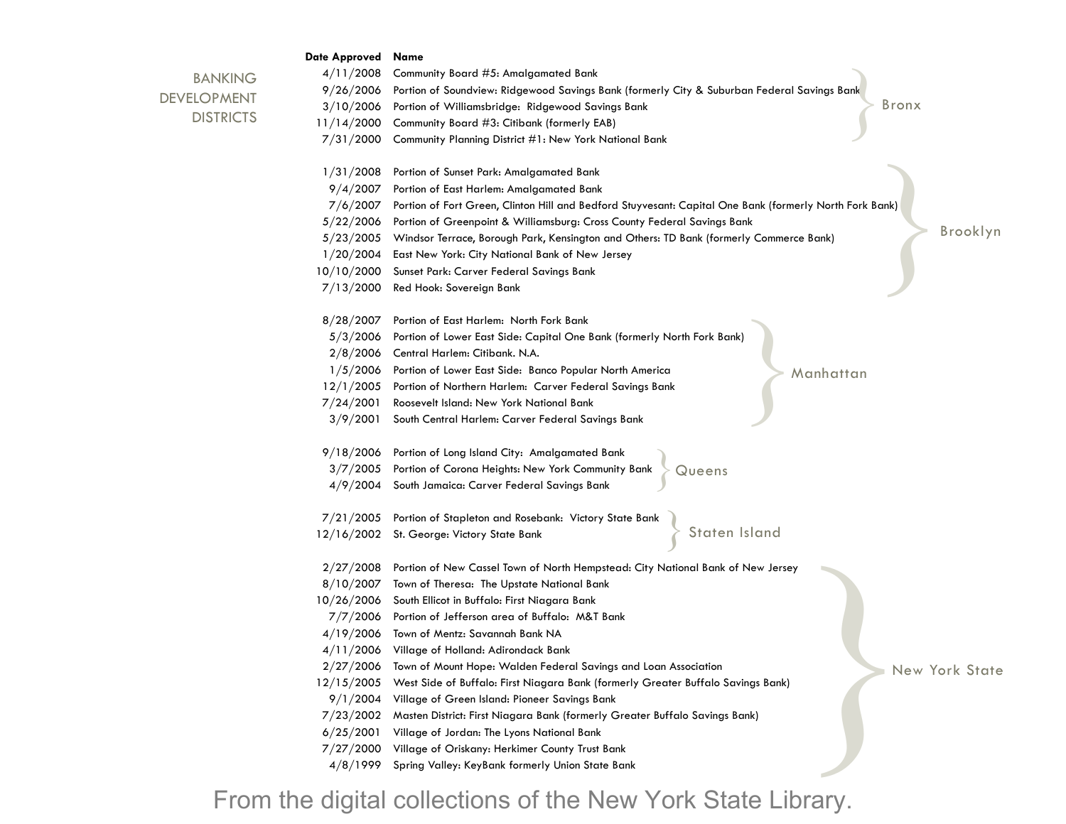# BANKING DEVELOPMENT DISTRICTS

| Date Approved | Name | |
|---|---|---|
| 4/11/2008 | Community Board #5: Amalgamated Bank | Bronx |
| 9/26/2006 | Portion of Soundview: Ridgewood Savings Bank (formerly City & Suburban Federal Savings Bank | Bronx |
| 3/10/2006 | Portion of Williamsbridge: Ridgewood Savings Bank | Bronx |
| 11/14/2000 | Community Board #3: Citibank (formerly EAB) | Bronx |
| 7/31/2000 | Community Planning District #1: New York National Bank | Bronx |
| 1/31/2008 | Portion of Sunset Park: Amalgamated Bank | Brooklyn |
| 9/4/2007 | Portion of East Harlem: Amalgamated Bank | Brooklyn |
| 7/6/2007 | Portion of Fort Green, Clinton Hill and Bedford Stuyvesant: Capital One Bank (formerly North Fork Bank) | Brooklyn |
| 5/22/2006 | Portion of Greenpoint & Williamsburg: Cross County Federal Savings Bank | Brooklyn |
| 5/23/2005 | Windsor Terrace, Borough Park, Kensington and Others: TD Bank (formerly Commerce Bank) | Brooklyn |
| 1/20/2004 | East New York: City National Bank of New Jersey | Brooklyn |
| 10/10/2000 | Sunset Park: Carver Federal Savings Bank | Brooklyn |
| 7/13/2000 | Red Hook: Sovereign Bank | Brooklyn |
| 8/28/2007 | Portion of East Harlem: North Fork Bank | Manhattan |
| 5/3/2006 | Portion of Lower East Side: Capital One Bank (formerly North Fork Bank) | Manhattan |
| 2/8/2006 | Central Harlem: Citibank. N.A. | Manhattan |
| 1/5/2006 | Portion of Lower East Side: Banco Popular North America | Manhattan |
| 12/1/2005 | Portion of Northern Harlem: Carver Federal Savings Bank | Manhattan |
| 7/24/2001 | Roosevelt Island: New York National Bank | Manhattan |
| 3/9/2001 | South Central Harlem: Carver Federal Savings Bank | Manhattan |
| 9/18/2006 | Portion of Long Island City: Amalgamated Bank | Queens |
| 3/7/2005 | Portion of Corona Heights: New York Community Bank | Queens |
| 4/9/2004 | South Jamaica: Carver Federal Savings Bank | Queens |
| 7/21/2005 | Portion of Stapleton and Rosebank: Victory State Bank | Staten Island |
| 12/16/2002 | St. George: Victory State Bank | Staten Island |
| 2/27/2008 | Portion of New Cassel Town of North Hempstead: City National Bank of New Jersey | New York State |
| 8/10/2007 | Town of Theresa: The Upstate National Bank | New York State |
| 10/26/2006 | South Ellicot in Buffalo: First Niagara Bank | New York State |
| 7/7/2006 | Portion of Jefferson area of Buffalo: M&T Bank | New York State |
| 4/19/2006 | Town of Mentz: Savannah Bank NA | New York State |
| 4/11/2006 | Village of Holland: Adirondack Bank | New York State |
| 2/27/2006 | Town of Mount Hope: Walden Federal Savings and Loan Association | New York State |
| 12/15/2005 | West Side of Buffalo: First Niagara Bank (formerly Greater Buffalo Savings Bank) | New York State |
| 9/1/2004 | Village of Green Island: Pioneer Savings Bank | New York State |
| 7/23/2002 | Masten District: First Niagara Bank (formerly Greater Buffalo Savings Bank) | New York State |
| 6/25/2001 | Village of Jordan: The Lyons National Bank | New York State |
| 7/27/2000 | Village of Oriskany: Herkimer County Trust Bank | New York State |
| 4/8/1999 | Spring Valley: KeyBank formerly Union State Bank | New York State |

From the digital collections of the New York State Library.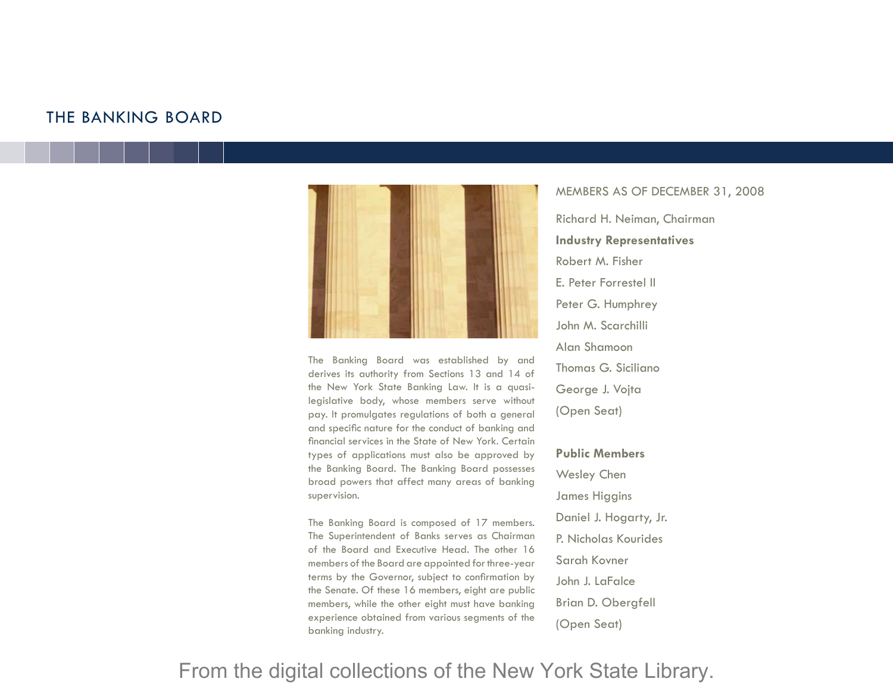# THE BANKING BOARD

The Banking Board was established by and derives its authority from Sections 13 and 14 of the New York State Banking Law. It is a quasi-legislative body, whose members serve without pay. It promulgates regulations of both a general and specific nature for the conduct of banking and financial services in the State of New York. Certain types of applications must also be approved by the Banking Board. The Banking Board possesses broad powers that affect many areas of banking supervision.

The Banking Board is composed of 17 members. The Superintendent of Banks serves as Chairman of the Board and Executive Head. The other 16 members of the Board are appointed for three-year terms by the Governor, subject to confirmation by the Senate. Of these 16 members, eight are public members, while the other eight must have banking experience obtained from various segments of the banking industry.

## MEMBERS AS OF DECEMBER 31, 2008

Richard H. Neiman, Chairman

**Industry Representatives**

Robert M. Fisher

E. Peter Forrestel II

Peter G. Humphrey

John M. Scarchilli

Alan Shamoon

Thomas G. Siciliano

George J. Vojta

(Open Seat)

**Public Members**

Wesley Chen

James Higgins

Daniel J. Hogarty, Jr.

P. Nicholas Kourides

Sarah Kovner

John J. LaFalce

Brian D. Obergfell

(Open Seat)

From the digital collections of the New York State Library.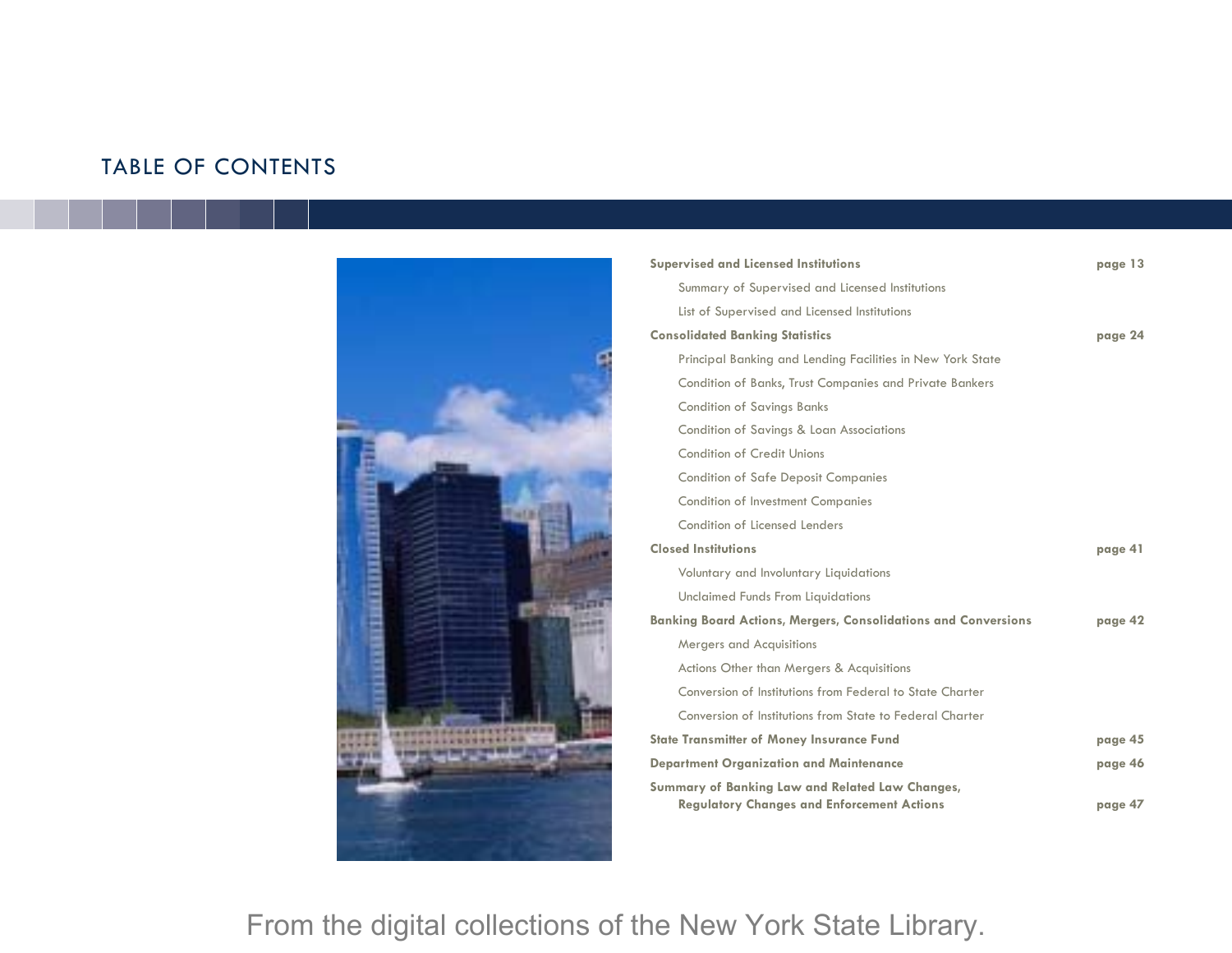# TABLE OF CONTENTS

| | |
|---|---|
| **Supervised and Licensed Institutions** | **page 13** |
| Summary of Supervised and Licensed Institutions | |
| List of Supervised and Licensed Institutions | |
| **Consolidated Banking Statistics** | **page 24** |
| Principal Banking and Lending Facilities in New York State | |
| Condition of Banks, Trust Companies and Private Bankers | |
| Condition of Savings Banks | |
| Condition of Savings & Loan Associations | |
| Condition of Credit Unions | |
| Condition of Safe Deposit Companies | |
| Condition of Investment Companies | |
| Condition of Licensed Lenders | |
| **Closed Institutions** | **page 41** |
| Voluntary and Involuntary Liquidations | |
| Unclaimed Funds From Liquidations | |
| **Banking Board Actions, Mergers, Consolidations and Conversions** | **page 42** |
| Mergers and Acquisitions | |
| Actions Other than Mergers & Acquisitions | |
| Conversion of Institutions from Federal to State Charter | |
| Conversion of Institutions from State to Federal Charter | |
| **State Transmitter of Money Insurance Fund** | **page 45** |
| **Department Organization and Maintenance** | **page 46** |
| **Summary of Banking Law and Related Law Changes, Regulatory Changes and Enforcement Actions** | **page 47** |

From the digital collections of the New York State Library.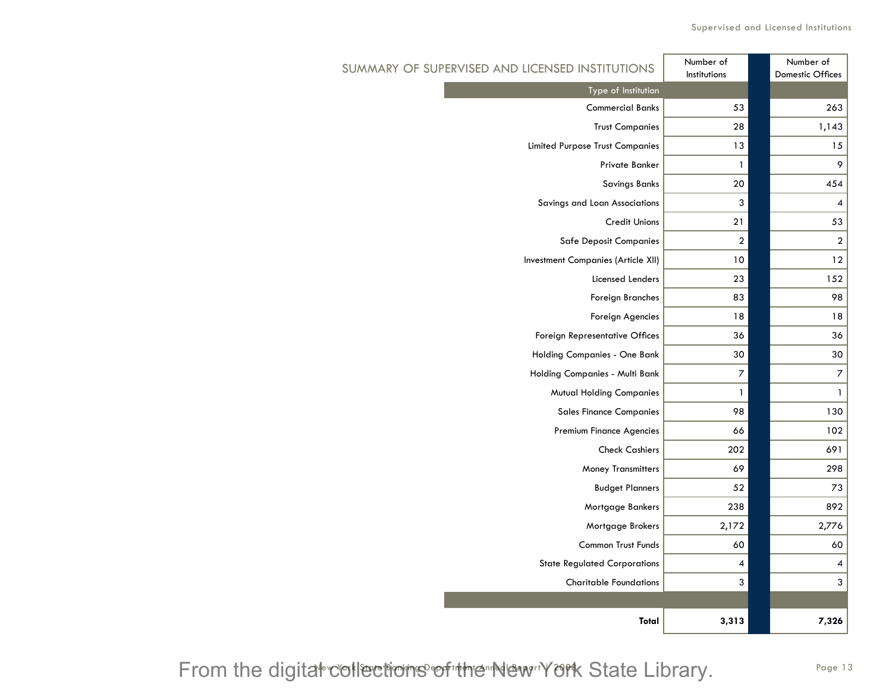## SUMMARY OF SUPERVISED AND LICENSED INSTITUTIONS

| Type of Institution | Number of Institutions | Number of Domestic Offices |
|---|---|---|
| Commercial Banks | 53 | 263 |
| Trust Companies | 28 | 1,143 |
| Limited Purpose Trust Companies | 13 | 15 |
| Private Banker | 1 | 9 |
| Savings Banks | 20 | 454 |
| Savings and Loan Associations | 3 | 4 |
| Credit Unions | 21 | 53 |
| Safe Deposit Companies | 2 | 2 |
| Investment Companies (Article XII) | 10 | 12 |
| Licensed Lenders | 23 | 152 |
| Foreign Branches | 83 | 98 |
| Foreign Agencies | 18 | 18 |
| Foreign Representative Offices | 36 | 36 |
| Holding Companies - One Bank | 30 | 30 |
| Holding Companies - Multi Bank | 7 | 7 |
| Mutual Holding Companies | 1 | 1 |
| Sales Finance Companies | 98 | 130 |
| Premium Finance Agencies | 66 | 102 |
| Check Cashiers | 202 | 691 |
| Money Transmitters | 69 | 298 |
| Budget Planners | 52 | 73 |
| Mortgage Bankers | 238 | 892 |
| Mortgage Brokers | 2,172 | 2,776 |
| Common Trust Funds | 60 | 60 |
| State Regulated Corporations | 4 | 4 |
| Charitable Foundations | 3 | 3 |
| **Total** | **3,313** | **7,326** |

From the digital collections of the New York State Library.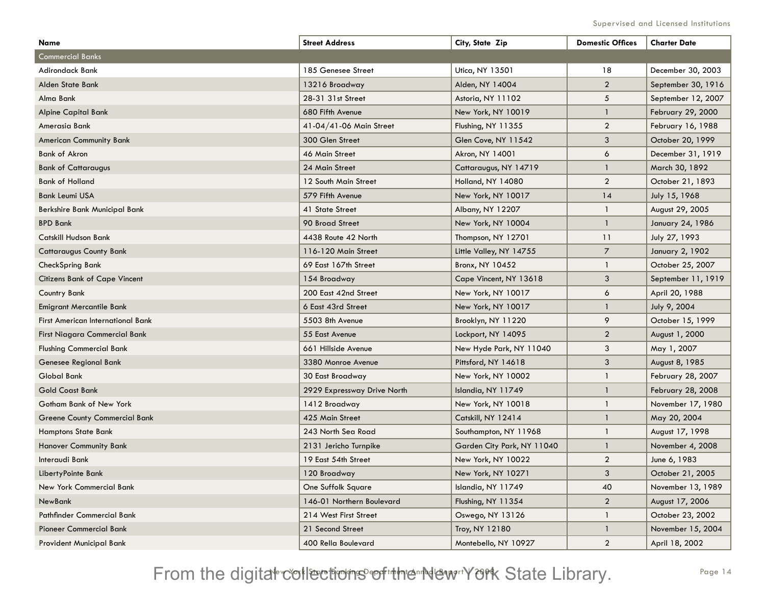| Name | Street Address | City, State Zip | Domestic Offices | Charter Date |
|---|---|---|---|---|
| Commercial Banks | | | | |
| Adirondack Bank | 185 Genesee Street | Utica, NY 13501 | 18 | December 30, 2003 |
| Alden State Bank | 13216 Broadway | Alden, NY 14004 | 2 | September 30, 1916 |
| Alma Bank | 28-31 31st Street | Astoria, NY 11102 | 5 | September 12, 2007 |
| Alpine Capital Bank | 680 Fifth Avenue | New York, NY 10019 | 1 | February 29, 2000 |
| Amerasia Bank | 41-04/41-06 Main Street | Flushing, NY 11355 | 2 | February 16, 1988 |
| American Community Bank | 300 Glen Street | Glen Cove, NY 11542 | 3 | October 20, 1999 |
| Bank of Akron | 46 Main Street | Akron, NY 14001 | 6 | December 31, 1919 |
| Bank of Cattaraugus | 24 Main Street | Cattaraugus, NY 14719 | 1 | March 30, 1892 |
| Bank of Holland | 12 South Main Street | Holland, NY 14080 | 2 | October 21, 1893 |
| Bank Leumi USA | 579 Fifth Avenue | New York, NY 10017 | 14 | July 15, 1968 |
| Berkshire Bank Municipal Bank | 41 State Street | Albany, NY 12207 | 1 | August 29, 2005 |
| BPD Bank | 90 Broad Street | New York, NY 10004 | 1 | January 24, 1986 |
| Catskill Hudson Bank | 4438 Route 42 North | Thompson, NY 12701 | 11 | July 27, 1993 |
| Cattaraugus County Bank | 116-120 Main Street | Little Valley, NY 14755 | 7 | January 2, 1902 |
| CheckSpring Bank | 69 East 167th Street | Bronx, NY 10452 | 1 | October 25, 2007 |
| Citizens Bank of Cape Vincent | 154 Broadway | Cape Vincent, NY 13618 | 3 | September 11, 1919 |
| Country Bank | 200 East 42nd Street | New York, NY 10017 | 6 | April 20, 1988 |
| Emigrant Mercantile Bank | 6 East 43rd Street | New York, NY 10017 | 1 | July 9, 2004 |
| First American International Bank | 5503 8th Avenue | Brooklyn, NY 11220 | 9 | October 15, 1999 |
| First Niagara Commercial Bank | 55 East Avenue | Lockport, NY 14095 | 2 | August 1, 2000 |
| Flushing Commercial Bank | 661 Hillside Avenue | New Hyde Park, NY 11040 | 3 | May 1, 2007 |
| Genesee Regional Bank | 3380 Monroe Avenue | Pittsford, NY 14618 | 3 | August 8, 1985 |
| Global Bank | 30 East Broadway | New York, NY 10002 | 1 | February 28, 2007 |
| Gold Coast Bank | 2929 Expressway Drive North | Islandia, NY 11749 | 1 | February 28, 2008 |
| Gotham Bank of New York | 1412 Broadway | New York, NY 10018 | 1 | November 17, 1980 |
| Greene County Commercial Bank | 425 Main Street | Catskill, NY 12414 | 1 | May 20, 2004 |
| Hamptons State Bank | 243 North Sea Road | Southampton, NY 11968 | 1 | August 17, 1998 |
| Hanover Community Bank | 2131 Jericho Turnpike | Garden City Park, NY 11040 | 1 | November 4, 2008 |
| Interaudi Bank | 19 East 54th Street | New York, NY 10022 | 2 | June 6, 1983 |
| LibertyPointe Bank | 120 Broadway | New York, NY 10271 | 3 | October 21, 2005 |
| New York Commercial Bank | One Suffolk Square | Islandia, NY 11749 | 40 | November 13, 1989 |
| NewBank | 146-01 Northern Boulevard | Flushing, NY 11354 | 2 | August 17, 2006 |
| Pathfinder Commercial Bank | 214 West First Street | Oswego, NY 13126 | 1 | October 23, 2002 |
| Pioneer Commercial Bank | 21 Second Street | Troy, NY 12180 | 1 | November 15, 2004 |
| Provident Municipal Bank | 400 Rella Boulevard | Montebello, NY 10927 | 2 | April 18, 2002 |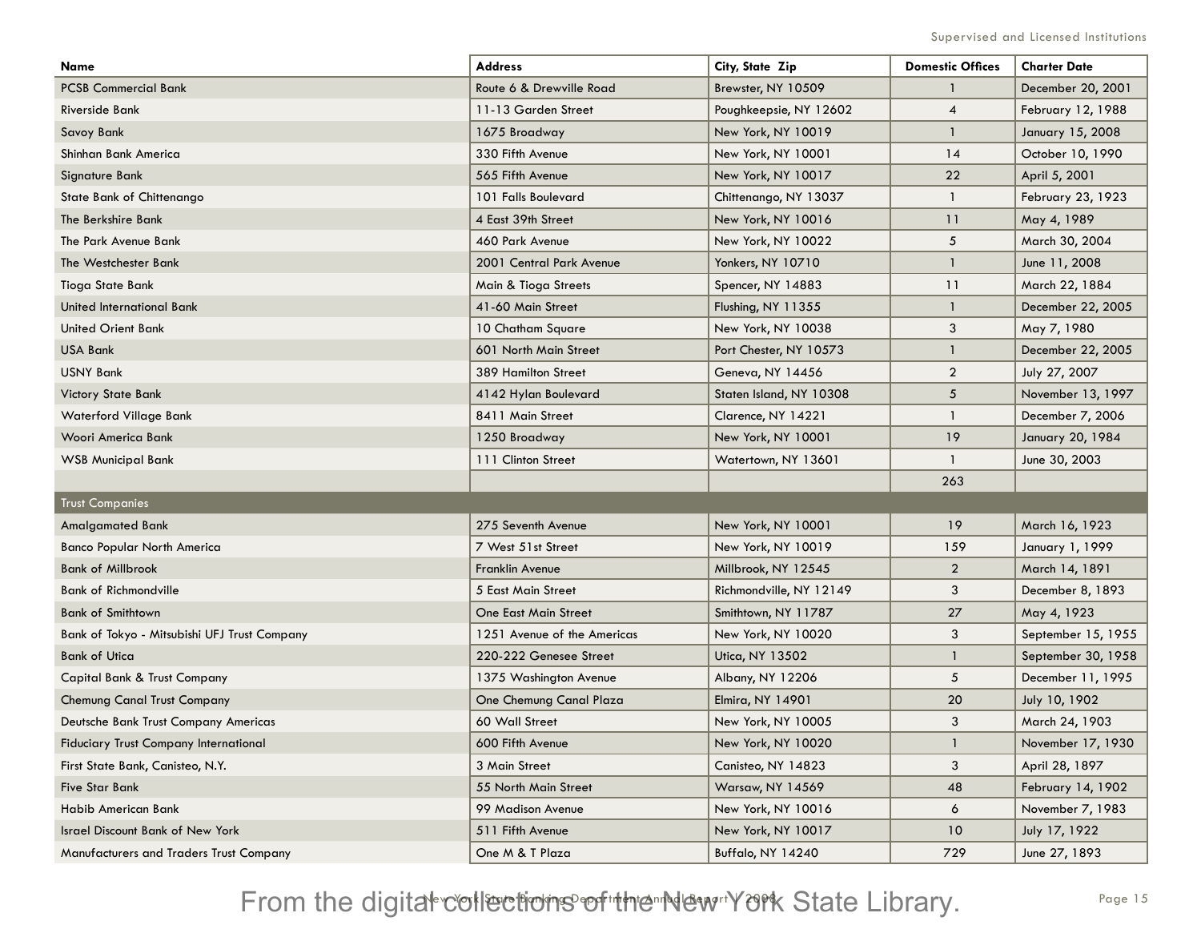| Name | Address | City, State Zip | Domestic Offices | Charter Date |
|---|---|---|---|---|
| PCSB Commercial Bank | Route 6 & Drewville Road | Brewster, NY 10509 | 1 | December 20, 2001 |
| Riverside Bank | 11-13 Garden Street | Poughkeepsie, NY 12602 | 4 | February 12, 1988 |
| Savoy Bank | 1675 Broadway | New York, NY 10019 | 1 | January 15, 2008 |
| Shinhan Bank America | 330 Fifth Avenue | New York, NY 10001 | 14 | October 10, 1990 |
| Signature Bank | 565 Fifth Avenue | New York, NY 10017 | 22 | April 5, 2001 |
| State Bank of Chittenango | 101 Falls Boulevard | Chittenango, NY 13037 | 1 | February 23, 1923 |
| The Berkshire Bank | 4 East 39th Street | New York, NY 10016 | 11 | May 4, 1989 |
| The Park Avenue Bank | 460 Park Avenue | New York, NY 10022 | 5 | March 30, 2004 |
| The Westchester Bank | 2001 Central Park Avenue | Yonkers, NY 10710 | 1 | June 11, 2008 |
| Tioga State Bank | Main & Tioga Streets | Spencer, NY 14883 | 11 | March 22, 1884 |
| United International Bank | 41-60 Main Street | Flushing, NY 11355 | 1 | December 22, 2005 |
| United Orient Bank | 10 Chatham Square | New York, NY 10038 | 3 | May 7, 1980 |
| USA Bank | 601 North Main Street | Port Chester, NY 10573 | 1 | December 22, 2005 |
| USNY Bank | 389 Hamilton Street | Geneva, NY 14456 | 2 | July 27, 2007 |
| Victory State Bank | 4142 Hylan Boulevard | Staten Island, NY 10308 | 5 | November 13, 1997 |
| Waterford Village Bank | 8411 Main Street | Clarence, NY 14221 | 1 | December 7, 2006 |
| Woori America Bank | 1250 Broadway | New York, NY 10001 | 19 | January 20, 1984 |
| WSB Municipal Bank | 111 Clinton Street | Watertown, NY 13601 | 1 | June 30, 2003 |
| | | | 263 | |
| **Trust Companies** | | | | |
| Amalgamated Bank | 275 Seventh Avenue | New York, NY 10001 | 19 | March 16, 1923 |
| Banco Popular North America | 7 West 51st Street | New York, NY 10019 | 159 | January 1, 1999 |
| Bank of Millbrook | Franklin Avenue | Millbrook, NY 12545 | 2 | March 14, 1891 |
| Bank of Richmondville | 5 East Main Street | Richmondville, NY 12149 | 3 | December 8, 1893 |
| Bank of Smithtown | One East Main Street | Smithtown, NY 11787 | 27 | May 4, 1923 |
| Bank of Tokyo - Mitsubishi UFJ Trust Company | 1251 Avenue of the Americas | New York, NY 10020 | 3 | September 15, 1955 |
| Bank of Utica | 220-222 Genesee Street | Utica, NY 13502 | 1 | September 30, 1958 |
| Capital Bank & Trust Company | 1375 Washington Avenue | Albany, NY 12206 | 5 | December 11, 1995 |
| Chemung Canal Trust Company | One Chemung Canal Plaza | Elmira, NY 14901 | 20 | July 10, 1902 |
| Deutsche Bank Trust Company Americas | 60 Wall Street | New York, NY 10005 | 3 | March 24, 1903 |
| Fiduciary Trust Company International | 600 Fifth Avenue | New York, NY 10020 | 1 | November 17, 1930 |
| First State Bank, Canisteo, N.Y. | 3 Main Street | Canisteo, NY 14823 | 3 | April 28, 1897 |
| Five Star Bank | 55 North Main Street | Warsaw, NY 14569 | 48 | February 14, 1902 |
| Habib American Bank | 99 Madison Avenue | New York, NY 10016 | 6 | November 7, 1983 |
| Israel Discount Bank of New York | 511 Fifth Avenue | New York, NY 10017 | 10 | July 17, 1922 |
| Manufacturers and Traders Trust Company | One M & T Plaza | Buffalo, NY 14240 | 729 | June 27, 1893 |

From the digital collections of the New York State Library.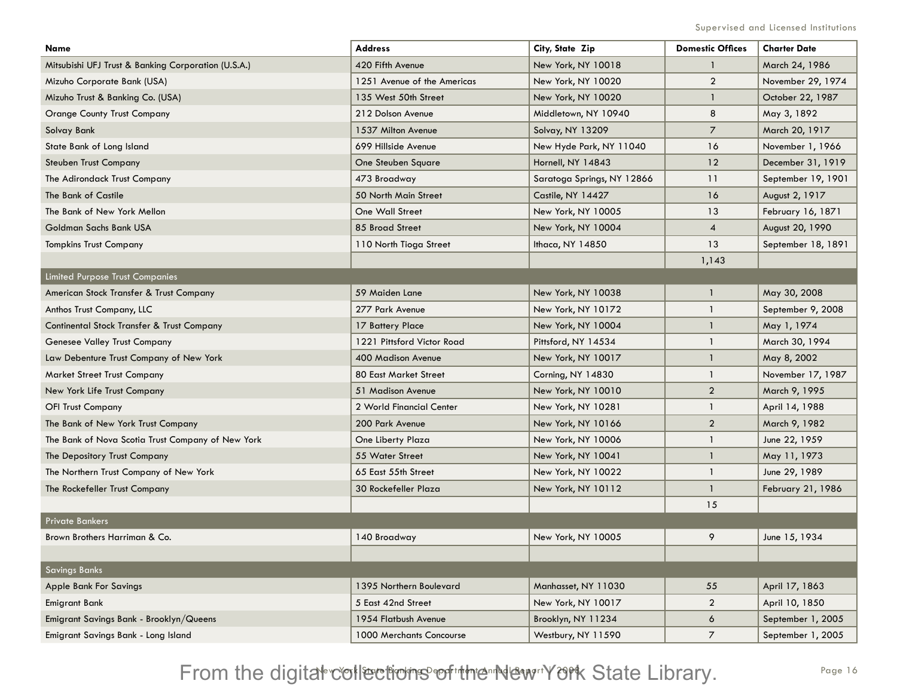| Name | Address | City, State Zip | Domestic Offices | Charter Date |
|---|---|---|---|---|
| Mitsubishi UFJ Trust & Banking Corporation (U.S.A.) | 420 Fifth Avenue | New York, NY 10018 | 1 | March 24, 1986 |
| Mizuho Corporate Bank (USA) | 1251 Avenue of the Americas | New York, NY 10020 | 2 | November 29, 1974 |
| Mizuho Trust & Banking Co. (USA) | 135 West 50th Street | New York, NY 10020 | 1 | October 22, 1987 |
| Orange County Trust Company | 212 Dolson Avenue | Middletown, NY 10940 | 8 | May 3, 1892 |
| Solvay Bank | 1537 Milton Avenue | Solvay, NY 13209 | 7 | March 20, 1917 |
| State Bank of Long Island | 699 Hillside Avenue | New Hyde Park, NY 11040 | 16 | November 1, 1966 |
| Steuben Trust Company | One Steuben Square | Hornell, NY 14843 | 12 | December 31, 1919 |
| The Adirondack Trust Company | 473 Broadway | Saratoga Springs, NY 12866 | 11 | September 19, 1901 |
| The Bank of Castile | 50 North Main Street | Castile, NY 14427 | 16 | August 2, 1917 |
| The Bank of New York Mellon | One Wall Street | New York, NY 10005 | 13 | February 16, 1871 |
| Goldman Sachs Bank USA | 85 Broad Street | New York, NY 10004 | 4 | August 20, 1990 |
| Tompkins Trust Company | 110 North Tioga Street | Ithaca, NY 14850 | 13 | September 18, 1891 |
| | | | 1,143 | |
| Limited Purpose Trust Companies | | | | |
| American Stock Transfer & Trust Company | 59 Maiden Lane | New York, NY 10038 | 1 | May 30, 2008 |
| Anthos Trust Company, LLC | 277 Park Avenue | New York, NY 10172 | 1 | September 9, 2008 |
| Continental Stock Transfer & Trust Company | 17 Battery Place | New York, NY 10004 | 1 | May 1, 1974 |
| Genesee Valley Trust Company | 1221 Pittsford Victor Road | Pittsford, NY 14534 | 1 | March 30, 1994 |
| Law Debenture Trust Company of New York | 400 Madison Avenue | New York, NY 10017 | 1 | May 8, 2002 |
| Market Street Trust Company | 80 East Market Street | Corning, NY 14830 | 1 | November 17, 1987 |
| New York Life Trust Company | 51 Madison Avenue | New York, NY 10010 | 2 | March 9, 1995 |
| OFI Trust Company | 2 World Financial Center | New York, NY 10281 | 1 | April 14, 1988 |
| The Bank of New York Trust Company | 200 Park Avenue | New York, NY 10166 | 2 | March 9, 1982 |
| The Bank of Nova Scotia Trust Company of New York | One Liberty Plaza | New York, NY 10006 | 1 | June 22, 1959 |
| The Depository Trust Company | 55 Water Street | New York, NY 10041 | 1 | May 11, 1973 |
| The Northern Trust Company of New York | 65 East 55th Street | New York, NY 10022 | 1 | June 29, 1989 |
| The Rockefeller Trust Company | 30 Rockefeller Plaza | New York, NY 10112 | 1 | February 21, 1986 |
| | | | 15 | |
| Private Bankers | | | | |
| Brown Brothers Harriman & Co. | 140 Broadway | New York, NY 10005 | 9 | June 15, 1934 |
| | | | | |
| Savings Banks | | | | |
| Apple Bank For Savings | 1395 Northern Boulevard | Manhasset, NY 11030 | 55 | April 17, 1863 |
| Emigrant Bank | 5 East 42nd Street | New York, NY 10017 | 2 | April 10, 1850 |
| Emigrant Savings Bank - Brooklyn/Queens | 1954 Flatbush Avenue | Brooklyn, NY 11234 | 6 | September 1, 2005 |
| Emigrant Savings Bank - Long Island | 1000 Merchants Concourse | Westbury, NY 11590 | 7 | September 1, 2005 |

From the digital collections of the New York State Library.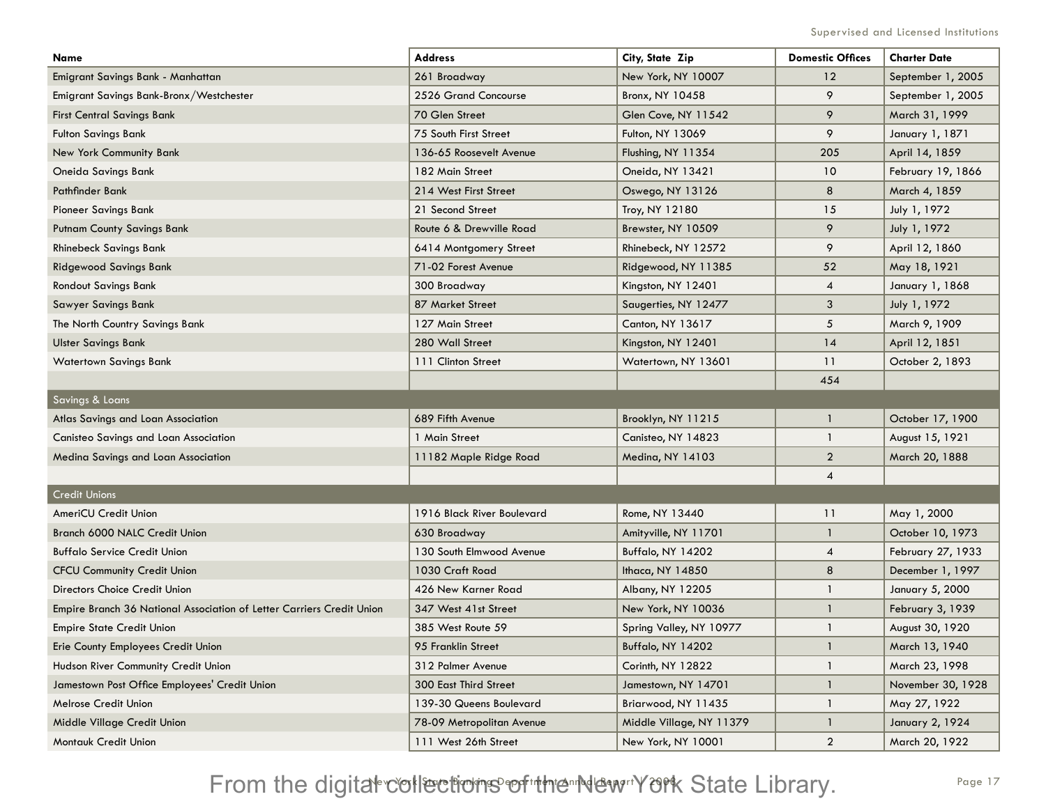| Name | Address | City, State Zip | Domestic Offices | Charter Date |
|---|---|---|---|---|
| Emigrant Savings Bank - Manhattan | 261 Broadway | New York, NY 10007 | 12 | September 1, 2005 |
| Emigrant Savings Bank-Bronx/Westchester | 2526 Grand Concourse | Bronx, NY 10458 | 9 | September 1, 2005 |
| First Central Savings Bank | 70 Glen Street | Glen Cove, NY 11542 | 9 | March 31, 1999 |
| Fulton Savings Bank | 75 South First Street | Fulton, NY 13069 | 9 | January 1, 1871 |
| New York Community Bank | 136-65 Roosevelt Avenue | Flushing, NY 11354 | 205 | April 14, 1859 |
| Oneida Savings Bank | 182 Main Street | Oneida, NY 13421 | 10 | February 19, 1866 |
| Pathfinder Bank | 214 West First Street | Oswego, NY 13126 | 8 | March 4, 1859 |
| Pioneer Savings Bank | 21 Second Street | Troy, NY 12180 | 15 | July 1, 1972 |
| Putnam County Savings Bank | Route 6 & Drewville Road | Brewster, NY 10509 | 9 | July 1, 1972 |
| Rhinebeck Savings Bank | 6414 Montgomery Street | Rhinebeck, NY 12572 | 9 | April 12, 1860 |
| Ridgewood Savings Bank | 71-02 Forest Avenue | Ridgewood, NY 11385 | 52 | May 18, 1921 |
| Rondout Savings Bank | 300 Broadway | Kingston, NY 12401 | 4 | January 1, 1868 |
| Sawyer Savings Bank | 87 Market Street | Saugerties, NY 12477 | 3 | July 1, 1972 |
| The North Country Savings Bank | 127 Main Street | Canton, NY 13617 | 5 | March 9, 1909 |
| Ulster Savings Bank | 280 Wall Street | Kingston, NY 12401 | 14 | April 12, 1851 |
| Watertown Savings Bank | 111 Clinton Street | Watertown, NY 13601 | 11 | October 2, 1893 |
| | | | 454 | |
| **Savings & Loans** | | | | |
| Atlas Savings and Loan Association | 689 Fifth Avenue | Brooklyn, NY 11215 | 1 | October 17, 1900 |
| Canisteo Savings and Loan Association | 1 Main Street | Canisteo, NY 14823 | 1 | August 15, 1921 |
| Medina Savings and Loan Association | 11182 Maple Ridge Road | Medina, NY 14103 | 2 | March 20, 1888 |
| | | | 4 | |
| **Credit Unions** | | | | |
| AmeriCU Credit Union | 1916 Black River Boulevard | Rome, NY 13440 | 11 | May 1, 2000 |
| Branch 6000 NALC Credit Union | 630 Broadway | Amityville, NY 11701 | 1 | October 10, 1973 |
| Buffalo Service Credit Union | 130 South Elmwood Avenue | Buffalo, NY 14202 | 4 | February 27, 1933 |
| CFCU Community Credit Union | 1030 Craft Road | Ithaca, NY 14850 | 8 | December 1, 1997 |
| Directors Choice Credit Union | 426 New Karner Road | Albany, NY 12205 | 1 | January 5, 2000 |
| Empire Branch 36 National Association of Letter Carriers Credit Union | 347 West 41st Street | New York, NY 10036 | 1 | February 3, 1939 |
| Empire State Credit Union | 385 West Route 59 | Spring Valley, NY 10977 | 1 | August 30, 1920 |
| Erie County Employees Credit Union | 95 Franklin Street | Buffalo, NY 14202 | 1 | March 13, 1940 |
| Hudson River Community Credit Union | 312 Palmer Avenue | Corinth, NY 12822 | 1 | March 23, 1998 |
| Jamestown Post Office Employees' Credit Union | 300 East Third Street | Jamestown, NY 14701 | 1 | November 30, 1928 |
| Melrose Credit Union | 139-30 Queens Boulevard | Briarwood, NY 11435 | 1 | May 27, 1922 |
| Middle Village Credit Union | 78-09 Metropolitan Avenue | Middle Village, NY 11379 | 1 | January 2, 1924 |
| Montauk Credit Union | 111 West 26th Street | New York, NY 10001 | 2 | March 20, 1922 |

From the digital collections of the New York State Library.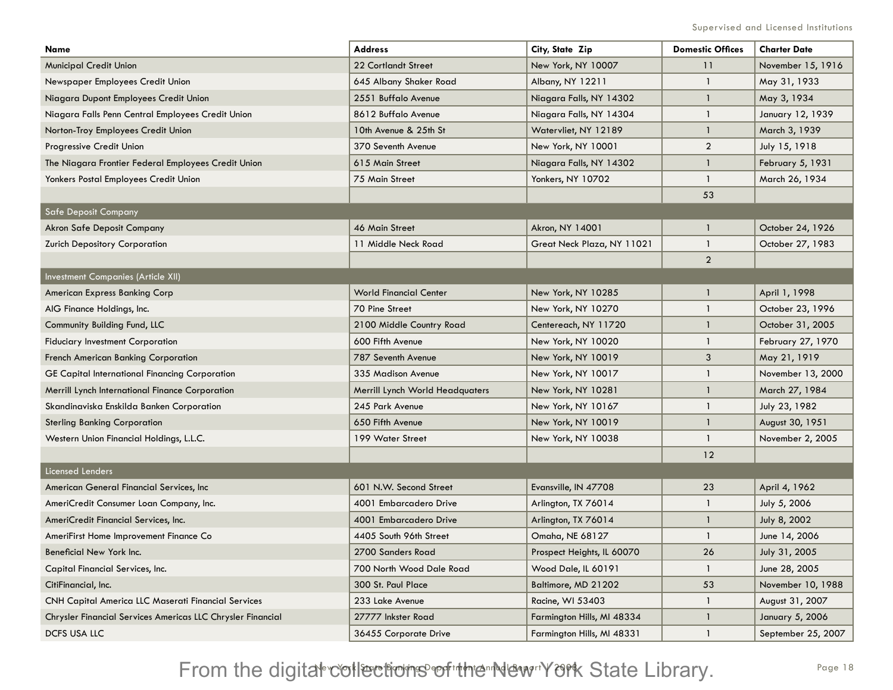| Name | Address | City, State Zip | Domestic Offices | Charter Date |
|---|---|---|---|---|
| Municipal Credit Union | 22 Cortlandt Street | New York, NY 10007 | 11 | November 15, 1916 |
| Newspaper Employees Credit Union | 645 Albany Shaker Road | Albany, NY 12211 | 1 | May 31, 1933 |
| Niagara Dupont Employees Credit Union | 2551 Buffalo Avenue | Niagara Falls, NY 14302 | 1 | May 3, 1934 |
| Niagara Falls Penn Central Employees Credit Union | 8612 Buffalo Avenue | Niagara Falls, NY 14304 | 1 | January 12, 1939 |
| Norton-Troy Employees Credit Union | 10th Avenue & 25th St | Watervliet, NY 12189 | 1 | March 3, 1939 |
| Progressive Credit Union | 370 Seventh Avenue | New York, NY 10001 | 2 | July 15, 1918 |
| The Niagara Frontier Federal Employees Credit Union | 615 Main Street | Niagara Falls, NY 14302 | 1 | February 5, 1931 |
| Yonkers Postal Employees Credit Union | 75 Main Street | Yonkers, NY 10702 | 1 | March 26, 1934 |
| | | | 53 | |
| Safe Deposit Company | | | | |
| Akron Safe Deposit Company | 46 Main Street | Akron, NY 14001 | 1 | October 24, 1926 |
| Zurich Depository Corporation | 11 Middle Neck Road | Great Neck Plaza, NY 11021 | 1 | October 27, 1983 |
| | | | 2 | |
| Investment Companies (Article XII) | | | | |
| American Express Banking Corp | World Financial Center | New York, NY 10285 | 1 | April 1, 1998 |
| AIG Finance Holdings, Inc. | 70 Pine Street | New York, NY 10270 | 1 | October 23, 1996 |
| Community Building Fund, LLC | 2100 Middle Country Road | Centereach, NY 11720 | 1 | October 31, 2005 |
| Fiduciary Investment Corporation | 600 Fifth Avenue | New York, NY 10020 | 1 | February 27, 1970 |
| French American Banking Corporation | 787 Seventh Avenue | New York, NY 10019 | 3 | May 21, 1919 |
| GE Capital International Financing Corporation | 335 Madison Avenue | New York, NY 10017 | 1 | November 13, 2000 |
| Merrill Lynch International Finance Corporation | Merrill Lynch World Headquaters | New York, NY 10281 | 1 | March 27, 1984 |
| Skandinaviska Enskilda Banken Corporation | 245 Park Avenue | New York, NY 10167 | 1 | July 23, 1982 |
| Sterling Banking Corporation | 650 Fifth Avenue | New York, NY 10019 | 1 | August 30, 1951 |
| Western Union Financial Holdings, L.L.C. | 199 Water Street | New York, NY 10038 | 1 | November 2, 2005 |
| | | | 12 | |
| Licensed Lenders | | | | |
| American General Financial Services, Inc | 601 N.W. Second Street | Evansville, IN 47708 | 23 | April 4, 1962 |
| AmeriCredit Consumer Loan Company, Inc. | 4001 Embarcadero Drive | Arlington, TX 76014 | 1 | July 5, 2006 |
| AmeriCredit Financial Services, Inc. | 4001 Embarcadero Drive | Arlington, TX 76014 | 1 | July 8, 2002 |
| AmeriFirst Home Improvement Finance Co | 4405 South 96th Street | Omaha, NE 68127 | 1 | June 14, 2006 |
| Beneficial New York Inc. | 2700 Sanders Road | Prospect Heights, IL 60070 | 26 | July 31, 2005 |
| Capital Financial Services, Inc. | 700 North Wood Dale Road | Wood Dale, IL 60191 | 1 | June 28, 2005 |
| CitiFinancial, Inc. | 300 St. Paul Place | Baltimore, MD 21202 | 53 | November 10, 1988 |
| CNH Capital America LLC Maserati Financial Services | 233 Lake Avenue | Racine, WI 53403 | 1 | August 31, 2007 |
| Chrysler Financial Services Americas LLC Chrysler Financial | 27777 Inkster Road | Farmington Hills, MI 48334 | 1 | January 5, 2006 |
| DCFS USA LLC | 36455 Corporate Drive | Farmington Hills, MI 48331 | 1 | September 25, 2007 |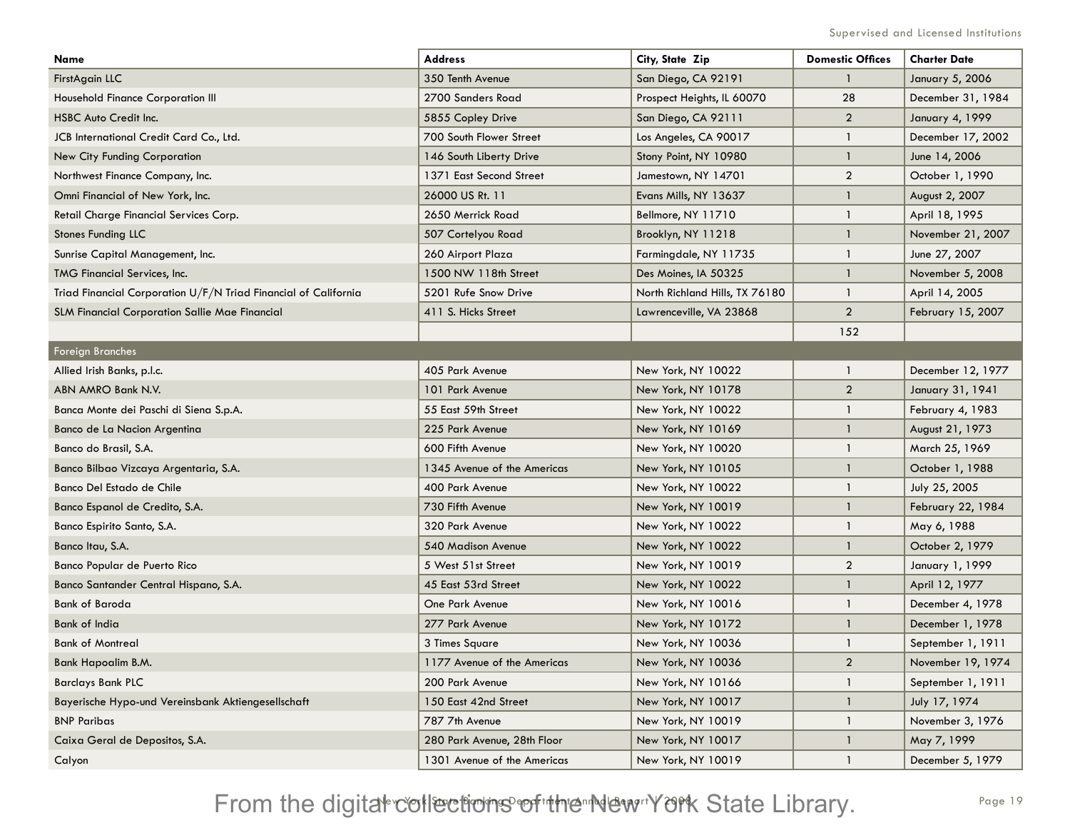| Name | Address | City, State Zip | Domestic Offices | Charter Date |
|---|---|---|---|---|
| FirstAgain LLC | 350 Tenth Avenue | San Diego, CA 92191 | 1 | January 5, 2006 |
| Household Finance Corporation III | 2700 Sanders Road | Prospect Heights, IL 60070 | 28 | December 31, 1984 |
| HSBC Auto Credit Inc. | 5855 Copley Drive | San Diego, CA 92111 | 2 | January 4, 1999 |
| JCB International Credit Card Co., Ltd. | 700 South Flower Street | Los Angeles, CA 90017 | 1 | December 17, 2002 |
| New City Funding Corporation | 146 South Liberty Drive | Stony Point, NY 10980 | 1 | June 14, 2006 |
| Northwest Finance Company, Inc. | 1371 East Second Street | Jamestown, NY 14701 | 2 | October 1, 1990 |
| Omni Financial of New York, Inc. | 26000 US Rt. 11 | Evans Mills, NY 13637 | 1 | August 2, 2007 |
| Retail Charge Financial Services Corp. | 2650 Merrick Road | Bellmore, NY 11710 | 1 | April 18, 1995 |
| Stones Funding LLC | 507 Cortelyou Road | Brooklyn, NY 11218 | 1 | November 21, 2007 |
| Sunrise Capital Management, Inc. | 260 Airport Plaza | Farmingdale, NY 11735 | 1 | June 27, 2007 |
| TMG Financial Services, Inc. | 1500 NW 118th Street | Des Moines, IA 50325 | 1 | November 5, 2008 |
| Triad Financial Corporation U/F/N Triad Financial of California | 5201 Rufe Snow Drive | North Richland Hills, TX 76180 | 1 | April 14, 2005 |
| SLM Financial Corporation Sallie Mae Financial | 411 S. Hicks Street | Lawrenceville, VA 23868 | 2 | February 15, 2007 |
| | | | 152 | |
| Foreign Branches | | | | |
| Allied Irish Banks, p.l.c. | 405 Park Avenue | New York, NY 10022 | 1 | December 12, 1977 |
| ABN AMRO Bank N.V. | 101 Park Avenue | New York, NY 10178 | 2 | January 31, 1941 |
| Banca Monte dei Paschi di Siena S.p.A. | 55 East 59th Street | New York, NY 10022 | 1 | February 4, 1983 |
| Banco de La Nacion Argentina | 225 Park Avenue | New York, NY 10169 | 1 | August 21, 1973 |
| Banco do Brasil, S.A. | 600 Fifth Avenue | New York, NY 10020 | 1 | March 25, 1969 |
| Banco Bilbao Vizcaya Argentaria, S.A. | 1345 Avenue of the Americas | New York, NY 10105 | 1 | October 1, 1988 |
| Banco Del Estado de Chile | 400 Park Avenue | New York, NY 10022 | 1 | July 25, 2005 |
| Banco Espanol de Credito, S.A. | 730 Fifth Avenue | New York, NY 10019 | 1 | February 22, 1984 |
| Banco Espirito Santo, S.A. | 320 Park Avenue | New York, NY 10022 | 1 | May 6, 1988 |
| Banco Itau, S.A. | 540 Madison Avenue | New York, NY 10022 | 1 | October 2, 1979 |
| Banco Popular de Puerto Rico | 5 West 51st Street | New York, NY 10019 | 2 | January 1, 1999 |
| Banco Santander Central Hispano, S.A. | 45 East 53rd Street | New York, NY 10022 | 1 | April 12, 1977 |
| Bank of Baroda | One Park Avenue | New York, NY 10016 | 1 | December 4, 1978 |
| Bank of India | 277 Park Avenue | New York, NY 10172 | 1 | December 1, 1978 |
| Bank of Montreal | 3 Times Square | New York, NY 10036 | 1 | September 1, 1911 |
| Bank Hapoalim B.M. | 1177 Avenue of the Americas | New York, NY 10036 | 2 | November 19, 1974 |
| Barclays Bank PLC | 200 Park Avenue | New York, NY 10166 | 1 | September 1, 1911 |
| Bayerische Hypo-und Vereinsbank Aktiengesellschaft | 150 East 42nd Street | New York, NY 10017 | 1 | July 17, 1974 |
| BNP Paribas | 787 7th Avenue | New York, NY 10019 | 1 | November 3, 1976 |
| Caixa Geral de Depositos, S.A. | 280 Park Avenue, 28th Floor | New York, NY 10017 | 1 | May 7, 1999 |
| Calyon | 1301 Avenue of the Americas | New York, NY 10019 | 1 | December 5, 1979 |

From the digital collections of the New York State Library.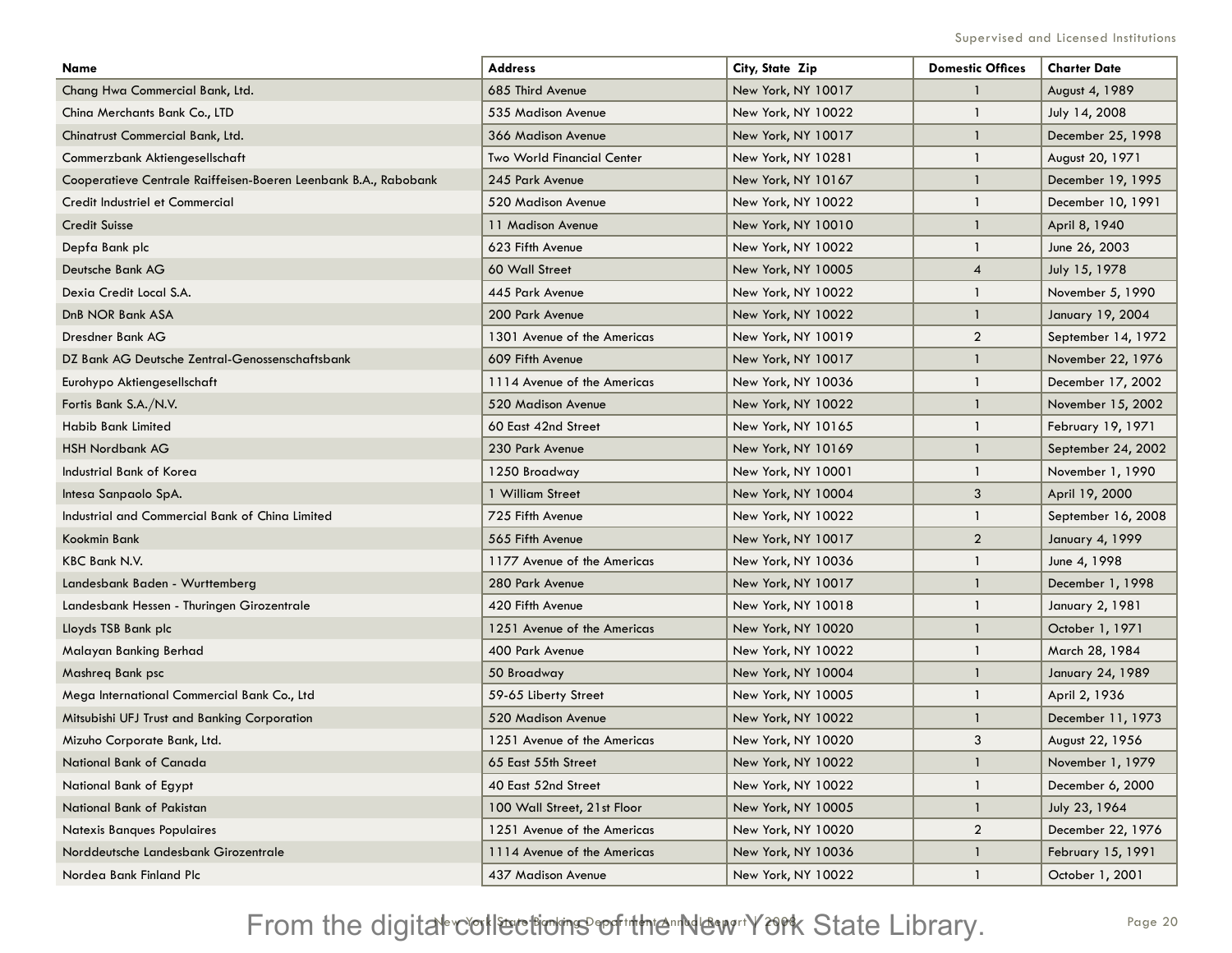| Name | Address | City, State Zip | Domestic Offices | Charter Date |
|---|---|---|---|---|
| Chang Hwa Commercial Bank, Ltd. | 685 Third Avenue | New York, NY 10017 | 1 | August 4, 1989 |
| China Merchants Bank Co., LTD | 535 Madison Avenue | New York, NY 10022 | 1 | July 14, 2008 |
| Chinatrust Commercial Bank, Ltd. | 366 Madison Avenue | New York, NY 10017 | 1 | December 25, 1998 |
| Commerzbank Aktiengesellschaft | Two World Financial Center | New York, NY 10281 | 1 | August 20, 1971 |
| Cooperatieve Centrale Raiffeisen-Boeren Leenbank B.A., Rabobank | 245 Park Avenue | New York, NY 10167 | 1 | December 19, 1995 |
| Credit Industriel et Commercial | 520 Madison Avenue | New York, NY 10022 | 1 | December 10, 1991 |
| Credit Suisse | 11 Madison Avenue | New York, NY 10010 | 1 | April 8, 1940 |
| Depfa Bank plc | 623 Fifth Avenue | New York, NY 10022 | 1 | June 26, 2003 |
| Deutsche Bank AG | 60 Wall Street | New York, NY 10005 | 4 | July 15, 1978 |
| Dexia Credit Local S.A. | 445 Park Avenue | New York, NY 10022 | 1 | November 5, 1990 |
| DnB NOR Bank ASA | 200 Park Avenue | New York, NY 10022 | 1 | January 19, 2004 |
| Dresdner Bank AG | 1301 Avenue of the Americas | New York, NY 10019 | 2 | September 14, 1972 |
| DZ Bank AG Deutsche Zentral-Genossenschaftsbank | 609 Fifth Avenue | New York, NY 10017 | 1 | November 22, 1976 |
| Eurohypo Aktiengesellschaft | 1114 Avenue of the Americas | New York, NY 10036 | 1 | December 17, 2002 |
| Fortis Bank S.A./N.V. | 520 Madison Avenue | New York, NY 10022 | 1 | November 15, 2002 |
| Habib Bank Limited | 60 East 42nd Street | New York, NY 10165 | 1 | February 19, 1971 |
| HSH Nordbank AG | 230 Park Avenue | New York, NY 10169 | 1 | September 24, 2002 |
| Industrial Bank of Korea | 1250 Broadway | New York, NY 10001 | 1 | November 1, 1990 |
| Intesa Sanpaolo SpA. | 1 William Street | New York, NY 10004 | 3 | April 19, 2000 |
| Industrial and Commercial Bank of China Limited | 725 Fifth Avenue | New York, NY 10022 | 1 | September 16, 2008 |
| Kookmin Bank | 565 Fifth Avenue | New York, NY 10017 | 2 | January 4, 1999 |
| KBC Bank N.V. | 1177 Avenue of the Americas | New York, NY 10036 | 1 | June 4, 1998 |
| Landesbank Baden - Wurttemberg | 280 Park Avenue | New York, NY 10017 | 1 | December 1, 1998 |
| Landesbank Hessen - Thuringen Girozentrale | 420 Fifth Avenue | New York, NY 10018 | 1 | January 2, 1981 |
| Lloyds TSB Bank plc | 1251 Avenue of the Americas | New York, NY 10020 | 1 | October 1, 1971 |
| Malayan Banking Berhad | 400 Park Avenue | New York, NY 10022 | 1 | March 28, 1984 |
| Mashreq Bank psc | 50 Broadway | New York, NY 10004 | 1 | January 24, 1989 |
| Mega International Commercial Bank Co., Ltd | 59-65 Liberty Street | New York, NY 10005 | 1 | April 2, 1936 |
| Mitsubishi UFJ Trust and Banking Corporation | 520 Madison Avenue | New York, NY 10022 | 1 | December 11, 1973 |
| Mizuho Corporate Bank, Ltd. | 1251 Avenue of the Americas | New York, NY 10020 | 3 | August 22, 1956 |
| National Bank of Canada | 65 East 55th Street | New York, NY 10022 | 1 | November 1, 1979 |
| National Bank of Egypt | 40 East 52nd Street | New York, NY 10022 | 1 | December 6, 2000 |
| National Bank of Pakistan | 100 Wall Street, 21st Floor | New York, NY 10005 | 1 | July 23, 1964 |
| Natexis Banques Populaires | 1251 Avenue of the Americas | New York, NY 10020 | 2 | December 22, 1976 |
| Norddeutsche Landesbank Girozentrale | 1114 Avenue of the Americas | New York, NY 10036 | 1 | February 15, 1991 |
| Nordea Bank Finland Plc | 437 Madison Avenue | New York, NY 10022 | 1 | October 1, 2001 |

From the digital collections of the New York State Library.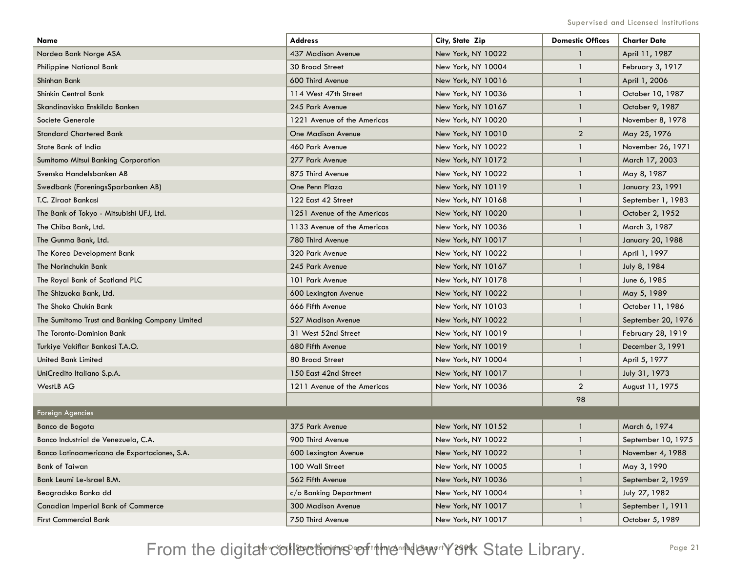| Name | Address | City, State Zip | Domestic Offices | Charter Date |
|---|---|---|---|---|
| Nordea Bank Norge ASA | 437 Madison Avenue | New York, NY 10022 | 1 | April 11, 1987 |
| Philippine National Bank | 30 Broad Street | New York, NY 10004 | 1 | February 3, 1917 |
| Shinhan Bank | 600 Third Avenue | New York, NY 10016 | 1 | April 1, 2006 |
| Shinkin Central Bank | 114 West 47th Street | New York, NY 10036 | 1 | October 10, 1987 |
| Skandinaviska Enskilda Banken | 245 Park Avenue | New York, NY 10167 | 1 | October 9, 1987 |
| Societe Generale | 1221 Avenue of the Americas | New York, NY 10020 | 1 | November 8, 1978 |
| Standard Chartered Bank | One Madison Avenue | New York, NY 10010 | 2 | May 25, 1976 |
| State Bank of India | 460 Park Avenue | New York, NY 10022 | 1 | November 26, 1971 |
| Sumitomo Mitsui Banking Corporation | 277 Park Avenue | New York, NY 10172 | 1 | March 17, 2003 |
| Svenska Handelsbanken AB | 875 Third Avenue | New York, NY 10022 | 1 | May 8, 1987 |
| Swedbank (ForeningsSparbanken AB) | One Penn Plaza | New York, NY 10119 | 1 | January 23, 1991 |
| T.C. Ziraat Bankasi | 122 East 42 Street | New York, NY 10168 | 1 | September 1, 1983 |
| The Bank of Tokyo - Mitsubishi UFJ, Ltd. | 1251 Avenue of the Americas | New York, NY 10020 | 1 | October 2, 1952 |
| The Chiba Bank, Ltd. | 1133 Avenue of the Americas | New York, NY 10036 | 1 | March 3, 1987 |
| The Gunma Bank, Ltd. | 780 Third Avenue | New York, NY 10017 | 1 | January 20, 1988 |
| The Korea Development Bank | 320 Park Avenue | New York, NY 10022 | 1 | April 1, 1997 |
| The Norinchukin Bank | 245 Park Avenue | New York, NY 10167 | 1 | July 8, 1984 |
| The Royal Bank of Scotland PLC | 101 Park Avenue | New York, NY 10178 | 1 | June 6, 1985 |
| The Shizuoka Bank, Ltd. | 600 Lexington Avenue | New York, NY 10022 | 1 | May 5, 1989 |
| The Shoko Chukin Bank | 666 Fifth Avenue | New York, NY 10103 | 1 | October 11, 1986 |
| The Sumitomo Trust and Banking Company Limited | 527 Madison Avenue | New York, NY 10022 | 1 | September 20, 1976 |
| The Toronto-Dominion Bank | 31 West 52nd Street | New York, NY 10019 | 1 | February 28, 1919 |
| Turkiye Vakiflar Bankasi T.A.O. | 680 Fifth Avenue | New York, NY 10019 | 1 | December 3, 1991 |
| United Bank Limited | 80 Broad Street | New York, NY 10004 | 1 | April 5, 1977 |
| UniCredito Italiano S.p.A. | 150 East 42nd Street | New York, NY 10017 | 1 | July 31, 1973 |
| WestLB AG | 1211 Avenue of the Americas | New York, NY 10036 | 2 | August 11, 1975 |
| | | | 98 | |
| **Foreign Agencies** | | | | |
| Banco de Bogota | 375 Park Avenue | New York, NY 10152 | 1 | March 6, 1974 |
| Banco Industrial de Venezuela, C.A. | 900 Third Avenue | New York, NY 10022 | 1 | September 10, 1975 |
| Banco Latinoamericano de Exportaciones, S.A. | 600 Lexington Avenue | New York, NY 10022 | 1 | November 4, 1988 |
| Bank of Taiwan | 100 Wall Street | New York, NY 10005 | 1 | May 3, 1990 |
| Bank Leumi Le-Israel B.M. | 562 Fifth Avenue | New York, NY 10036 | 1 | September 2, 1959 |
| Beogradska Banka dd | c/o Banking Department | New York, NY 10004 | 1 | July 27, 1982 |
| Canadian Imperial Bank of Commerce | 300 Madison Avenue | New York, NY 10017 | 1 | September 1, 1911 |
| First Commercial Bank | 750 Third Avenue | New York, NY 10017 | 1 | October 5, 1989 |

From the digital collections of the New York State Library.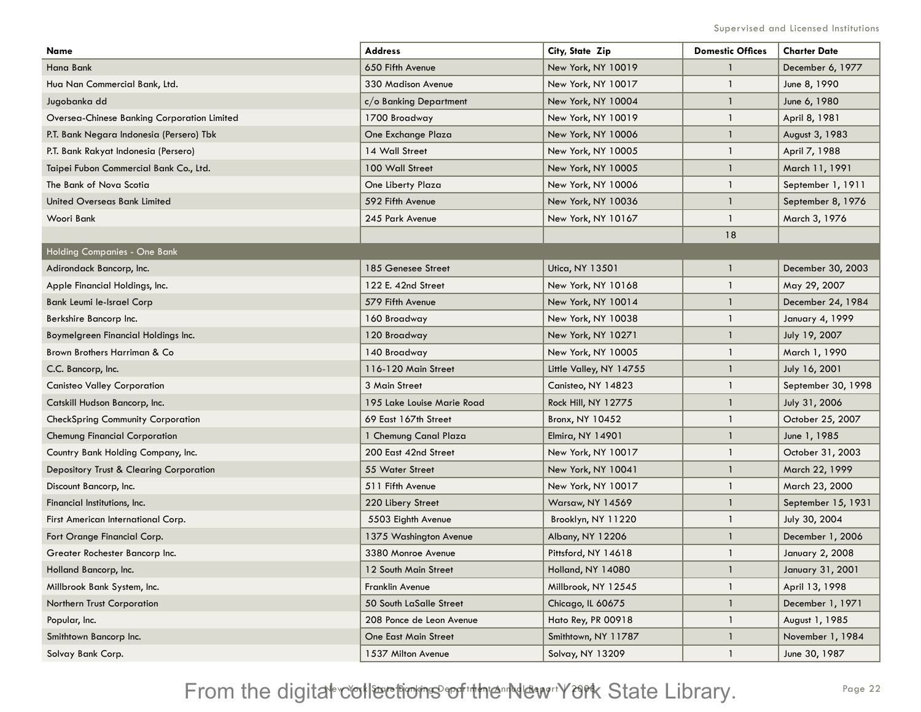| Name | Address | City, State Zip | Domestic Offices | Charter Date |
|---|---|---|---|---|
| Hana Bank | 650 Fifth Avenue | New York, NY 10019 | 1 | December 6, 1977 |
| Hua Nan Commercial Bank, Ltd. | 330 Madison Avenue | New York, NY 10017 | 1 | June 8, 1990 |
| Jugobanka dd | c/o Banking Department | New York, NY 10004 | 1 | June 6, 1980 |
| Oversea-Chinese Banking Corporation Limited | 1700 Broadway | New York, NY 10019 | 1 | April 8, 1981 |
| P.T. Bank Negara Indonesia (Persero) Tbk | One Exchange Plaza | New York, NY 10006 | 1 | August 3, 1983 |
| P.T. Bank Rakyat Indonesia (Persero) | 14 Wall Street | New York, NY 10005 | 1 | April 7, 1988 |
| Taipei Fubon Commercial Bank Co., Ltd. | 100 Wall Street | New York, NY 10005 | 1 | March 11, 1991 |
| The Bank of Nova Scotia | One Liberty Plaza | New York, NY 10006 | 1 | September 1, 1911 |
| United Overseas Bank Limited | 592 Fifth Avenue | New York, NY 10036 | 1 | September 8, 1976 |
| Woori Bank | 245 Park Avenue | New York, NY 10167 | 1 | March 3, 1976 |
| | | | 18 | |
| **Holding Companies - One Bank** | | | | |
| Adirondack Bancorp, Inc. | 185 Genesee Street | Utica, NY 13501 | 1 | December 30, 2003 |
| Apple Financial Holdings, Inc. | 122 E. 42nd Street | New York, NY 10168 | 1 | May 29, 2007 |
| Bank Leumi le-Israel Corp | 579 Fifth Avenue | New York, NY 10014 | 1 | December 24, 1984 |
| Berkshire Bancorp Inc. | 160 Broadway | New York, NY 10038 | 1 | January 4, 1999 |
| Boymelgreen Financial Holdings Inc. | 120 Broadway | New York, NY 10271 | 1 | July 19, 2007 |
| Brown Brothers Harriman & Co | 140 Broadway | New York, NY 10005 | 1 | March 1, 1990 |
| C.C. Bancorp, Inc. | 116-120 Main Street | Little Valley, NY 14755 | 1 | July 16, 2001 |
| Canisteo Valley Corporation | 3 Main Street | Canisteo, NY 14823 | 1 | September 30, 1998 |
| Catskill Hudson Bancorp, Inc. | 195 Lake Louise Marie Road | Rock Hill, NY 12775 | 1 | July 31, 2006 |
| CheckSpring Community Corporation | 69 East 167th Street | Bronx, NY 10452 | 1 | October 25, 2007 |
| Chemung Financial Corporation | 1 Chemung Canal Plaza | Elmira, NY 14901 | 1 | June 1, 1985 |
| Country Bank Holding Company, Inc. | 200 East 42nd Street | New York, NY 10017 | 1 | October 31, 2003 |
| Depository Trust & Clearing Corporation | 55 Water Street | New York, NY 10041 | 1 | March 22, 1999 |
| Discount Bancorp, Inc. | 511 Fifth Avenue | New York, NY 10017 | 1 | March 23, 2000 |
| Financial Institutions, Inc. | 220 Libery Street | Warsaw, NY 14569 | 1 | September 15, 1931 |
| First American International Corp. | 5503 Eighth Avenue | Brooklyn, NY 11220 | 1 | July 30, 2004 |
| Fort Orange Financial Corp. | 1375 Washington Avenue | Albany, NY 12206 | 1 | December 1, 2006 |
| Greater Rochester Bancorp Inc. | 3380 Monroe Avenue | Pittsford, NY 14618 | 1 | January 2, 2008 |
| Holland Bancorp, Inc. | 12 South Main Street | Holland, NY 14080 | 1 | January 31, 2001 |
| Millbrook Bank System, Inc. | Franklin Avenue | Millbrook, NY 12545 | 1 | April 13, 1998 |
| Northern Trust Corporation | 50 South LaSalle Street | Chicago, IL 60675 | 1 | December 1, 1971 |
| Popular, Inc. | 208 Ponce de Leon Avenue | Hato Rey, PR 00918 | 1 | August 1, 1985 |
| Smithtown Bancorp Inc. | One East Main Street | Smithtown, NY 11787 | 1 | November 1, 1984 |
| Solvay Bank Corp. | 1537 Milton Avenue | Solvay, NY 13209 | 1 | June 30, 1987 |

From the digital collections of the New York State Library.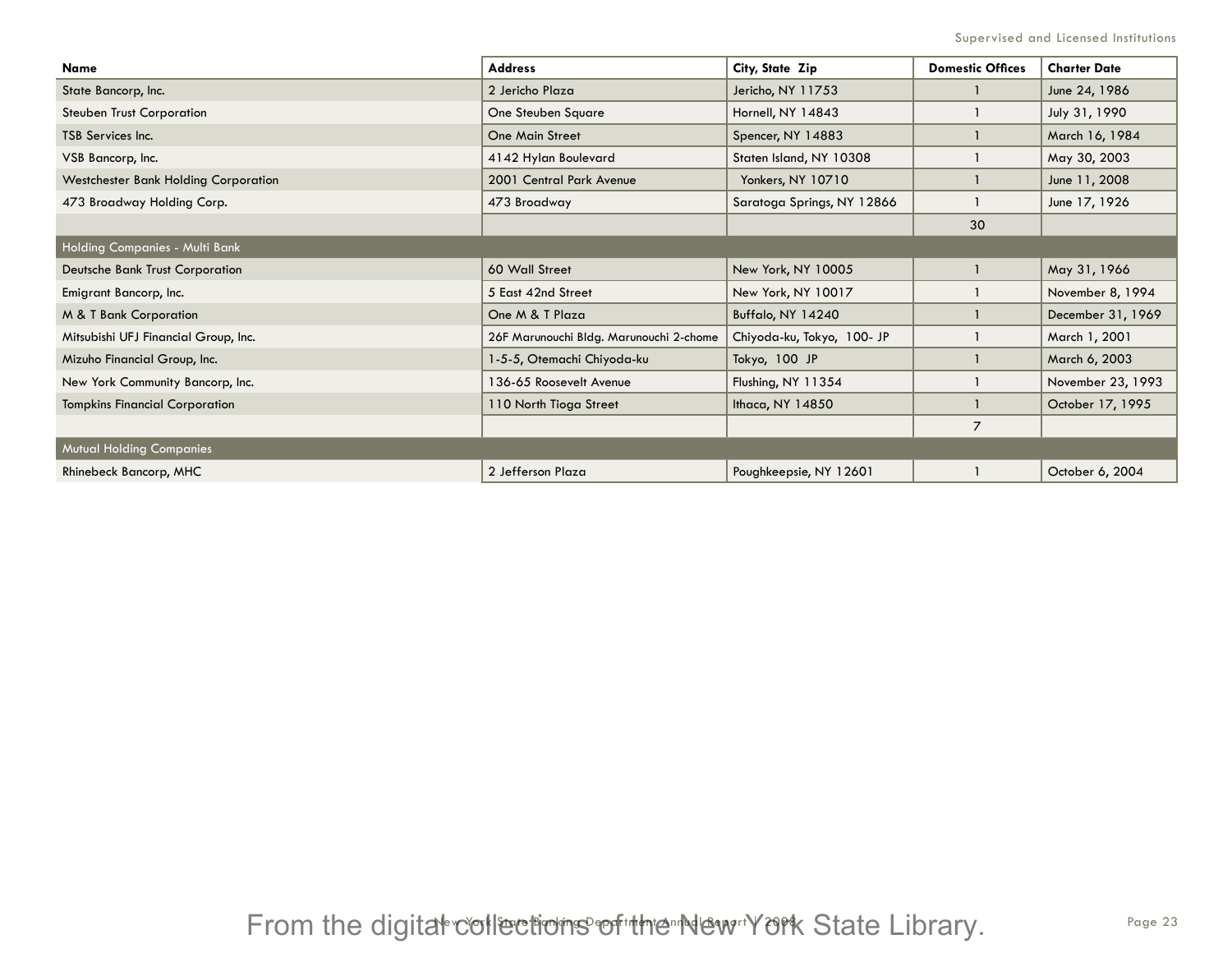| Name | Address | City, State Zip | Domestic Offices | Charter Date |
|---|---|---|---|---|
| State Bancorp, Inc. | 2 Jericho Plaza | Jericho, NY 11753 | 1 | June 24, 1986 |
| Steuben Trust Corporation | One Steuben Square | Hornell, NY 14843 | 1 | July 31, 1990 |
| TSB Services Inc. | One Main Street | Spencer, NY 14883 | 1 | March 16, 1984 |
| VSB Bancorp, Inc. | 4142 Hylan Boulevard | Staten Island, NY 10308 | 1 | May 30, 2003 |
| Westchester Bank Holding Corporation | 2001 Central Park Avenue | Yonkers, NY 10710 | 1 | June 11, 2008 |
| 473 Broadway Holding Corp. | 473 Broadway | Saratoga Springs, NY 12866 | 1 | June 17, 1926 |
| | | | 30 | |
| **Holding Companies - Multi Bank** | | | | |
| Deutsche Bank Trust Corporation | 60 Wall Street | New York, NY 10005 | 1 | May 31, 1966 |
| Emigrant Bancorp, Inc. | 5 East 42nd Street | New York, NY 10017 | 1 | November 8, 1994 |
| M & T Bank Corporation | One M & T Plaza | Buffalo, NY 14240 | 1 | December 31, 1969 |
| Mitsubishi UFJ Financial Group, Inc. | 26F Marunouchi Bldg. Marunouchi 2-chome | Chiyoda-ku, Tokyo, 100- JP | 1 | March 1, 2001 |
| Mizuho Financial Group, Inc. | 1-5-5, Otemachi Chiyoda-ku | Tokyo, 100 JP | 1 | March 6, 2003 |
| New York Community Bancorp, Inc. | 136-65 Roosevelt Avenue | Flushing, NY 11354 | 1 | November 23, 1993 |
| Tompkins Financial Corporation | 110 North Tioga Street | Ithaca, NY 14850 | 1 | October 17, 1995 |
| | | | 7 | |
| **Mutual Holding Companies** | | | | |
| Rhinebeck Bancorp, MHC | 2 Jefferson Plaza | Poughkeepsie, NY 12601 | 1 | October 6, 2004 |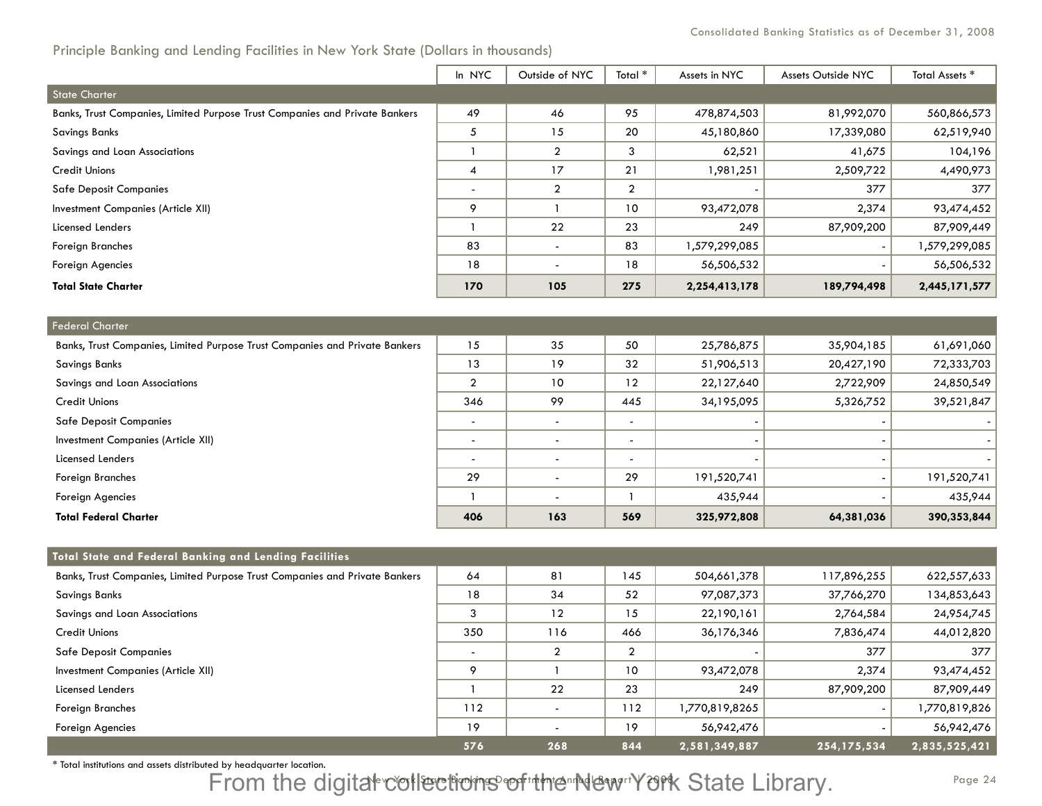## Principle Banking and Lending Facilities in New York State (Dollars in thousands)

| | In NYC | Outside of NYC | Total * | Assets in NYC | Assets Outside NYC | Total Assets * |
|---|---|---|---|---|---|---|
| **State Charter** | | | | | | |
| Banks, Trust Companies, Limited Purpose Trust Companies and Private Bankers | 49 | 46 | 95 | 478,874,503 | 81,992,070 | 560,866,573 |
| Savings Banks | 5 | 15 | 20 | 45,180,860 | 17,339,080 | 62,519,940 |
| Savings and Loan Associations | 1 | 2 | 3 | 62,521 | 41,675 | 104,196 |
| Credit Unions | 4 | 17 | 21 | 1,981,251 | 2,509,722 | 4,490,973 |
| Safe Deposit Companies | - | 2 | 2 | - | 377 | 377 |
| Investment Companies (Article XII) | 9 | 1 | 10 | 93,472,078 | 2,374 | 93,474,452 |
| Licensed Lenders | 1 | 22 | 23 | 249 | 87,909,200 | 87,909,449 |
| Foreign Branches | 83 | - | 83 | 1,579,299,085 | - | 1,579,299,085 |
| Foreign Agencies | 18 | - | 18 | 56,506,532 | - | 56,506,532 |
| **Total State Charter** | **170** | **105** | **275** | **2,254,413,178** | **189,794,498** | **2,445,171,577** |
| **Federal Charter** | | | | | | |
| Banks, Trust Companies, Limited Purpose Trust Companies and Private Bankers | 15 | 35 | 50 | 25,786,875 | 35,904,185 | 61,691,060 |
| Savings Banks | 13 | 19 | 32 | 51,906,513 | 20,427,190 | 72,333,703 |
| Savings and Loan Associations | 2 | 10 | 12 | 22,127,640 | 2,722,909 | 24,850,549 |
| Credit Unions | 346 | 99 | 445 | 34,195,095 | 5,326,752 | 39,521,847 |
| Safe Deposit Companies | - | - | - | - | - | - |
| Investment Companies (Article XII) | - | - | - | - | - | - |
| Licensed Lenders | - | - | - | - | - | - |
| Foreign Branches | 29 | - | 29 | 191,520,741 | - | 191,520,741 |
| Foreign Agencies | 1 | - | 1 | 435,944 | - | 435,944 |
| **Total Federal Charter** | **406** | **163** | **569** | **325,972,808** | **64,381,036** | **390,353,844** |
| **Total State and Federal Banking and Lending Facilities** | | | | | | |
| Banks, Trust Companies, Limited Purpose Trust Companies and Private Bankers | 64 | 81 | 145 | 504,661,378 | 117,896,255 | 622,557,633 |
| Savings Banks | 18 | 34 | 52 | 97,087,373 | 37,766,270 | 134,853,643 |
| Savings and Loan Associations | 3 | 12 | 15 | 22,190,161 | 2,764,584 | 24,954,745 |
| Credit Unions | 350 | 116 | 466 | 36,176,346 | 7,836,474 | 44,012,820 |
| Safe Deposit Companies | - | 2 | 2 | - | 377 | 377 |
| Investment Companies (Article XII) | 9 | 1 | 10 | 93,472,078 | 2,374 | 93,474,452 |
| Licensed Lenders | 1 | 22 | 23 | 249 | 87,909,200 | 87,909,449 |
| Foreign Branches | 112 | - | 112 | 1,770,819,8265 | - | 1,770,819,826 |
| Foreign Agencies | 19 | - | 19 | 56,942,476 | - | 56,942,476 |
| | **576** | **268** | **844** | **2,581,349,887** | **254,175,534** | **2,835,525,421** |

\* Total institutions and assets distributed by headquarter location.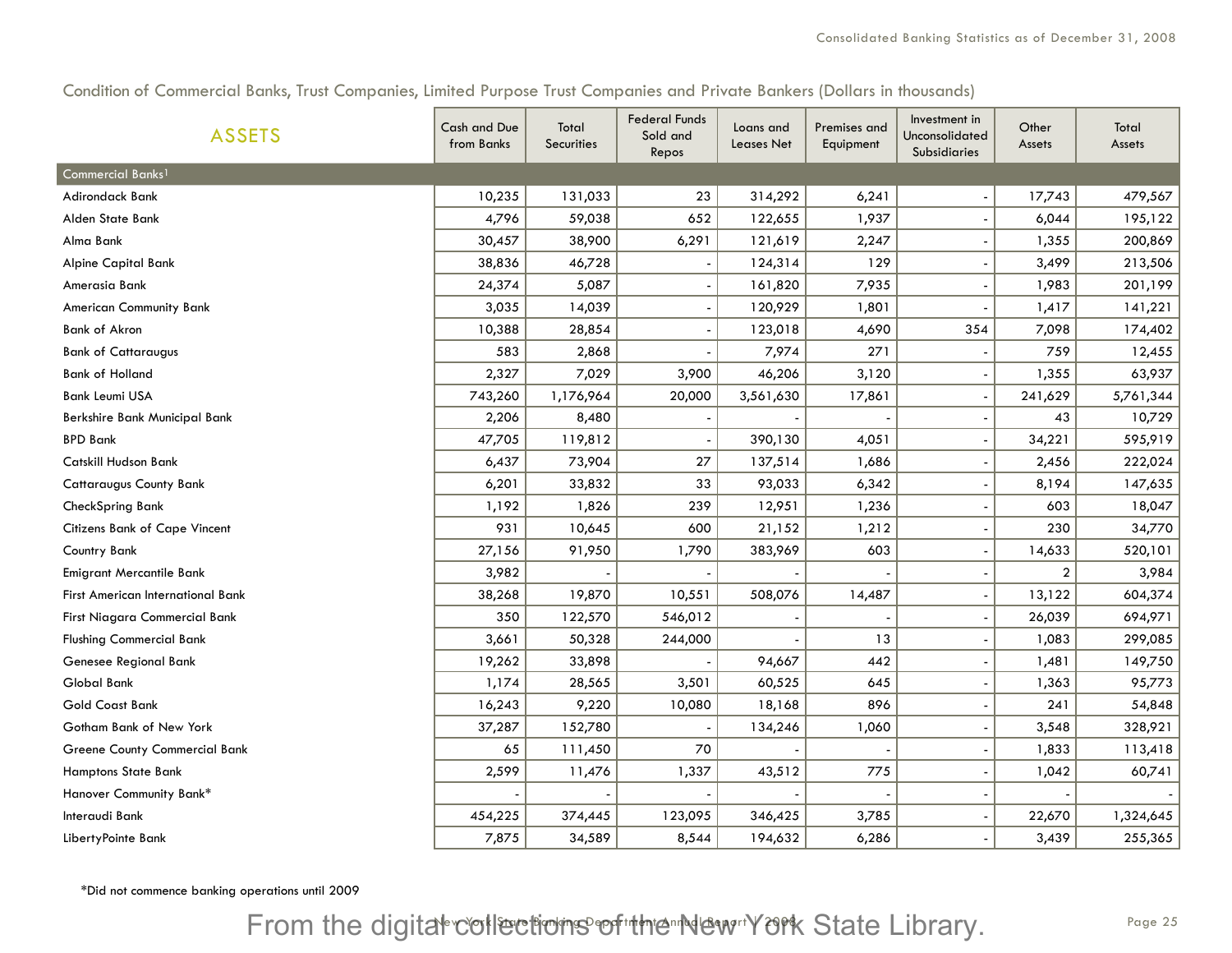Condition of Commercial Banks, Trust Companies, Limited Purpose Trust Companies and Private Bankers (Dollars in thousands)

| ASSETS | Cash and Due from Banks | Total Securities | Federal Funds Sold and Repos | Loans and Leases Net | Premises and Equipment | Investment in Unconsolidated Subsidiaries | Other Assets | Total Assets |
|---|---|---|---|---|---|---|---|---|
| Commercial Banks[1] | | | | | | | | |
| Adirondack Bank | 10,235 | 131,033 | 23 | 314,292 | 6,241 | - | 17,743 | 479,567 |
| Alden State Bank | 4,796 | 59,038 | 652 | 122,655 | 1,937 | - | 6,044 | 195,122 |
| Alma Bank | 30,457 | 38,900 | 6,291 | 121,619 | 2,247 | - | 1,355 | 200,869 |
| Alpine Capital Bank | 38,836 | 46,728 | - | 124,314 | 129 | - | 3,499 | 213,506 |
| Amerasia Bank | 24,374 | 5,087 | - | 161,820 | 7,935 | - | 1,983 | 201,199 |
| American Community Bank | 3,035 | 14,039 | - | 120,929 | 1,801 | - | 1,417 | 141,221 |
| Bank of Akron | 10,388 | 28,854 | - | 123,018 | 4,690 | 354 | 7,098 | 174,402 |
| Bank of Cattaraugus | 583 | 2,868 | - | 7,974 | 271 | - | 759 | 12,455 |
| Bank of Holland | 2,327 | 7,029 | 3,900 | 46,206 | 3,120 | - | 1,355 | 63,937 |
| Bank Leumi USA | 743,260 | 1,176,964 | 20,000 | 3,561,630 | 17,861 | - | 241,629 | 5,761,344 |
| Berkshire Bank Municipal Bank | 2,206 | 8,480 | - | - | - | - | 43 | 10,729 |
| BPD Bank | 47,705 | 119,812 | - | 390,130 | 4,051 | - | 34,221 | 595,919 |
| Catskill Hudson Bank | 6,437 | 73,904 | 27 | 137,514 | 1,686 | - | 2,456 | 222,024 |
| Cattaraugus County Bank | 6,201 | 33,832 | 33 | 93,033 | 6,342 | - | 8,194 | 147,635 |
| CheckSpring Bank | 1,192 | 1,826 | 239 | 12,951 | 1,236 | - | 603 | 18,047 |
| Citizens Bank of Cape Vincent | 931 | 10,645 | 600 | 21,152 | 1,212 | - | 230 | 34,770 |
| Country Bank | 27,156 | 91,950 | 1,790 | 383,969 | 603 | - | 14,633 | 520,101 |
| Emigrant Mercantile Bank | 3,982 | - | - | - | - | - | 2 | 3,984 |
| First American International Bank | 38,268 | 19,870 | 10,551 | 508,076 | 14,487 | - | 13,122 | 604,374 |
| First Niagara Commercial Bank | 350 | 122,570 | 546,012 | - | - | - | 26,039 | 694,971 |
| Flushing Commercial Bank | 3,661 | 50,328 | 244,000 | - | 13 | - | 1,083 | 299,085 |
| Genesee Regional Bank | 19,262 | 33,898 | - | 94,667 | 442 | - | 1,481 | 149,750 |
| Global Bank | 1,174 | 28,565 | 3,501 | 60,525 | 645 | - | 1,363 | 95,773 |
| Gold Coast Bank | 16,243 | 9,220 | 10,080 | 18,168 | 896 | - | 241 | 54,848 |
| Gotham Bank of New York | 37,287 | 152,780 | - | 134,246 | 1,060 | - | 3,548 | 328,921 |
| Greene County Commercial Bank | 65 | 111,450 | 70 | - | - | - | 1,833 | 113,418 |
| Hamptons State Bank | 2,599 | 11,476 | 1,337 | 43,512 | 775 | - | 1,042 | 60,741 |
| Hanover Community Bank* | - | - | - | - | - | - | - | - |
| Interaudi Bank | 454,225 | 374,445 | 123,095 | 346,425 | 3,785 | - | 22,670 | 1,324,645 |
| LibertyPointe Bank | 7,875 | 34,589 | 8,544 | 194,632 | 6,286 | - | 3,439 | 255,365 |

*Did not commence banking operations until 2009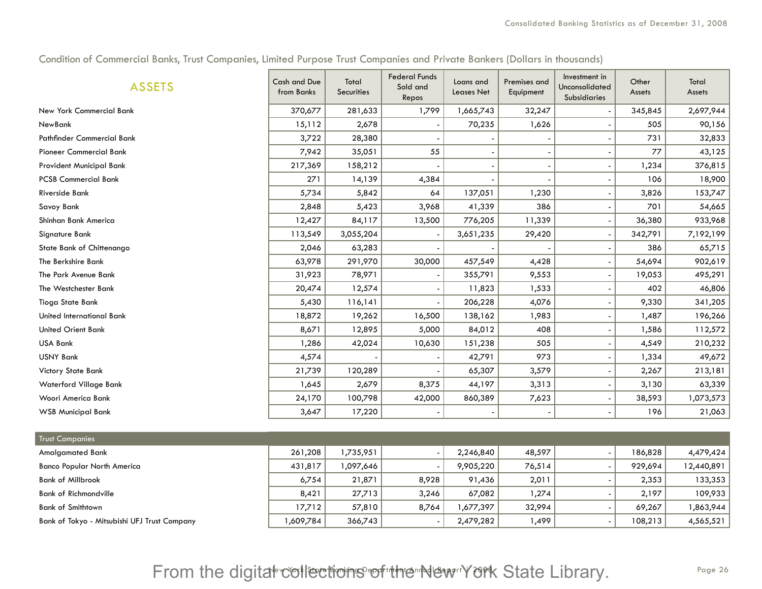## Condition of Commercial Banks, Trust Companies, Limited Purpose Trust Companies and Private Bankers (Dollars in thousands)

| ASSETS | Cash and Due from Banks | Total Securities | Federal Funds Sold and Repos | Loans and Leases Net | Premises and Equipment | Investment in Unconsolidated Subsidiaries | Other Assets | Total Assets |
|---|---|---|---|---|---|---|---|---|
| New York Commercial Bank | 370,677 | 281,633 | 1,799 | 1,665,743 | 32,247 | - | 345,845 | 2,697,944 |
| NewBank | 15,112 | 2,678 | - | 70,235 | 1,626 | - | 505 | 90,156 |
| Pathfinder Commercial Bank | 3,722 | 28,380 | - | - | - | - | 731 | 32,833 |
| Pioneer Commercial Bank | 7,942 | 35,051 | 55 | - | - | - | 77 | 43,125 |
| Provident Municipal Bank | 217,369 | 158,212 | - | - | - | - | 1,234 | 376,815 |
| PCSB Commercial Bank | 271 | 14,139 | 4,384 | - | - | - | 106 | 18,900 |
| Riverside Bank | 5,734 | 5,842 | 64 | 137,051 | 1,230 | - | 3,826 | 153,747 |
| Savoy Bank | 2,848 | 5,423 | 3,968 | 41,339 | 386 | - | 701 | 54,665 |
| Shinhan Bank America | 12,427 | 84,117 | 13,500 | 776,205 | 11,339 | - | 36,380 | 933,968 |
| Signature Bank | 113,549 | 3,055,204 | - | 3,651,235 | 29,420 | - | 342,791 | 7,192,199 |
| State Bank of Chittenango | 2,046 | 63,283 | - | - | - | - | 386 | 65,715 |
| The Berkshire Bank | 63,978 | 291,970 | 30,000 | 457,549 | 4,428 | - | 54,694 | 902,619 |
| The Park Avenue Bank | 31,923 | 78,971 | - | 355,791 | 9,553 | - | 19,053 | 495,291 |
| The Westchester Bank | 20,474 | 12,574 | - | 11,823 | 1,533 | - | 402 | 46,806 |
| Tioga State Bank | 5,430 | 116,141 | - | 206,228 | 4,076 | - | 9,330 | 341,205 |
| United International Bank | 18,872 | 19,262 | 16,500 | 138,162 | 1,983 | - | 1,487 | 196,266 |
| United Orient Bank | 8,671 | 12,895 | 5,000 | 84,012 | 408 | - | 1,586 | 112,572 |
| USA Bank | 1,286 | 42,024 | 10,630 | 151,238 | 505 | - | 4,549 | 210,232 |
| USNY Bank | 4,574 | - | - | 42,791 | 973 | - | 1,334 | 49,672 |
| Victory State Bank | 21,739 | 120,289 | - | 65,307 | 3,579 | - | 2,267 | 213,181 |
| Waterford Village Bank | 1,645 | 2,679 | 8,375 | 44,197 | 3,313 | - | 3,130 | 63,339 |
| Woori America Bank | 24,170 | 100,798 | 42,000 | 860,389 | 7,623 | - | 38,593 | 1,073,573 |
| WSB Municipal Bank | 3,647 | 17,220 | - | - | - | - | 196 | 21,063 |
| **Trust Companies** | | | | | | | | |
| Amalgamated Bank | 261,208 | 1,735,951 | - | 2,246,840 | 48,597 | - | 186,828 | 4,479,424 |
| Banco Popular North America | 431,817 | 1,097,646 | - | 9,905,220 | 76,514 | - | 929,694 | 12,440,891 |
| Bank of Millbrook | 6,754 | 21,871 | 8,928 | 91,436 | 2,011 | - | 2,353 | 133,353 |
| Bank of Richmondville | 8,421 | 27,713 | 3,246 | 67,082 | 1,274 | - | 2,197 | 109,933 |
| Bank of Smithtown | 17,712 | 57,810 | 8,764 | 1,677,397 | 32,994 | - | 69,267 | 1,863,944 |
| Bank of Tokyo - Mitsubishi UFJ Trust Company | 1,609,784 | 366,743 | - | 2,479,282 | 1,499 | - | 108,213 | 4,565,521 |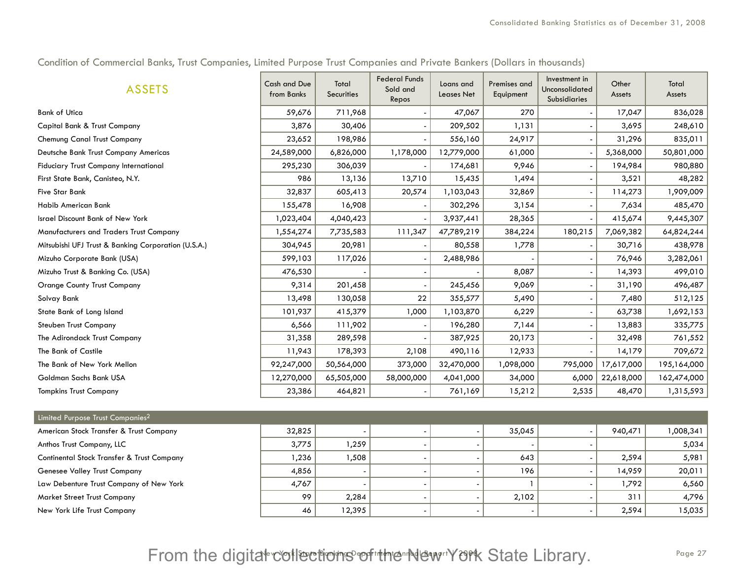Condition of Commercial Banks, Trust Companies, Limited Purpose Trust Companies and Private Bankers (Dollars in thousands)

| ASSETS | Cash and Due from Banks | Total Securities | Federal Funds Sold and Repos | Loans and Leases Net | Premises and Equipment | Investment in Unconsolidated Subsidiaries | Other Assets | Total Assets |
|---|---|---|---|---|---|---|---|---|
| Bank of Utica | 59,676 | 711,968 | - | 47,067 | 270 | - | 17,047 | 836,028 |
| Capital Bank & Trust Company | 3,876 | 30,406 | - | 209,502 | 1,131 | - | 3,695 | 248,610 |
| Chemung Canal Trust Company | 23,652 | 198,986 | - | 556,160 | 24,917 | - | 31,296 | 835,011 |
| Deutsche Bank Trust Company Americas | 24,589,000 | 6,826,000 | 1,178,000 | 12,779,000 | 61,000 | - | 5,368,000 | 50,801,000 |
| Fiduciary Trust Company International | 295,230 | 306,039 | - | 174,681 | 9,946 | - | 194,984 | 980,880 |
| First State Bank, Canisteo, N.Y. | 986 | 13,136 | 13,710 | 15,435 | 1,494 | - | 3,521 | 48,282 |
| Five Star Bank | 32,837 | 605,413 | 20,574 | 1,103,043 | 32,869 | - | 114,273 | 1,909,009 |
| Habib American Bank | 155,478 | 16,908 | - | 302,296 | 3,154 | - | 7,634 | 485,470 |
| Israel Discount Bank of New York | 1,023,404 | 4,040,423 | - | 3,937,441 | 28,365 | - | 415,674 | 9,445,307 |
| Manufacturers and Traders Trust Company | 1,554,274 | 7,735,583 | 111,347 | 47,789,219 | 384,224 | 180,215 | 7,069,382 | 64,824,244 |
| Mitsubishi UFJ Trust & Banking Corporation (U.S.A.) | 304,945 | 20,981 | - | 80,558 | 1,778 | - | 30,716 | 438,978 |
| Mizuho Corporate Bank (USA) | 599,103 | 117,026 | - | 2,488,986 | - | - | 76,946 | 3,282,061 |
| Mizuho Trust & Banking Co. (USA) | 476,530 | - | - | - | 8,087 | - | 14,393 | 499,010 |
| Orange County Trust Company | 9,314 | 201,458 | - | 245,456 | 9,069 | - | 31,190 | 496,487 |
| Solvay Bank | 13,498 | 130,058 | 22 | 355,577 | 5,490 | - | 7,480 | 512,125 |
| State Bank of Long Island | 101,937 | 415,379 | 1,000 | 1,103,870 | 6,229 | - | 63,738 | 1,692,153 |
| Steuben Trust Company | 6,566 | 111,902 | - | 196,280 | 7,144 | - | 13,883 | 335,775 |
| The Adirondack Trust Company | 31,358 | 289,598 | - | 387,925 | 20,173 | - | 32,498 | 761,552 |
| The Bank of Castile | 11,943 | 178,393 | 2,108 | 490,116 | 12,933 | - | 14,179 | 709,672 |
| The Bank of New York Mellon | 92,247,000 | 50,564,000 | 373,000 | 32,470,000 | 1,098,000 | 795,000 | 17,617,000 | 195,164,000 |
| Goldman Sachs Bank USA | 12,270,000 | 65,505,000 | 58,000,000 | 4,041,000 | 34,000 | 6,000 | 22,618,000 | 162,474,000 |
| Tompkins Trust Company | 23,386 | 464,821 | - | 761,169 | 15,212 | 2,535 | 48,470 | 1,315,593 |
| **Limited Purpose Trust Companies[2]** | | | | | | | | |
| American Stock Transfer & Trust Company | 32,825 | - | - | - | 35,045 | - | 940,471 | 1,008,341 |
| Anthos Trust Company, LLC | 3,775 | 1,259 | - | - | - | - | | 5,034 |
| Continental Stock Transfer & Trust Company | 1,236 | 1,508 | - | - | 643 | - | 2,594 | 5,981 |
| Genesee Valley Trust Company | 4,856 | - | - | - | 196 | - | 14,959 | 20,011 |
| Law Debenture Trust Company of New York | 4,767 | - | - | - | 1 | - | 1,792 | 6,560 |
| Market Street Trust Company | 99 | 2,284 | - | - | 2,102 | - | 311 | 4,796 |
| New York Life Trust Company | 46 | 12,395 | - | - | - | - | 2,594 | 15,035 |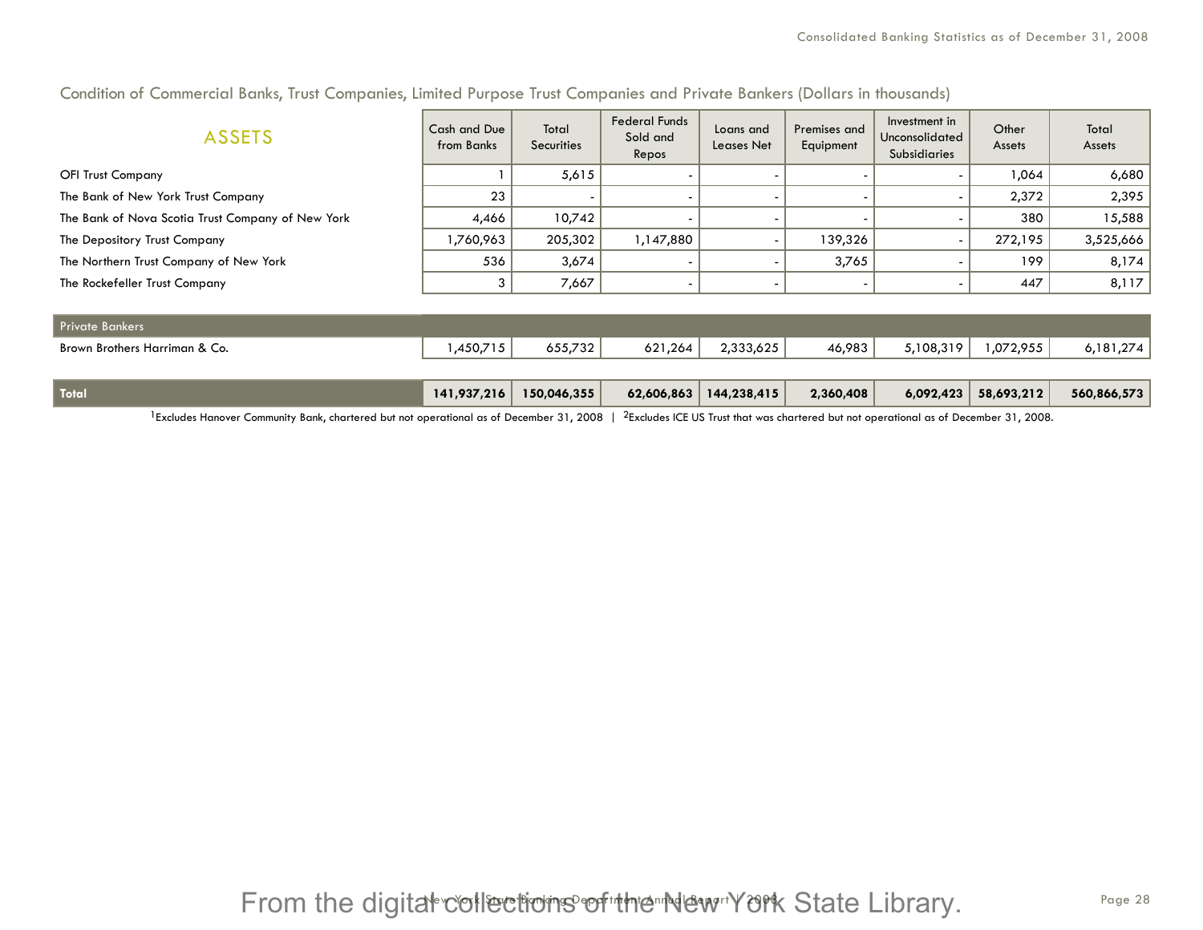## Condition of Commercial Banks, Trust Companies, Limited Purpose Trust Companies and Private Bankers (Dollars in thousands)

| ASSETS | Cash and Due from Banks | Total Securities | Federal Funds Sold and Repos | Loans and Leases Net | Premises and Equipment | Investment in Unconsolidated Subsidiaries | Other Assets | Total Assets |
|---|---|---|---|---|---|---|---|---|
| OFI Trust Company | 1 | 5,615 | - | - | - | - | 1,064 | 6,680 |
| The Bank of New York Trust Company | 23 | - | - | - | - | - | 2,372 | 2,395 |
| The Bank of Nova Scotia Trust Company of New York | 4,466 | 10,742 | - | - | - | - | 380 | 15,588 |
| The Depository Trust Company | 1,760,963 | 205,302 | 1,147,880 | - | 139,326 | - | 272,195 | 3,525,666 |
| The Northern Trust Company of New York | 536 | 3,674 | - | - | 3,765 | - | 199 | 8,174 |
| The Rockefeller Trust Company | 3 | 7,667 | - | - | - | - | 447 | 8,117 |
| **Private Bankers** | | | | | | | | |
| Brown Brothers Harriman & Co. | 1,450,715 | 655,732 | 621,264 | 2,333,625 | 46,983 | 5,108,319 | 1,072,955 | 6,181,274 |
| **Total** | **141,937,216** | **150,046,355** | **62,606,863** | **144,238,415** | **2,360,408** | **6,092,423** | **58,693,212** | **560,866,573** |

[1]Excludes Hanover Community Bank, chartered but not operational as of December 31, 2008 | [2]Excludes ICE US Trust that was chartered but not operational as of December 31, 2008.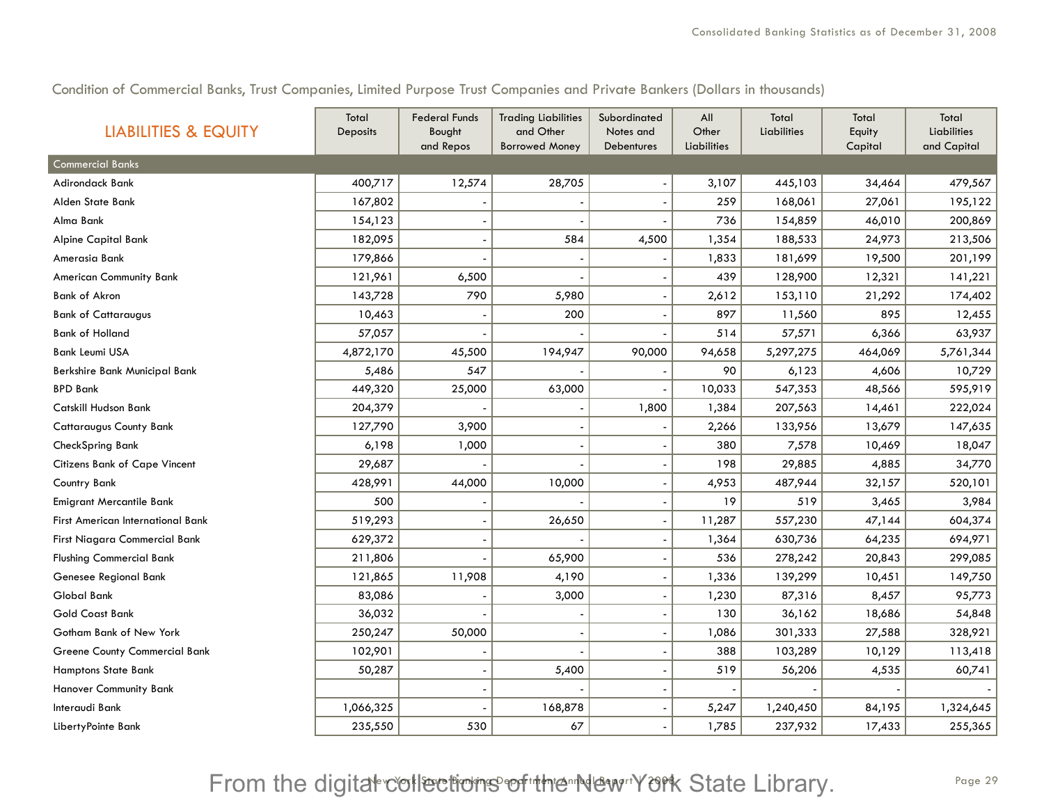Condition of Commercial Banks, Trust Companies, Limited Purpose Trust Companies and Private Bankers (Dollars in thousands)

| LIABILITIES & EQUITY | Total Deposits | Federal Funds Bought and Repos | Trading Liabilities and Other Borrowed Money | Subordinated Notes and Debentures | All Other Liabilities | Total Liabilities | Total Equity Capital | Total Liabilities and Capital |
|---|---|---|---|---|---|---|---|---|
| Commercial Banks | | | | | | | | |
| Adirondack Bank | 400,717 | 12,574 | 28,705 | - | 3,107 | 445,103 | 34,464 | 479,567 |
| Alden State Bank | 167,802 | - | - | - | 259 | 168,061 | 27,061 | 195,122 |
| Alma Bank | 154,123 | - | - | - | 736 | 154,859 | 46,010 | 200,869 |
| Alpine Capital Bank | 182,095 | - | 584 | 4,500 | 1,354 | 188,533 | 24,973 | 213,506 |
| Amerasia Bank | 179,866 | - | - | - | 1,833 | 181,699 | 19,500 | 201,199 |
| American Community Bank | 121,961 | 6,500 | - | - | 439 | 128,900 | 12,321 | 141,221 |
| Bank of Akron | 143,728 | 790 | 5,980 | - | 2,612 | 153,110 | 21,292 | 174,402 |
| Bank of Cattaraugus | 10,463 | - | 200 | - | 897 | 11,560 | 895 | 12,455 |
| Bank of Holland | 57,057 | - | - | - | 514 | 57,571 | 6,366 | 63,937 |
| Bank Leumi USA | 4,872,170 | 45,500 | 194,947 | 90,000 | 94,658 | 5,297,275 | 464,069 | 5,761,344 |
| Berkshire Bank Municipal Bank | 5,486 | 547 | - | - | 90 | 6,123 | 4,606 | 10,729 |
| BPD Bank | 449,320 | 25,000 | 63,000 | - | 10,033 | 547,353 | 48,566 | 595,919 |
| Catskill Hudson Bank | 204,379 | - | - | 1,800 | 1,384 | 207,563 | 14,461 | 222,024 |
| Cattaraugus County Bank | 127,790 | 3,900 | - | - | 2,266 | 133,956 | 13,679 | 147,635 |
| CheckSpring Bank | 6,198 | 1,000 | - | - | 380 | 7,578 | 10,469 | 18,047 |
| Citizens Bank of Cape Vincent | 29,687 | - | - | - | 198 | 29,885 | 4,885 | 34,770 |
| Country Bank | 428,991 | 44,000 | 10,000 | - | 4,953 | 487,944 | 32,157 | 520,101 |
| Emigrant Mercantile Bank | 500 | - | - | - | 19 | 519 | 3,465 | 3,984 |
| First American International Bank | 519,293 | - | 26,650 | - | 11,287 | 557,230 | 47,144 | 604,374 |
| First Niagara Commercial Bank | 629,372 | - | - | - | 1,364 | 630,736 | 64,235 | 694,971 |
| Flushing Commercial Bank | 211,806 | - | 65,900 | - | 536 | 278,242 | 20,843 | 299,085 |
| Genesee Regional Bank | 121,865 | 11,908 | 4,190 | - | 1,336 | 139,299 | 10,451 | 149,750 |
| Global Bank | 83,086 | - | 3,000 | - | 1,230 | 87,316 | 8,457 | 95,773 |
| Gold Coast Bank | 36,032 | - | - | - | 130 | 36,162 | 18,686 | 54,848 |
| Gotham Bank of New York | 250,247 | 50,000 | - | - | 1,086 | 301,333 | 27,588 | 328,921 |
| Greene County Commercial Bank | 102,901 | - | - | - | 388 | 103,289 | 10,129 | 113,418 |
| Hamptons State Bank | 50,287 | - | 5,400 | - | 519 | 56,206 | 4,535 | 60,741 |
| Hanover Community Bank | | - | - | - | - | - | - | - |
| Interaudi Bank | 1,066,325 | - | 168,878 | - | 5,247 | 1,240,450 | 84,195 | 1,324,645 |
| LibertyPointe Bank | 235,550 | 530 | 67 | - | 1,785 | 237,932 | 17,433 | 255,365 |

From the digital collections of the New York State Library.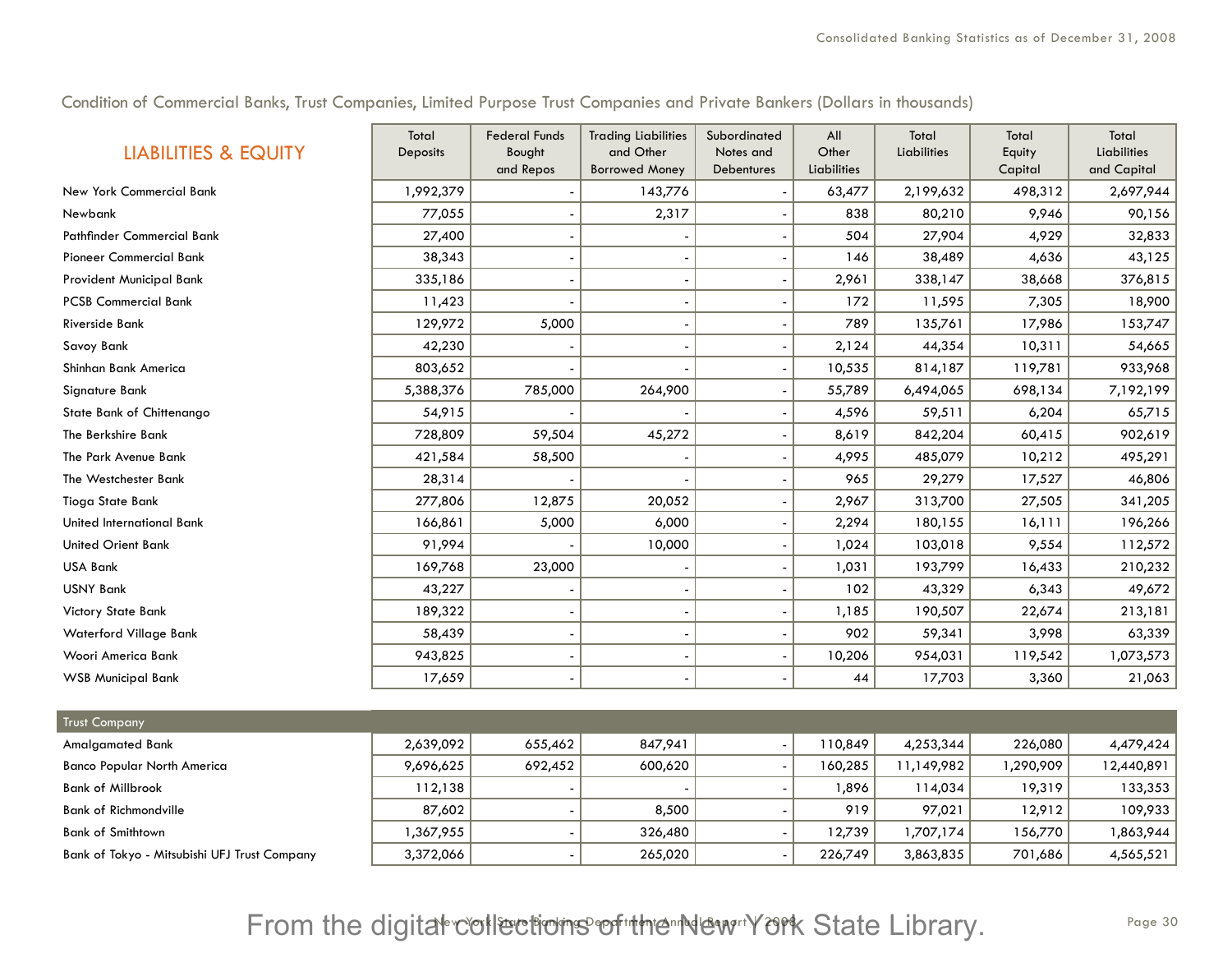Condition of Commercial Banks, Trust Companies, Limited Purpose Trust Companies and Private Bankers (Dollars in thousands)

| LIABILITIES & EQUITY | Total Deposits | Federal Funds Bought and Repos | Trading Liabilities and Other Borrowed Money | Subordinated Notes and Debentures | All Other Liabilities | Total Liabilities | Total Equity Capital | Total Liabilities and Capital |
|---|---|---|---|---|---|---|---|---|
| New York Commercial Bank | 1,992,379 | - | 143,776 | - | 63,477 | 2,199,632 | 498,312 | 2,697,944 |
| Newbank | 77,055 | - | 2,317 | - | 838 | 80,210 | 9,946 | 90,156 |
| Pathfinder Commercial Bank | 27,400 | - | - | - | 504 | 27,904 | 4,929 | 32,833 |
| Pioneer Commercial Bank | 38,343 | - | - | - | 146 | 38,489 | 4,636 | 43,125 |
| Provident Municipal Bank | 335,186 | - | - | - | 2,961 | 338,147 | 38,668 | 376,815 |
| PCSB Commercial Bank | 11,423 | - | - | - | 172 | 11,595 | 7,305 | 18,900 |
| Riverside Bank | 129,972 | 5,000 | - | - | 789 | 135,761 | 17,986 | 153,747 |
| Savoy Bank | 42,230 | - | - | - | 2,124 | 44,354 | 10,311 | 54,665 |
| Shinhan Bank America | 803,652 | - | - | - | 10,535 | 814,187 | 119,781 | 933,968 |
| Signature Bank | 5,388,376 | 785,000 | 264,900 | - | 55,789 | 6,494,065 | 698,134 | 7,192,199 |
| State Bank of Chittenango | 54,915 | - | - | - | 4,596 | 59,511 | 6,204 | 65,715 |
| The Berkshire Bank | 728,809 | 59,504 | 45,272 | - | 8,619 | 842,204 | 60,415 | 902,619 |
| The Park Avenue Bank | 421,584 | 58,500 | - | - | 4,995 | 485,079 | 10,212 | 495,291 |
| The Westchester Bank | 28,314 | - | - | - | 965 | 29,279 | 17,527 | 46,806 |
| Tioga State Bank | 277,806 | 12,875 | 20,052 | - | 2,967 | 313,700 | 27,505 | 341,205 |
| United International Bank | 166,861 | 5,000 | 6,000 | - | 2,294 | 180,155 | 16,111 | 196,266 |
| United Orient Bank | 91,994 | - | 10,000 | - | 1,024 | 103,018 | 9,554 | 112,572 |
| USA Bank | 169,768 | 23,000 | - | - | 1,031 | 193,799 | 16,433 | 210,232 |
| USNY Bank | 43,227 | - | - | - | 102 | 43,329 | 6,343 | 49,672 |
| Victory State Bank | 189,322 | - | - | - | 1,185 | 190,507 | 22,674 | 213,181 |
| Waterford Village Bank | 58,439 | - | - | - | 902 | 59,341 | 3,998 | 63,339 |
| Woori America Bank | 943,825 | - | - | - | 10,206 | 954,031 | 119,542 | 1,073,573 |
| WSB Municipal Bank | 17,659 | - | - | - | 44 | 17,703 | 3,360 | 21,063 |
| **Trust Company** | | | | | | | | |
| Amalgamated Bank | 2,639,092 | 655,462 | 847,941 | - | 110,849 | 4,253,344 | 226,080 | 4,479,424 |
| Banco Popular North America | 9,696,625 | 692,452 | 600,620 | - | 160,285 | 11,149,982 | 1,290,909 | 12,440,891 |
| Bank of Millbrook | 112,138 | - | - | - | 1,896 | 114,034 | 19,319 | 133,353 |
| Bank of Richmondville | 87,602 | - | 8,500 | - | 919 | 97,021 | 12,912 | 109,933 |
| Bank of Smithtown | 1,367,955 | - | 326,480 | - | 12,739 | 1,707,174 | 156,770 | 1,863,944 |
| Bank of Tokyo - Mitsubishi UFJ Trust Company | 3,372,066 | - | 265,020 | - | 226,749 | 3,863,835 | 701,686 | 4,565,521 |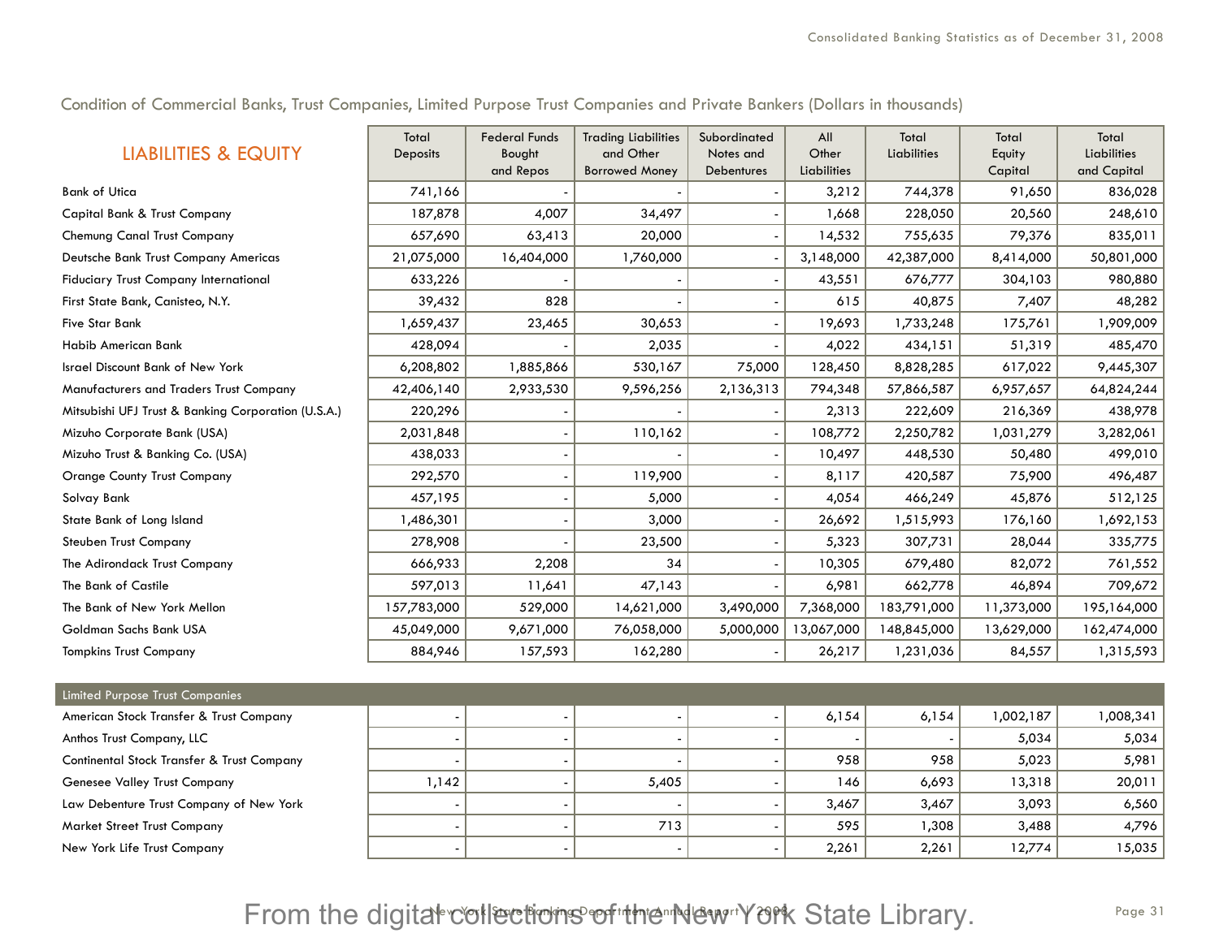Condition of Commercial Banks, Trust Companies, Limited Purpose Trust Companies and Private Bankers (Dollars in thousands)

## LIABILITIES & EQUITY

| | Total Deposits | Federal Funds Bought and Repos | Trading Liabilities and Other Borrowed Money | Subordinated Notes and Debentures | All Other Liabilities | Total Liabilities | Total Equity Capital | Total Liabilities and Capital |
|---|---|---|---|---|---|---|---|---|
| Bank of Utica | 741,166 | - | - | - | 3,212 | 744,378 | 91,650 | 836,028 |
| Capital Bank & Trust Company | 187,878 | 4,007 | 34,497 | - | 1,668 | 228,050 | 20,560 | 248,610 |
| Chemung Canal Trust Company | 657,690 | 63,413 | 20,000 | - | 14,532 | 755,635 | 79,376 | 835,011 |
| Deutsche Bank Trust Company Americas | 21,075,000 | 16,404,000 | 1,760,000 | - | 3,148,000 | 42,387,000 | 8,414,000 | 50,801,000 |
| Fiduciary Trust Company International | 633,226 | - | - | - | 43,551 | 676,777 | 304,103 | 980,880 |
| First State Bank, Canisteo, N.Y. | 39,432 | 828 | - | - | 615 | 40,875 | 7,407 | 48,282 |
| Five Star Bank | 1,659,437 | 23,465 | 30,653 | - | 19,693 | 1,733,248 | 175,761 | 1,909,009 |
| Habib American Bank | 428,094 | - | 2,035 | - | 4,022 | 434,151 | 51,319 | 485,470 |
| Israel Discount Bank of New York | 6,208,802 | 1,885,866 | 530,167 | 75,000 | 128,450 | 8,828,285 | 617,022 | 9,445,307 |
| Manufacturers and Traders Trust Company | 42,406,140 | 2,933,530 | 9,596,256 | 2,136,313 | 794,348 | 57,866,587 | 6,957,657 | 64,824,244 |
| Mitsubishi UFJ Trust & Banking Corporation (U.S.A.) | 220,296 | - | - | - | 2,313 | 222,609 | 216,369 | 438,978 |
| Mizuho Corporate Bank (USA) | 2,031,848 | - | 110,162 | - | 108,772 | 2,250,782 | 1,031,279 | 3,282,061 |
| Mizuho Trust & Banking Co. (USA) | 438,033 | - | - | - | 10,497 | 448,530 | 50,480 | 499,010 |
| Orange County Trust Company | 292,570 | - | 119,900 | - | 8,117 | 420,587 | 75,900 | 496,487 |
| Solvay Bank | 457,195 | - | 5,000 | - | 4,054 | 466,249 | 45,876 | 512,125 |
| State Bank of Long Island | 1,486,301 | - | 3,000 | - | 26,692 | 1,515,993 | 176,160 | 1,692,153 |
| Steuben Trust Company | 278,908 | - | 23,500 | - | 5,323 | 307,731 | 28,044 | 335,775 |
| The Adirondack Trust Company | 666,933 | 2,208 | 34 | - | 10,305 | 679,480 | 82,072 | 761,552 |
| The Bank of Castile | 597,013 | 11,641 | 47,143 | - | 6,981 | 662,778 | 46,894 | 709,672 |
| The Bank of New York Mellon | 157,783,000 | 529,000 | 14,621,000 | 3,490,000 | 7,368,000 | 183,791,000 | 11,373,000 | 195,164,000 |
| Goldman Sachs Bank USA | 45,049,000 | 9,671,000 | 76,058,000 | 5,000,000 | 13,067,000 | 148,845,000 | 13,629,000 | 162,474,000 |
| Tompkins Trust Company | 884,946 | 157,593 | 162,280 | - | 26,217 | 1,231,036 | 84,557 | 1,315,593 |
| **Limited Purpose Trust Companies** | | | | | | | | |
| American Stock Transfer & Trust Company | - | - | - | - | 6,154 | 6,154 | 1,002,187 | 1,008,341 |
| Anthos Trust Company, LLC | - | - | - | - | - | - | 5,034 | 5,034 |
| Continental Stock Transfer & Trust Company | - | - | - | - | 958 | 958 | 5,023 | 5,981 |
| Genesee Valley Trust Company | 1,142 | - | 5,405 | - | 146 | 6,693 | 13,318 | 20,011 |
| Law Debenture Trust Company of New York | - | - | - | - | 3,467 | 3,467 | 3,093 | 6,560 |
| Market Street Trust Company | - | - | 713 | - | 595 | 1,308 | 3,488 | 4,796 |
| New York Life Trust Company | - | - | - | - | 2,261 | 2,261 | 12,774 | 15,035 |

From the digital collections of the New York State Library.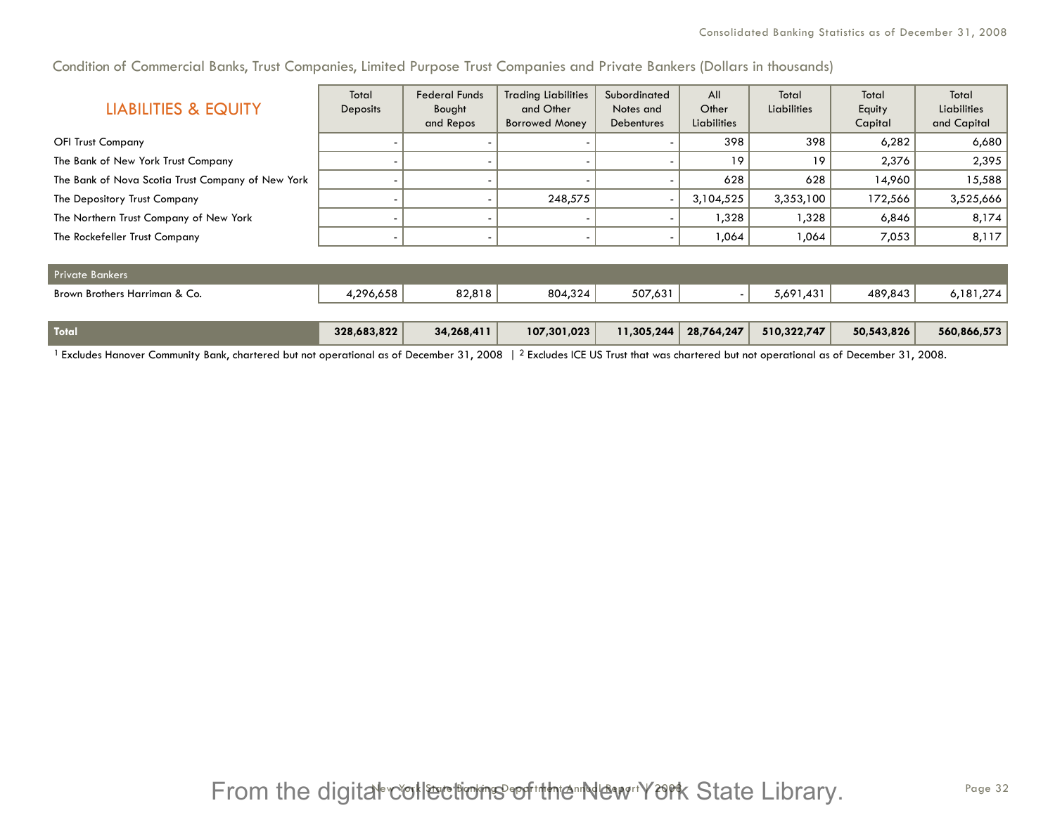## Condition of Commercial Banks, Trust Companies, Limited Purpose Trust Companies and Private Bankers (Dollars in thousands)

| LIABILITIES & EQUITY | Total Deposits | Federal Funds Bought and Repos | Trading Liabilities and Other Borrowed Money | Subordinated Notes and Debentures | All Other Liabilities | Total Liabilities | Total Equity Capital | Total Liabilities and Capital |
|---|---|---|---|---|---|---|---|---|
| OFI Trust Company | - | - | - | - | 398 | 398 | 6,282 | 6,680 |
| The Bank of New York Trust Company | - | - | - | - | 19 | 19 | 2,376 | 2,395 |
| The Bank of Nova Scotia Trust Company of New York | - | - | - | - | 628 | 628 | 14,960 | 15,588 |
| The Depository Trust Company | - | - | 248,575 | - | 3,104,525 | 3,353,100 | 172,566 | 3,525,666 |
| The Northern Trust Company of New York | - | - | - | - | 1,328 | 1,328 | 6,846 | 8,174 |
| The Rockefeller Trust Company | - | - | - | - | 1,064 | 1,064 | 7,053 | 8,117 |
| **Private Bankers** | | | | | | | | |
| Brown Brothers Harriman & Co. | 4,296,658 | 82,818 | 804,324 | 507,631 | - | 5,691,431 | 489,843 | 6,181,274 |
| **Total** | **328,683,822** | **34,268,411** | **107,301,023** | **11,305,244** | **28,764,247** | **510,322,747** | **50,543,826** | **560,866,573** |

[1] Excludes Hanover Community Bank, chartered but not operational as of December 31, 2008 | [2] Excludes ICE US Trust that was chartered but not operational as of December 31, 2008.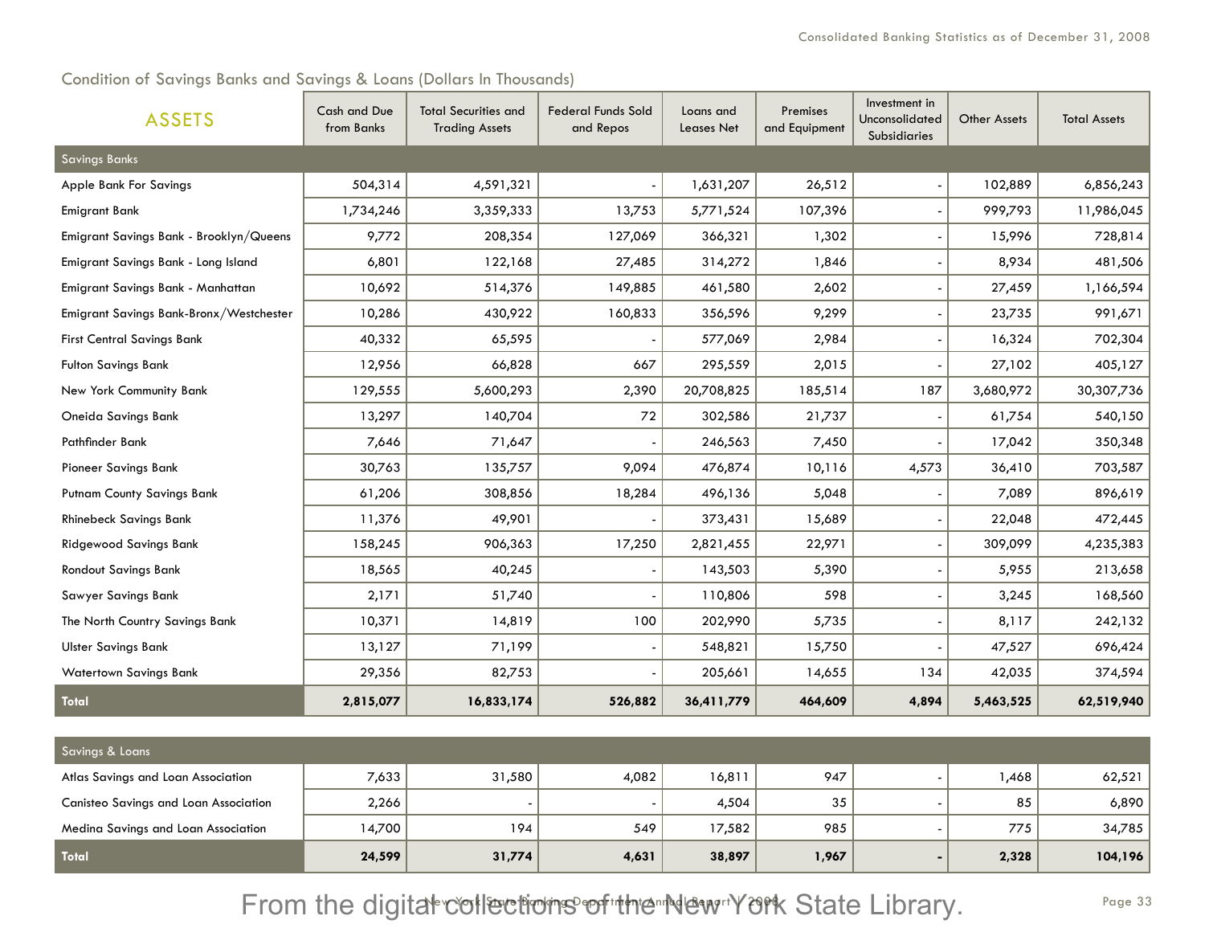## Condition of Savings Banks and Savings & Loans (Dollars In Thousands)

| ASSETS | Cash and Due from Banks | Total Securities and Trading Assets | Federal Funds Sold and Repos | Loans and Leases Net | Premises and Equipment | Investment in Unconsolidated Subsidiaries | Other Assets | Total Assets |
|---|---|---|---|---|---|---|---|---|
| **Savings Banks** | | | | | | | | |
| Apple Bank For Savings | 504,314 | 4,591,321 | - | 1,631,207 | 26,512 | - | 102,889 | 6,856,243 |
| Emigrant Bank | 1,734,246 | 3,359,333 | 13,753 | 5,771,524 | 107,396 | - | 999,793 | 11,986,045 |
| Emigrant Savings Bank - Brooklyn/Queens | 9,772 | 208,354 | 127,069 | 366,321 | 1,302 | - | 15,996 | 728,814 |
| Emigrant Savings Bank - Long Island | 6,801 | 122,168 | 27,485 | 314,272 | 1,846 | - | 8,934 | 481,506 |
| Emigrant Savings Bank - Manhattan | 10,692 | 514,376 | 149,885 | 461,580 | 2,602 | - | 27,459 | 1,166,594 |
| Emigrant Savings Bank-Bronx/Westchester | 10,286 | 430,922 | 160,833 | 356,596 | 9,299 | - | 23,735 | 991,671 |
| First Central Savings Bank | 40,332 | 65,595 | - | 577,069 | 2,984 | - | 16,324 | 702,304 |
| Fulton Savings Bank | 12,956 | 66,828 | 667 | 295,559 | 2,015 | - | 27,102 | 405,127 |
| New York Community Bank | 129,555 | 5,600,293 | 2,390 | 20,708,825 | 185,514 | 187 | 3,680,972 | 30,307,736 |
| Oneida Savings Bank | 13,297 | 140,704 | 72 | 302,586 | 21,737 | - | 61,754 | 540,150 |
| Pathfinder Bank | 7,646 | 71,647 | - | 246,563 | 7,450 | - | 17,042 | 350,348 |
| Pioneer Savings Bank | 30,763 | 135,757 | 9,094 | 476,874 | 10,116 | 4,573 | 36,410 | 703,587 |
| Putnam County Savings Bank | 61,206 | 308,856 | 18,284 | 496,136 | 5,048 | - | 7,089 | 896,619 |
| Rhinebeck Savings Bank | 11,376 | 49,901 | - | 373,431 | 15,689 | - | 22,048 | 472,445 |
| Ridgewood Savings Bank | 158,245 | 906,363 | 17,250 | 2,821,455 | 22,971 | - | 309,099 | 4,235,383 |
| Rondout Savings Bank | 18,565 | 40,245 | - | 143,503 | 5,390 | - | 5,955 | 213,658 |
| Sawyer Savings Bank | 2,171 | 51,740 | - | 110,806 | 598 | - | 3,245 | 168,560 |
| The North Country Savings Bank | 10,371 | 14,819 | 100 | 202,990 | 5,735 | - | 8,117 | 242,132 |
| Ulster Savings Bank | 13,127 | 71,199 | - | 548,821 | 15,750 | - | 47,527 | 696,424 |
| Watertown Savings Bank | 29,356 | 82,753 | - | 205,661 | 14,655 | 134 | 42,035 | 374,594 |
| **Total** | **2,815,077** | **16,833,174** | **526,882** | **36,411,779** | **464,609** | **4,894** | **5,463,525** | **62,519,940** |
| **Savings & Loans** | | | | | | | | |
| Atlas Savings and Loan Association | 7,633 | 31,580 | 4,082 | 16,811 | 947 | - | 1,468 | 62,521 |
| Canisteo Savings and Loan Association | 2,266 | - | - | 4,504 | 35 | - | 85 | 6,890 |
| Medina Savings and Loan Association | 14,700 | 194 | 549 | 17,582 | 985 | - | 775 | 34,785 |
| **Total** | **24,599** | **31,774** | **4,631** | **38,897** | **1,967** | **-** | **2,328** | **104,196** |

From the digital collections of the New York State Library.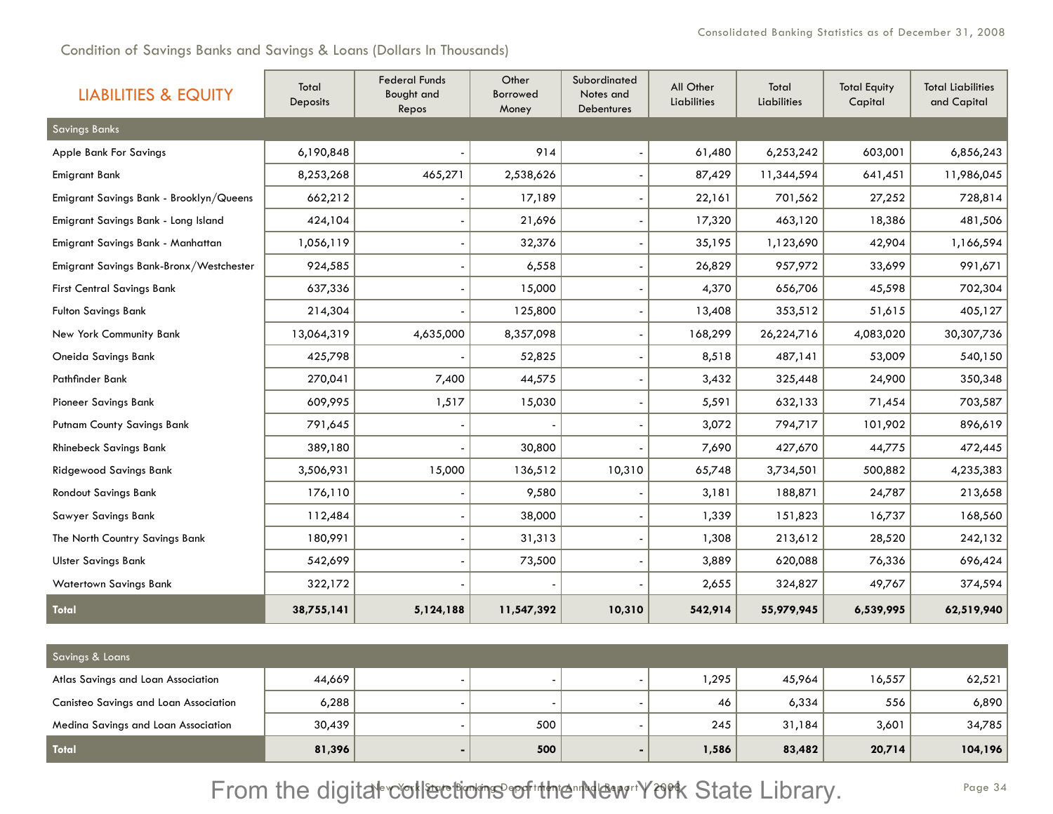## Condition of Savings Banks and Savings & Loans (Dollars In Thousands)

| LIABILITIES & EQUITY | Total Deposits | Federal Funds Bought and Repos | Other Borrowed Money | Subordinated Notes and Debentures | All Other Liabilities | Total Liabilities | Total Equity Capital | Total Liabilities and Capital |
|---|---|---|---|---|---|---|---|---|
| **Savings Banks** | | | | | | | | |
| Apple Bank For Savings | 6,190,848 | - | 914 | - | 61,480 | 6,253,242 | 603,001 | 6,856,243 |
| Emigrant Bank | 8,253,268 | 465,271 | 2,538,626 | - | 87,429 | 11,344,594 | 641,451 | 11,986,045 |
| Emigrant Savings Bank - Brooklyn/Queens | 662,212 | - | 17,189 | - | 22,161 | 701,562 | 27,252 | 728,814 |
| Emigrant Savings Bank - Long Island | 424,104 | - | 21,696 | - | 17,320 | 463,120 | 18,386 | 481,506 |
| Emigrant Savings Bank - Manhattan | 1,056,119 | - | 32,376 | - | 35,195 | 1,123,690 | 42,904 | 1,166,594 |
| Emigrant Savings Bank-Bronx/Westchester | 924,585 | - | 6,558 | - | 26,829 | 957,972 | 33,699 | 991,671 |
| First Central Savings Bank | 637,336 | - | 15,000 | - | 4,370 | 656,706 | 45,598 | 702,304 |
| Fulton Savings Bank | 214,304 | - | 125,800 | - | 13,408 | 353,512 | 51,615 | 405,127 |
| New York Community Bank | 13,064,319 | 4,635,000 | 8,357,098 | - | 168,299 | 26,224,716 | 4,083,020 | 30,307,736 |
| Oneida Savings Bank | 425,798 | - | 52,825 | - | 8,518 | 487,141 | 53,009 | 540,150 |
| Pathfinder Bank | 270,041 | 7,400 | 44,575 | - | 3,432 | 325,448 | 24,900 | 350,348 |
| Pioneer Savings Bank | 609,995 | 1,517 | 15,030 | - | 5,591 | 632,133 | 71,454 | 703,587 |
| Putnam County Savings Bank | 791,645 | - | - | - | 3,072 | 794,717 | 101,902 | 896,619 |
| Rhinebeck Savings Bank | 389,180 | - | 30,800 | - | 7,690 | 427,670 | 44,775 | 472,445 |
| Ridgewood Savings Bank | 3,506,931 | 15,000 | 136,512 | 10,310 | 65,748 | 3,734,501 | 500,882 | 4,235,383 |
| Rondout Savings Bank | 176,110 | - | 9,580 | - | 3,181 | 188,871 | 24,787 | 213,658 |
| Sawyer Savings Bank | 112,484 | - | 38,000 | - | 1,339 | 151,823 | 16,737 | 168,560 |
| The North Country Savings Bank | 180,991 | - | 31,313 | - | 1,308 | 213,612 | 28,520 | 242,132 |
| Ulster Savings Bank | 542,699 | - | 73,500 | - | 3,889 | 620,088 | 76,336 | 696,424 |
| Watertown Savings Bank | 322,172 | - | - | - | 2,655 | 324,827 | 49,767 | 374,594 |
| **Total** | **38,755,141** | **5,124,188** | **11,547,392** | **10,310** | **542,914** | **55,979,945** | **6,539,995** | **62,519,940** |
| **Savings & Loans** | | | | | | | | |
| Atlas Savings and Loan Association | 44,669 | - | - | - | 1,295 | 45,964 | 16,557 | 62,521 |
| Canisteo Savings and Loan Association | 6,288 | - | - | - | 46 | 6,334 | 556 | 6,890 |
| Medina Savings and Loan Association | 30,439 | - | 500 | - | 245 | 31,184 | 3,601 | 34,785 |
| **Total** | **81,396** | **-** | **500** | **-** | **1,586** | **83,482** | **20,714** | **104,196** |

From the digital collections of the New York State Library.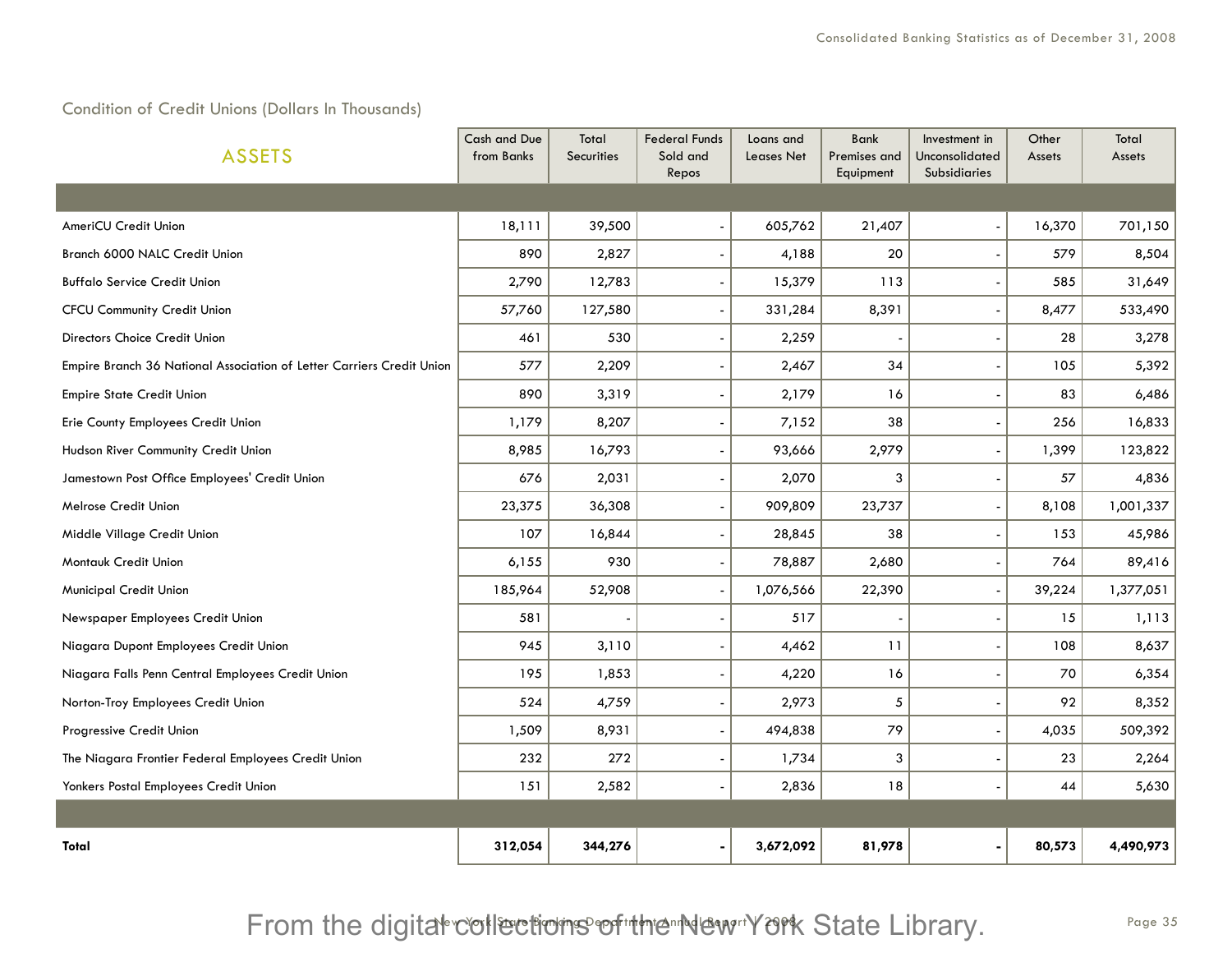## Condition of Credit Unions (Dollars In Thousands)

| ASSETS | Cash and Due from Banks | Total Securities | Federal Funds Sold and Repos | Loans and Leases Net | Bank Premises and Equipment | Investment in Unconsolidated Subsidiaries | Other Assets | Total Assets |
|---|---|---|---|---|---|---|---|---|
| AmeriCU Credit Union | 18,111 | 39,500 | - | 605,762 | 21,407 | - | 16,370 | 701,150 |
| Branch 6000 NALC Credit Union | 890 | 2,827 | - | 4,188 | 20 | - | 579 | 8,504 |
| Buffalo Service Credit Union | 2,790 | 12,783 | - | 15,379 | 113 | - | 585 | 31,649 |
| CFCU Community Credit Union | 57,760 | 127,580 | - | 331,284 | 8,391 | - | 8,477 | 533,490 |
| Directors Choice Credit Union | 461 | 530 | - | 2,259 | - | - | 28 | 3,278 |
| Empire Branch 36 National Association of Letter Carriers Credit Union | 577 | 2,209 | - | 2,467 | 34 | - | 105 | 5,392 |
| Empire State Credit Union | 890 | 3,319 | - | 2,179 | 16 | - | 83 | 6,486 |
| Erie County Employees Credit Union | 1,179 | 8,207 | - | 7,152 | 38 | - | 256 | 16,833 |
| Hudson River Community Credit Union | 8,985 | 16,793 | - | 93,666 | 2,979 | - | 1,399 | 123,822 |
| Jamestown Post Office Employees' Credit Union | 676 | 2,031 | - | 2,070 | 3 | - | 57 | 4,836 |
| Melrose Credit Union | 23,375 | 36,308 | - | 909,809 | 23,737 | - | 8,108 | 1,001,337 |
| Middle Village Credit Union | 107 | 16,844 | - | 28,845 | 38 | - | 153 | 45,986 |
| Montauk Credit Union | 6,155 | 930 | - | 78,887 | 2,680 | - | 764 | 89,416 |
| Municipal Credit Union | 185,964 | 52,908 | - | 1,076,566 | 22,390 | - | 39,224 | 1,377,051 |
| Newspaper Employees Credit Union | 581 | - | - | 517 | - | - | 15 | 1,113 |
| Niagara Dupont Employees Credit Union | 945 | 3,110 | - | 4,462 | 11 | - | 108 | 8,637 |
| Niagara Falls Penn Central Employees Credit Union | 195 | 1,853 | - | 4,220 | 16 | - | 70 | 6,354 |
| Norton-Troy Employees Credit Union | 524 | 4,759 | - | 2,973 | 5 | - | 92 | 8,352 |
| Progressive Credit Union | 1,509 | 8,931 | - | 494,838 | 79 | - | 4,035 | 509,392 |
| The Niagara Frontier Federal Employees Credit Union | 232 | 272 | - | 1,734 | 3 | - | 23 | 2,264 |
| Yonkers Postal Employees Credit Union | 151 | 2,582 | - | 2,836 | 18 | - | 44 | 5,630 |
| **Total** | **312,054** | **344,276** | **-** | **3,672,092** | **81,978** | **-** | **80,573** | **4,490,973** |

From the digital collections of the New York State Library.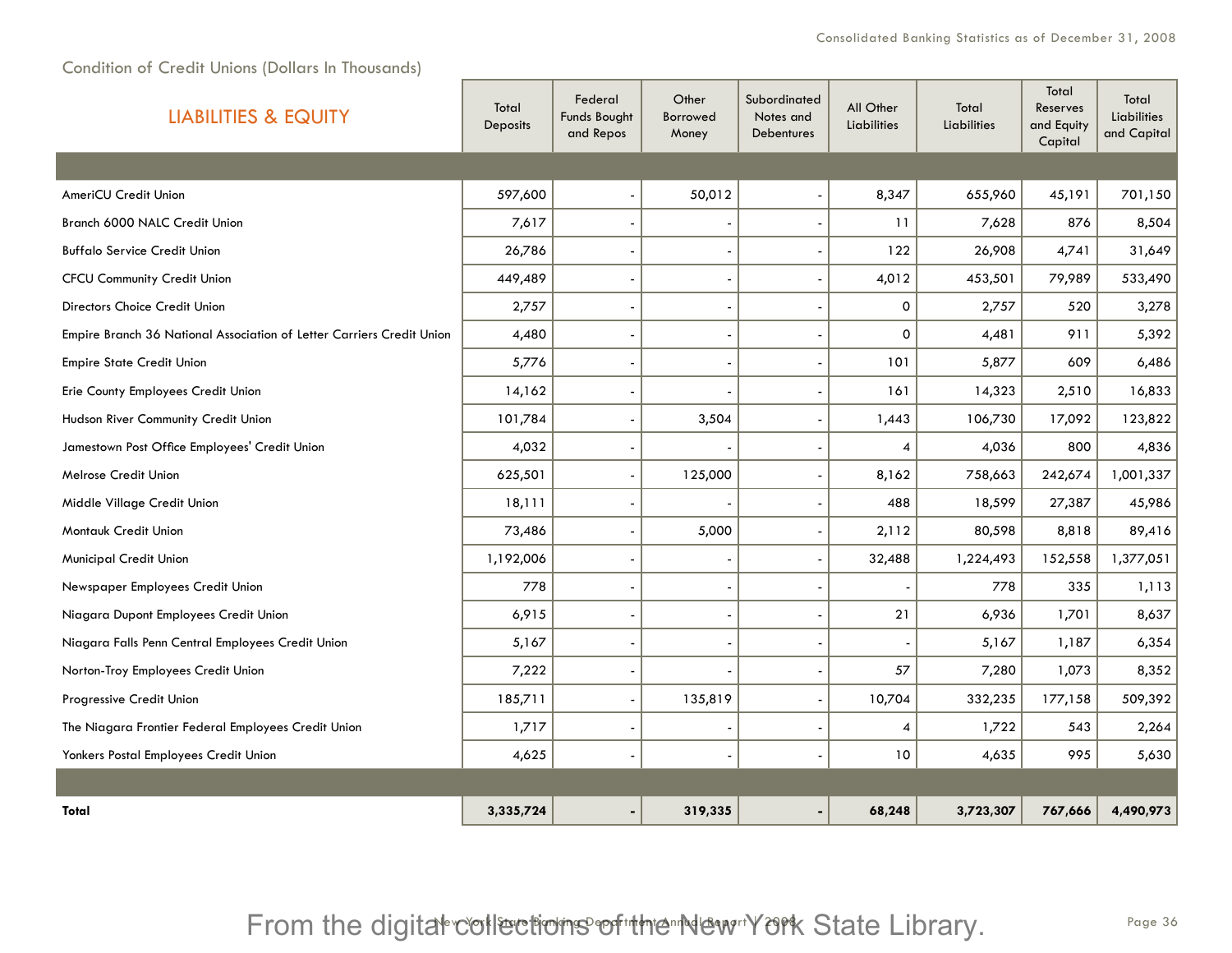## Condition of Credit Unions (Dollars In Thousands)

| LIABILITIES & EQUITY | Total Deposits | Federal Funds Bought and Repos | Other Borrowed Money | Subordinated Notes and Debentures | All Other Liabilities | Total Liabilities | Total Reserves and Equity Capital | Total Liabilities and Capital |
|---|---|---|---|---|---|---|---|---|
| AmeriCU Credit Union | 597,600 | - | 50,012 | - | 8,347 | 655,960 | 45,191 | 701,150 |
| Branch 6000 NALC Credit Union | 7,617 | - | - | - | 11 | 7,628 | 876 | 8,504 |
| Buffalo Service Credit Union | 26,786 | - | - | - | 122 | 26,908 | 4,741 | 31,649 |
| CFCU Community Credit Union | 449,489 | - | - | - | 4,012 | 453,501 | 79,989 | 533,490 |
| Directors Choice Credit Union | 2,757 | - | - | - | 0 | 2,757 | 520 | 3,278 |
| Empire Branch 36 National Association of Letter Carriers Credit Union | 4,480 | - | - | - | 0 | 4,481 | 911 | 5,392 |
| Empire State Credit Union | 5,776 | - | - | - | 101 | 5,877 | 609 | 6,486 |
| Erie County Employees Credit Union | 14,162 | - | - | - | 161 | 14,323 | 2,510 | 16,833 |
| Hudson River Community Credit Union | 101,784 | - | 3,504 | - | 1,443 | 106,730 | 17,092 | 123,822 |
| Jamestown Post Office Employees' Credit Union | 4,032 | - | - | - | 4 | 4,036 | 800 | 4,836 |
| Melrose Credit Union | 625,501 | - | 125,000 | - | 8,162 | 758,663 | 242,674 | 1,001,337 |
| Middle Village Credit Union | 18,111 | - | - | - | 488 | 18,599 | 27,387 | 45,986 |
| Montauk Credit Union | 73,486 | - | 5,000 | - | 2,112 | 80,598 | 8,818 | 89,416 |
| Municipal Credit Union | 1,192,006 | - | - | - | 32,488 | 1,224,493 | 152,558 | 1,377,051 |
| Newspaper Employees Credit Union | 778 | - | - | - | - | 778 | 335 | 1,113 |
| Niagara Dupont Employees Credit Union | 6,915 | - | - | - | 21 | 6,936 | 1,701 | 8,637 |
| Niagara Falls Penn Central Employees Credit Union | 5,167 | - | - | - | - | 5,167 | 1,187 | 6,354 |
| Norton-Troy Employees Credit Union | 7,222 | - | - | - | 57 | 7,280 | 1,073 | 8,352 |
| Progressive Credit Union | 185,711 | - | 135,819 | - | 10,704 | 332,235 | 177,158 | 509,392 |
| The Niagara Frontier Federal Employees Credit Union | 1,717 | - | - | - | 4 | 1,722 | 543 | 2,264 |
| Yonkers Postal Employees Credit Union | 4,625 | - | - | - | 10 | 4,635 | 995 | 5,630 |
| **Total** | **3,335,724** | **-** | **319,335** | **-** | **68,248** | **3,723,307** | **767,666** | **4,490,973** |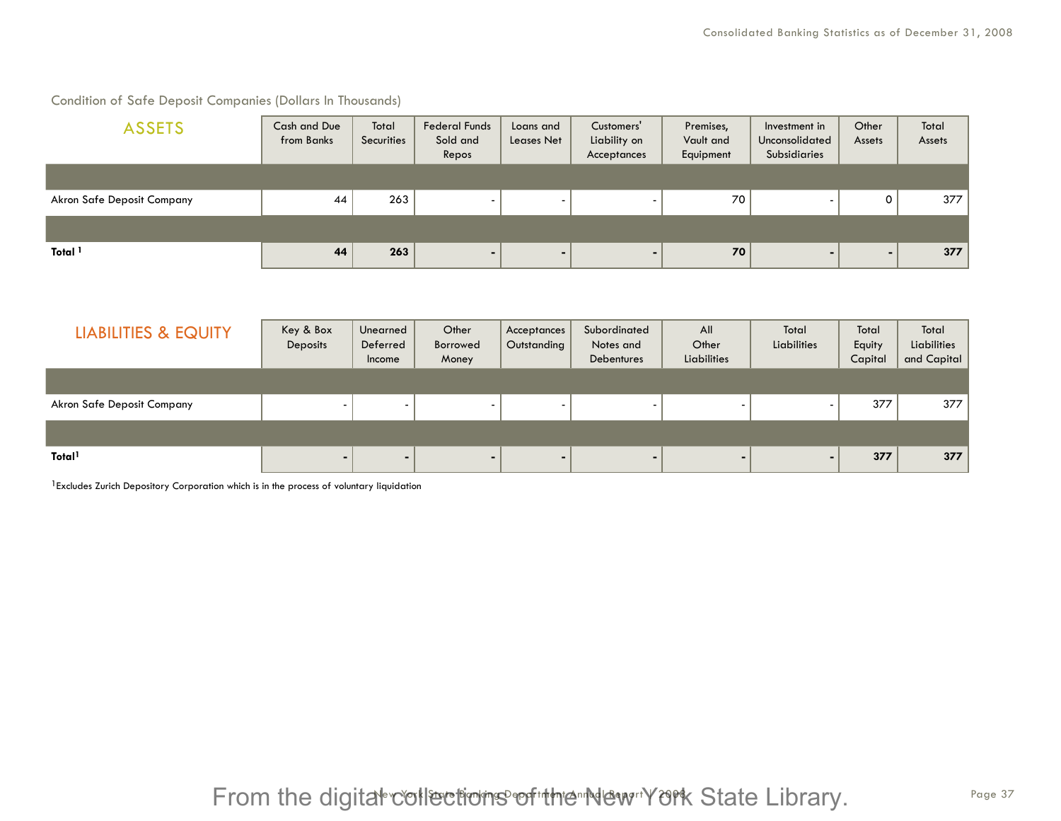Condition of Safe Deposit Companies (Dollars In Thousands)

## ASSETS

| | Cash and Due from Banks | Total Securities | Federal Funds Sold and Repos | Loans and Leases Net | Customers' Liability on Acceptances | Premises, Vault and Equipment | Investment in Unconsolidated Subsidiaries | Other Assets | Total Assets |
|---|---|---|---|---|---|---|---|---|---|
| Akron Safe Deposit Company | 44 | 263 | - | - | - | 70 | - | 0 | 377 |
| **Total** [1] | **44** | **263** | **-** | **-** | **-** | **70** | **-** | **-** | **377** |

## LIABILITIES & EQUITY

| | Key & Box Deposits | Unearned Deferred Income | Other Borrowed Money | Acceptances Outstanding | Subordinated Notes and Debentures | All Other Liabilities | Total Liabilities | Total Equity Capital | Total Liabilities and Capital |
|---|---|---|---|---|---|---|---|---|---|
| Akron Safe Deposit Company | - | - | - | - | - | - | - | 377 | 377 |
| **Total** [1] | **-** | **-** | **-** | **-** | **-** | **-** | **-** | **377** | **377** |

[1] Excludes Zurich Depository Corporation which is in the process of voluntary liquidation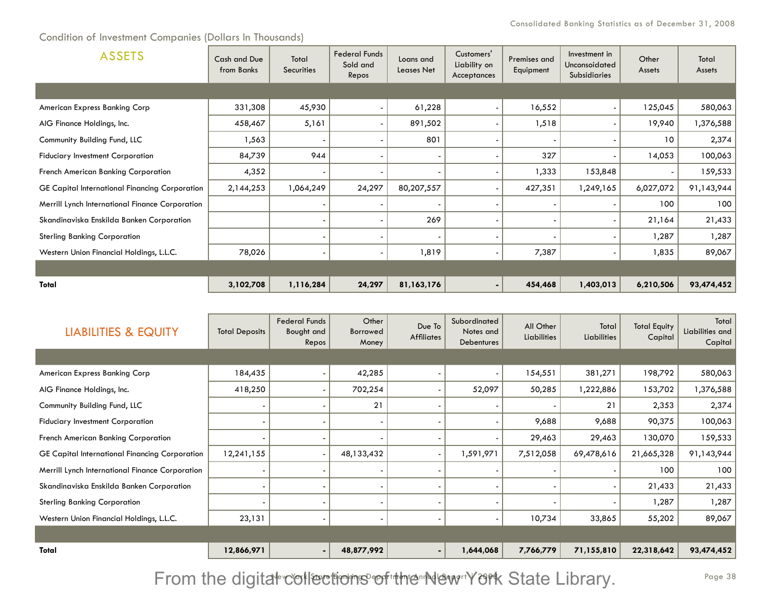## Condition of Investment Companies (Dollars In Thousands)

### ASSETS

| | Cash and Due from Banks | Total Securities | Federal Funds Sold and Repos | Loans and Leases Net | Customers' Liability on Acceptances | Premises and Equipment | Investment in Unconsoidated Subsidiaries | Other Assets | Total Assets |
|---|---|---|---|---|---|---|---|---|---|
| American Express Banking Corp | 331,308 | 45,930 | - | 61,228 | - | 16,552 | - | 125,045 | 580,063 |
| AIG Finance Holdings, Inc. | 458,467 | 5,161 | - | 891,502 | - | 1,518 | - | 19,940 | 1,376,588 |
| Community Building Fund, LLC | 1,563 | - | - | 801 | - | - | - | 10 | 2,374 |
| Fiduciary Investment Corporation | 84,739 | 944 | - | - | - | 327 | - | 14,053 | 100,063 |
| French American Banking Corporation | 4,352 | - | - | - | - | 1,333 | 153,848 | - | 159,533 |
| GE Capital International Financing Corporation | 2,144,253 | 1,064,249 | 24,297 | 80,207,557 | - | 427,351 | 1,249,165 | 6,027,072 | 91,143,944 |
| Merrill Lynch International Finance Corporation | | - | - | - | - | - | - | 100 | 100 |
| Skandinaviska Enskilda Banken Corporation | | - | - | 269 | - | - | - | 21,164 | 21,433 |
| Sterling Banking Corporation | | - | - | - | - | - | - | 1,287 | 1,287 |
| Western Union Financial Holdings, L.L.C. | 78,026 | - | - | 1,819 | - | 7,387 | - | 1,835 | 89,067 |
| **Total** | **3,102,708** | **1,116,284** | **24,297** | **81,163,176** | **-** | **454,468** | **1,403,013** | **6,210,506** | **93,474,452** |

### LIABILITIES & EQUITY

| | Total Deposits | Federal Funds Bought and Repos | Other Borrowed Money | Due To Affiliates | Subordinated Notes and Debentures | All Other Liabilities | Total Liabilities | Total Equity Capital | Total Liabilities and Capital |
|---|---|---|---|---|---|---|---|---|---|
| American Express Banking Corp | 184,435 | - | 42,285 | - | - | 154,551 | 381,271 | 198,792 | 580,063 |
| AIG Finance Holdings, Inc. | 418,250 | - | 702,254 | - | 52,097 | 50,285 | 1,222,886 | 153,702 | 1,376,588 |
| Community Building Fund, LLC | - | - | 21 | - | - | - | 21 | 2,353 | 2,374 |
| Fiduciary Investment Corporation | - | - | - | - | - | 9,688 | 9,688 | 90,375 | 100,063 |
| French American Banking Corporation | - | - | - | - | - | 29,463 | 29,463 | 130,070 | 159,533 |
| GE Capital International Financing Corporation | 12,241,155 | - | 48,133,432 | - | 1,591,971 | 7,512,058 | 69,478,616 | 21,665,328 | 91,143,944 |
| Merrill Lynch International Finance Corporation | - | - | - | - | - | - | - | 100 | 100 |
| Skandinaviska Enskilda Banken Corporation | - | - | - | - | - | - | - | 21,433 | 21,433 |
| Sterling Banking Corporation | - | - | - | - | - | - | - | 1,287 | 1,287 |
| Western Union Financial Holdings, L.L.C. | 23,131 | - | - | - | - | 10,734 | 33,865 | 55,202 | 89,067 |
| **Total** | **12,866,971** | **-** | **48,877,992** | **-** | **1,644,068** | **7,766,779** | **71,155,810** | **22,318,642** | **93,474,452** |

From the digital collections of the New York State Library.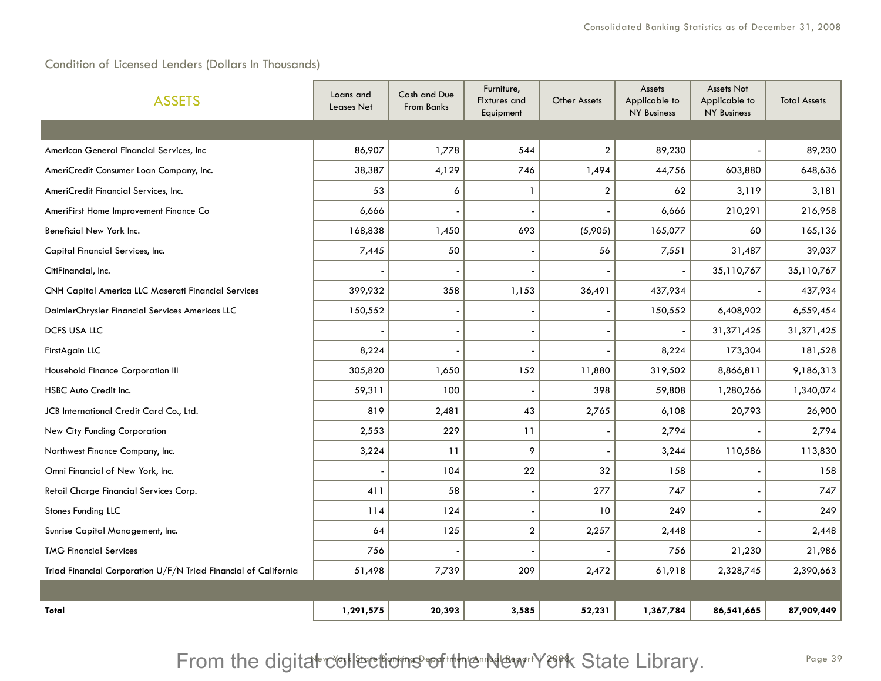## Condition of Licensed Lenders (Dollars In Thousands)

| ASSETS | Loans and Leases Net | Cash and Due From Banks | Furniture, Fixtures and Equipment | Other Assets | Assets Applicable to NY Business | Assets Not Applicable to NY Business | Total Assets |
|---|---|---|---|---|---|---|---|
| American General Financial Services, Inc | 86,907 | 1,778 | 544 | 2 | 89,230 | - | 89,230 |
| AmeriCredit Consumer Loan Company, Inc. | 38,387 | 4,129 | 746 | 1,494 | 44,756 | 603,880 | 648,636 |
| AmeriCredit Financial Services, Inc. | 53 | 6 | 1 | 2 | 62 | 3,119 | 3,181 |
| AmeriFirst Home Improvement Finance Co | 6,666 | - | - | - | 6,666 | 210,291 | 216,958 |
| Beneficial New York Inc. | 168,838 | 1,450 | 693 | (5,905) | 165,077 | 60 | 165,136 |
| Capital Financial Services, Inc. | 7,445 | 50 | - | 56 | 7,551 | 31,487 | 39,037 |
| CitiFinancial, Inc. | - | - | - | - | - | 35,110,767 | 35,110,767 |
| CNH Capital America LLC Maserati Financial Services | 399,932 | 358 | 1,153 | 36,491 | 437,934 | - | 437,934 |
| DaimlerChrysler Financial Services Americas LLC | 150,552 | - | - | - | 150,552 | 6,408,902 | 6,559,454 |
| DCFS USA LLC | - | - | - | - | - | 31,371,425 | 31,371,425 |
| FirstAgain LLC | 8,224 | - | - | - | 8,224 | 173,304 | 181,528 |
| Household Finance Corporation III | 305,820 | 1,650 | 152 | 11,880 | 319,502 | 8,866,811 | 9,186,313 |
| HSBC Auto Credit Inc. | 59,311 | 100 | - | 398 | 59,808 | 1,280,266 | 1,340,074 |
| JCB International Credit Card Co., Ltd. | 819 | 2,481 | 43 | 2,765 | 6,108 | 20,793 | 26,900 |
| New City Funding Corporation | 2,553 | 229 | 11 | - | 2,794 | - | 2,794 |
| Northwest Finance Company, Inc. | 3,224 | 11 | 9 | - | 3,244 | 110,586 | 113,830 |
| Omni Financial of New York, Inc. | - | 104 | 22 | 32 | 158 | - | 158 |
| Retail Charge Financial Services Corp. | 411 | 58 | - | 277 | 747 | - | 747 |
| Stones Funding LLC | 114 | 124 | - | 10 | 249 | - | 249 |
| Sunrise Capital Management, Inc. | 64 | 125 | 2 | 2,257 | 2,448 | - | 2,448 |
| TMG Financial Services | 756 | - | - | - | 756 | 21,230 | 21,986 |
| Triad Financial Corporation U/F/N Triad Financial of California | 51,498 | 7,739 | 209 | 2,472 | 61,918 | 2,328,745 | 2,390,663 |
| **Total** | **1,291,575** | **20,393** | **3,585** | **52,231** | **1,367,784** | **86,541,665** | **87,909,449** |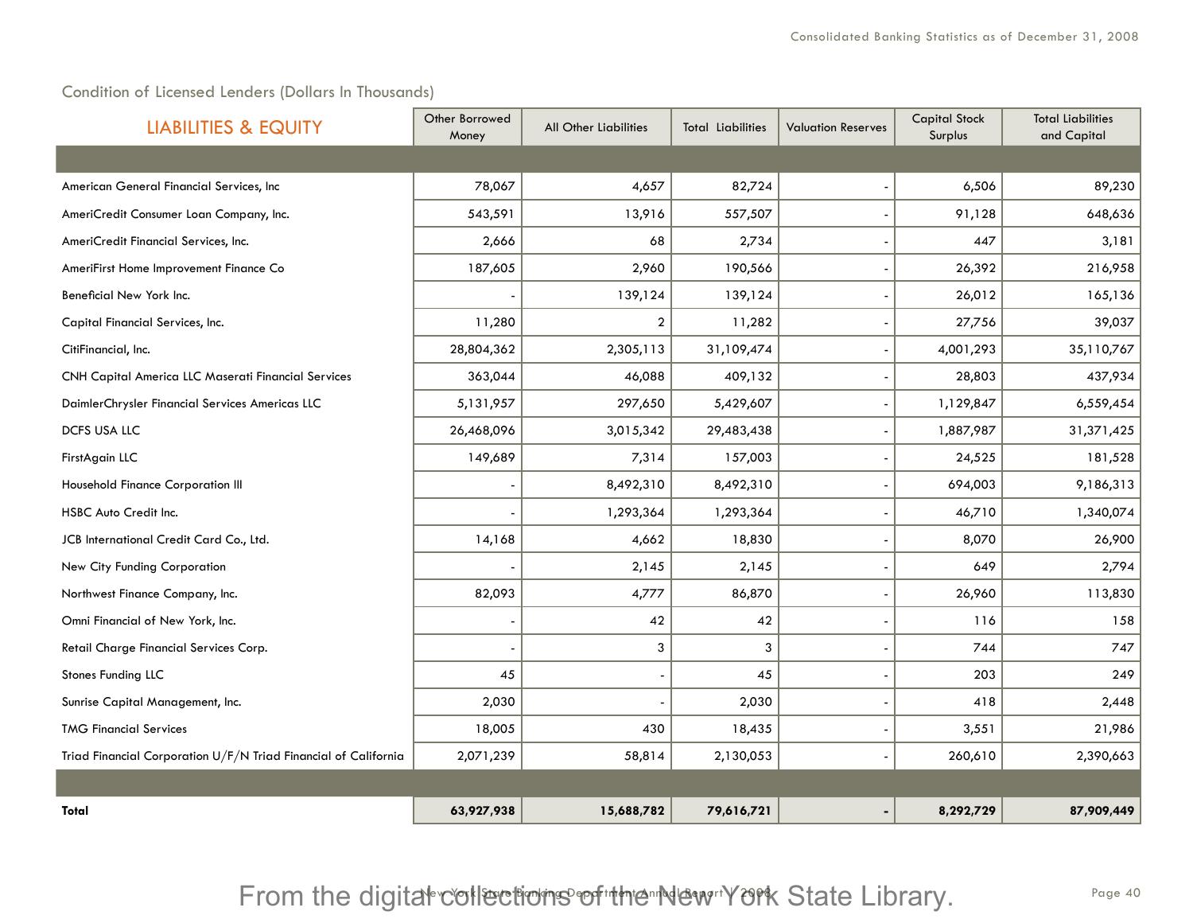Condition of Licensed Lenders (Dollars In Thousands)

| LIABILITIES & EQUITY | Other Borrowed Money | All Other Liabilities | Total Liabilities | Valuation Reserves | Capital Stock Surplus | Total Liabilities and Capital |
|---|---|---|---|---|---|---|
| American General Financial Services, Inc | 78,067 | 4,657 | 82,724 | - | 6,506 | 89,230 |
| AmeriCredit Consumer Loan Company, Inc. | 543,591 | 13,916 | 557,507 | - | 91,128 | 648,636 |
| AmeriCredit Financial Services, Inc. | 2,666 | 68 | 2,734 | - | 447 | 3,181 |
| AmeriFirst Home Improvement Finance Co | 187,605 | 2,960 | 190,566 | - | 26,392 | 216,958 |
| Beneficial New York Inc. | - | 139,124 | 139,124 | - | 26,012 | 165,136 |
| Capital Financial Services, Inc. | 11,280 | 2 | 11,282 | - | 27,756 | 39,037 |
| CitiFinancial, Inc. | 28,804,362 | 2,305,113 | 31,109,474 | - | 4,001,293 | 35,110,767 |
| CNH Capital America LLC Maserati Financial Services | 363,044 | 46,088 | 409,132 | - | 28,803 | 437,934 |
| DaimlerChrysler Financial Services Americas LLC | 5,131,957 | 297,650 | 5,429,607 | - | 1,129,847 | 6,559,454 |
| DCFS USA LLC | 26,468,096 | 3,015,342 | 29,483,438 | - | 1,887,987 | 31,371,425 |
| FirstAgain LLC | 149,689 | 7,314 | 157,003 | - | 24,525 | 181,528 |
| Household Finance Corporation III | - | 8,492,310 | 8,492,310 | - | 694,003 | 9,186,313 |
| HSBC Auto Credit Inc. | - | 1,293,364 | 1,293,364 | - | 46,710 | 1,340,074 |
| JCB International Credit Card Co., Ltd. | 14,168 | 4,662 | 18,830 | - | 8,070 | 26,900 |
| New City Funding Corporation | - | 2,145 | 2,145 | - | 649 | 2,794 |
| Northwest Finance Company, Inc. | 82,093 | 4,777 | 86,870 | - | 26,960 | 113,830 |
| Omni Financial of New York, Inc. | - | 42 | 42 | - | 116 | 158 |
| Retail Charge Financial Services Corp. | - | 3 | 3 | - | 744 | 747 |
| Stones Funding LLC | 45 | - | 45 | - | 203 | 249 |
| Sunrise Capital Management, Inc. | 2,030 | - | 2,030 | - | 418 | 2,448 |
| TMG Financial Services | 18,005 | 430 | 18,435 | - | 3,551 | 21,986 |
| Triad Financial Corporation U/F/N Triad Financial of California | 2,071,239 | 58,814 | 2,130,053 | - | 260,610 | 2,390,663 |
| **Total** | **63,927,938** | **15,688,782** | **79,616,721** | **-** | **8,292,729** | **87,909,449** |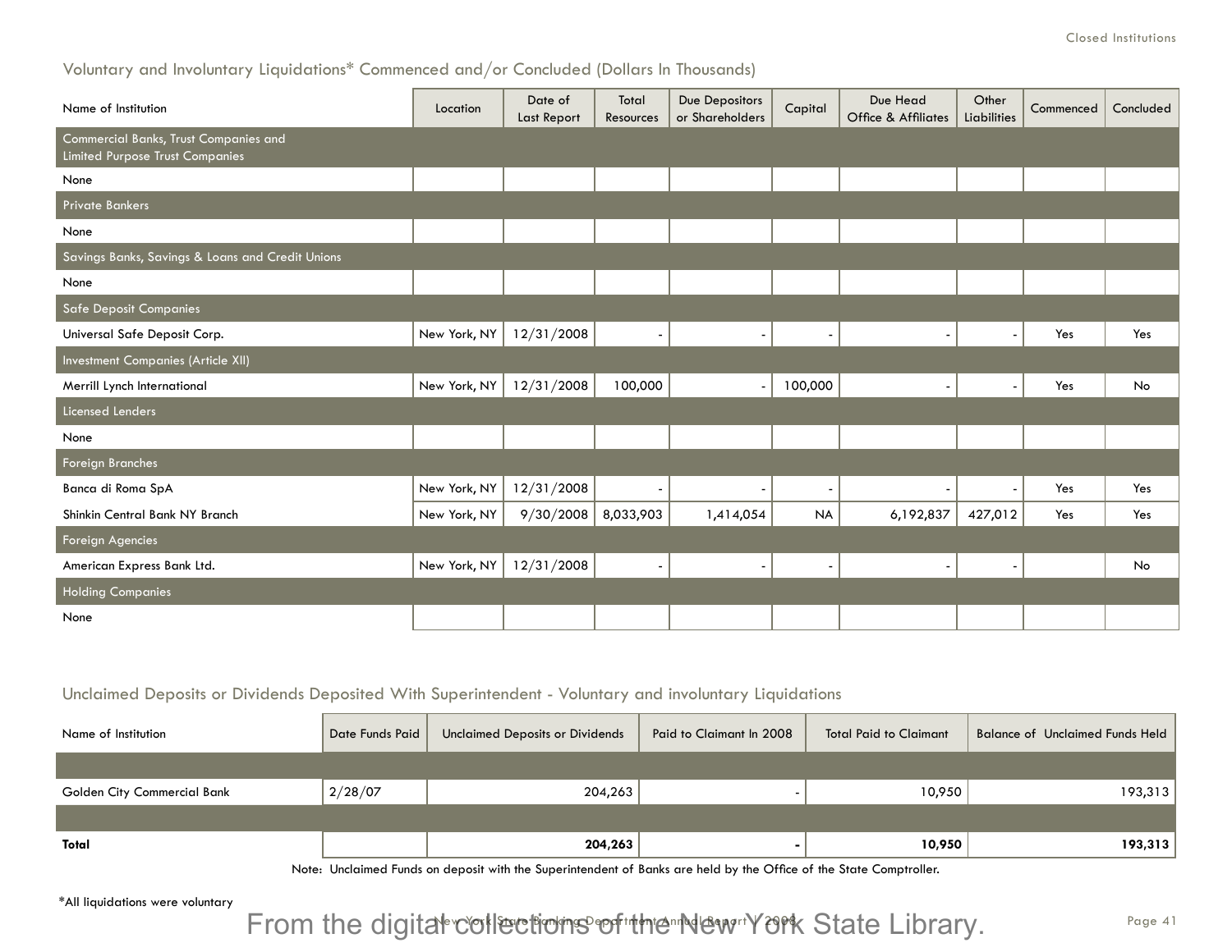## Voluntary and Involuntary Liquidations* Commenced and/or Concluded (Dollars In Thousands)

| Name of Institution | Location | Date of Last Report | Total Resources | Due Depositors or Shareholders | Capital | Due Head Office & Affiliates | Other Liabilities | Commenced | Concluded |
|---|---|---|---|---|---|---|---|---|---|
| **Commercial Banks, Trust Companies and Limited Purpose Trust Companies** | | | | | | | | | |
| None | | | | | | | | | |
| **Private Bankers** | | | | | | | | | |
| None | | | | | | | | | |
| **Savings Banks, Savings & Loans and Credit Unions** | | | | | | | | | |
| None | | | | | | | | | |
| **Safe Deposit Companies** | | | | | | | | | |
| Universal Safe Deposit Corp. | New York, NY | 12/31/2008 | - | - | - | - | - | Yes | Yes |
| **Investment Companies (Article XII)** | | | | | | | | | |
| Merrill Lynch International | New York, NY | 12/31/2008 | 100,000 | - | 100,000 | - | - | Yes | No |
| **Licensed Lenders** | | | | | | | | | |
| None | | | | | | | | | |
| **Foreign Branches** | | | | | | | | | |
| Banca di Roma SpA | New York, NY | 12/31/2008 | - | - | - | - | - | Yes | Yes |
| Shinkin Central Bank NY Branch | New York, NY | 9/30/2008 | 8,033,903 | 1,414,054 | NA | 6,192,837 | 427,012 | Yes | Yes |
| **Foreign Agencies** | | | | | | | | | |
| American Express Bank Ltd. | New York, NY | 12/31/2008 | - | - | - | - | - | | No |
| **Holding Companies** | | | | | | | | | |
| None | | | | | | | | | |

## Unclaimed Deposits or Dividends Deposited With Superintendent - Voluntary and involuntary Liquidations

| Name of Institution | Date Funds Paid | Unclaimed Deposits or Dividends | Paid to Claimant In 2008 | Total Paid to Claimant | Balance of Unclaimed Funds Held |
|---|---|---|---|---|---|
| Golden City Commercial Bank | 2/28/07 | 204,263 | - | 10,950 | 193,313 |
| **Total** | | **204,263** | **-** | **10,950** | **193,313** |

Note: Unclaimed Funds on deposit with the Superintendent of Banks are held by the Office of the State Comptroller.

*All liquidations were voluntary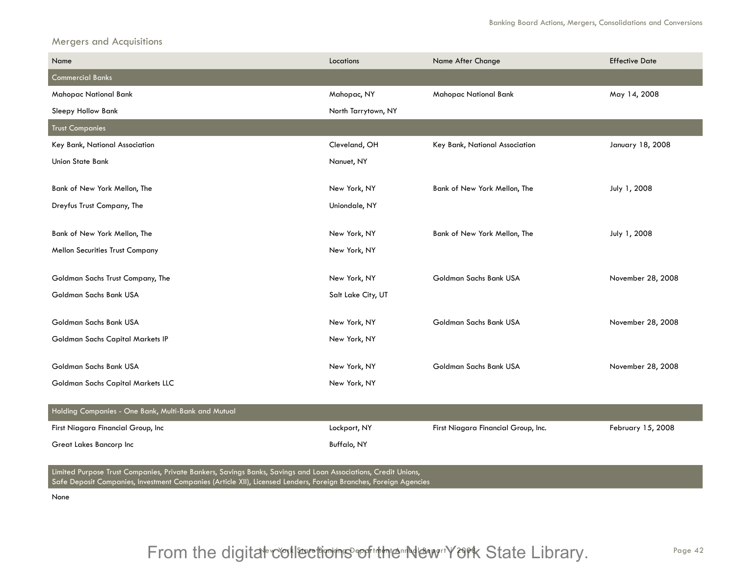## Mergers and Acquisitions

| Name | Locations | Name After Change | Effective Date |
|---|---|---|---|
| **Commercial Banks** | | | |
| Mahopac National Bank | Mahopac, NY | Mahopac National Bank | May 14, 2008 |
| Sleepy Hollow Bank | North Tarrytown, NY | | |
| **Trust Companies** | | | |
| Key Bank, National Association | Cleveland, OH | Key Bank, National Association | January 18, 2008 |
| Union State Bank | Nanuet, NY | | |
| Bank of New York Mellon, The | New York, NY | Bank of New York Mellon, The | July 1, 2008 |
| Dreyfus Trust Company, The | Uniondale, NY | | |
| Bank of New York Mellon, The | New York, NY | Bank of New York Mellon, The | July 1, 2008 |
| Mellon Securities Trust Company | New York, NY | | |
| Goldman Sachs Trust Company, The | New York, NY | Goldman Sachs Bank USA | November 28, 2008 |
| Goldman Sachs Bank USA | Salt Lake City, UT | | |
| Goldman Sachs Bank USA | New York, NY | Goldman Sachs Bank USA | November 28, 2008 |
| Goldman Sachs Capital Markets IP | New York, NY | | |
| Goldman Sachs Bank USA | New York, NY | Goldman Sachs Bank USA | November 28, 2008 |
| Goldman Sachs Capital Markets LLC | New York, NY | | |
| **Holding Companies - One Bank, Multi-Bank and Mutual** | | | |
| First Niagara Financial Group, Inc | Lockport, NY | First Niagara Financial Group, Inc. | February 15, 2008 |
| Great Lakes Bancorp Inc | Buffalo, NY | | |
| **Limited Purpose Trust Companies, Private Bankers, Savings Banks, Savings and Loan Associations, Credit Unions, Safe Deposit Companies, Investment Companies (Article XII), Licensed Lenders, Foreign Branches, Foreign Agencies** | | | |
| None | | | |

From the digital collections of the New York State Library.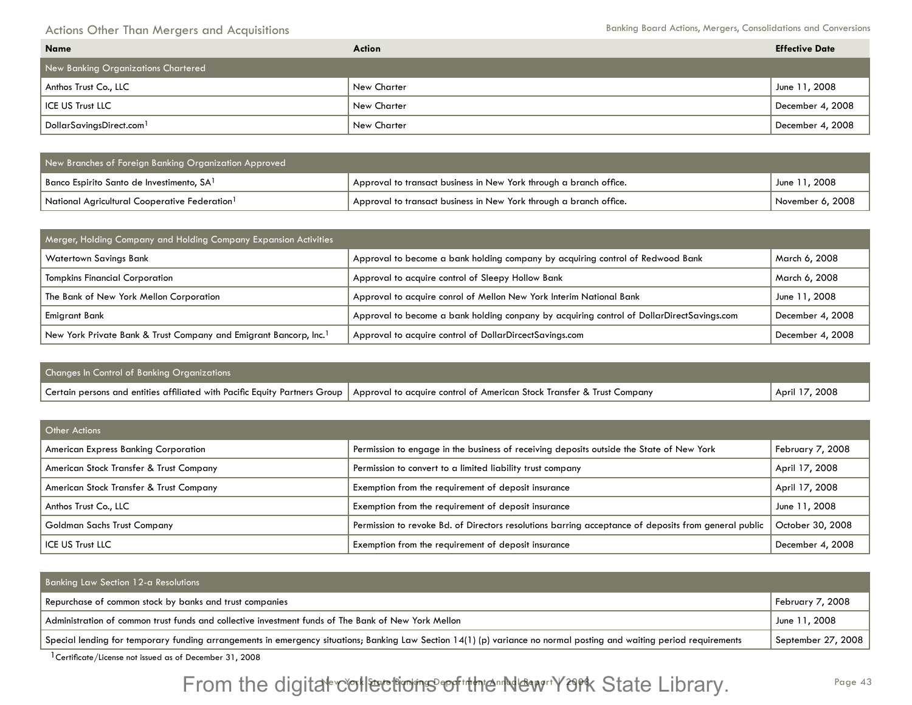## Actions Other Than Mergers and Acquisitions

| Name | Action | Effective Date |
|---|---|---|
| **New Banking Organizations Chartered** | | |
| Anthos Trust Co., LLC | New Charter | June 11, 2008 |
| ICE US Trust LLC | New Charter | December 4, 2008 |
| DollarSavingsDirect.com[1] | New Charter | December 4, 2008 |

| New Branches of Foreign Banking Organization Approved | | |
|---|---|---|
| Banco Espirito Santo de Investimento, SA[1] | Approval to transact business in New York through a branch office. | June 11, 2008 |
| National Agricultural Cooperative Federation[1] | Approval to transact business in New York through a branch office. | November 6, 2008 |

| Merger, Holding Company and Holding Company Expansion Activities | | |
|---|---|---|
| Watertown Savings Bank | Approval to become a bank holding company by acquiring control of Redwood Bank | March 6, 2008 |
| Tompkins Financial Corporation | Approval to acquire control of Sleepy Hollow Bank | March 6, 2008 |
| The Bank of New York Mellon Corporation | Approval to acquire conrol of Mellon New York Interim National Bank | June 11, 2008 |
| Emigrant Bank | Approval to become a bank holding conpany by acquiring control of DollarDirectSavings.com | December 4, 2008 |
| New York Private Bank & Trust Company and Emigrant Bancorp, Inc.[1] | Approval to acquire control of DollarDircectSavings.com | December 4, 2008 |

| Changes In Control of Banking Organizations | | |
|---|---|---|
| Certain persons and entities affiliated with Pacific Equity Partners Group | Approval to acquire control of American Stock Transfer & Trust Company | April 17, 2008 |

| Other Actions | | |
|---|---|---|
| American Express Banking Corporation | Permission to engage in the business of receiving deposits outside the State of New York | February 7, 2008 |
| American Stock Transfer & Trust Company | Permission to convert to a limited liability trust company | April 17, 2008 |
| American Stock Transfer & Trust Company | Exemption from the requirement of deposit insurance | April 17, 2008 |
| Anthos Trust Co., LLC | Exemption from the requirement of deposit insurance | June 11, 2008 |
| Goldman Sachs Trust Company | Permission to revoke Bd. of Directors resolutions barring acceptance of deposits from general public | October 30, 2008 |
| ICE US Trust LLC | Exemption from the requirement of deposit insurance | December 4, 2008 |

| Banking Law Section 12-a Resolutions | |
|---|---|
| Repurchase of common stock by banks and trust companies | February 7, 2008 |
| Administration of common trust funds and collective investment funds of The Bank of New York Mellon | June 11, 2008 |
| Special lending for temporary funding arrangements in emergency situations; Banking Law Section 14(1) (p) variance no normal posting and waiting period requirements | September 27, 2008 |

[1] Certificate/License not issued as of December 31, 2008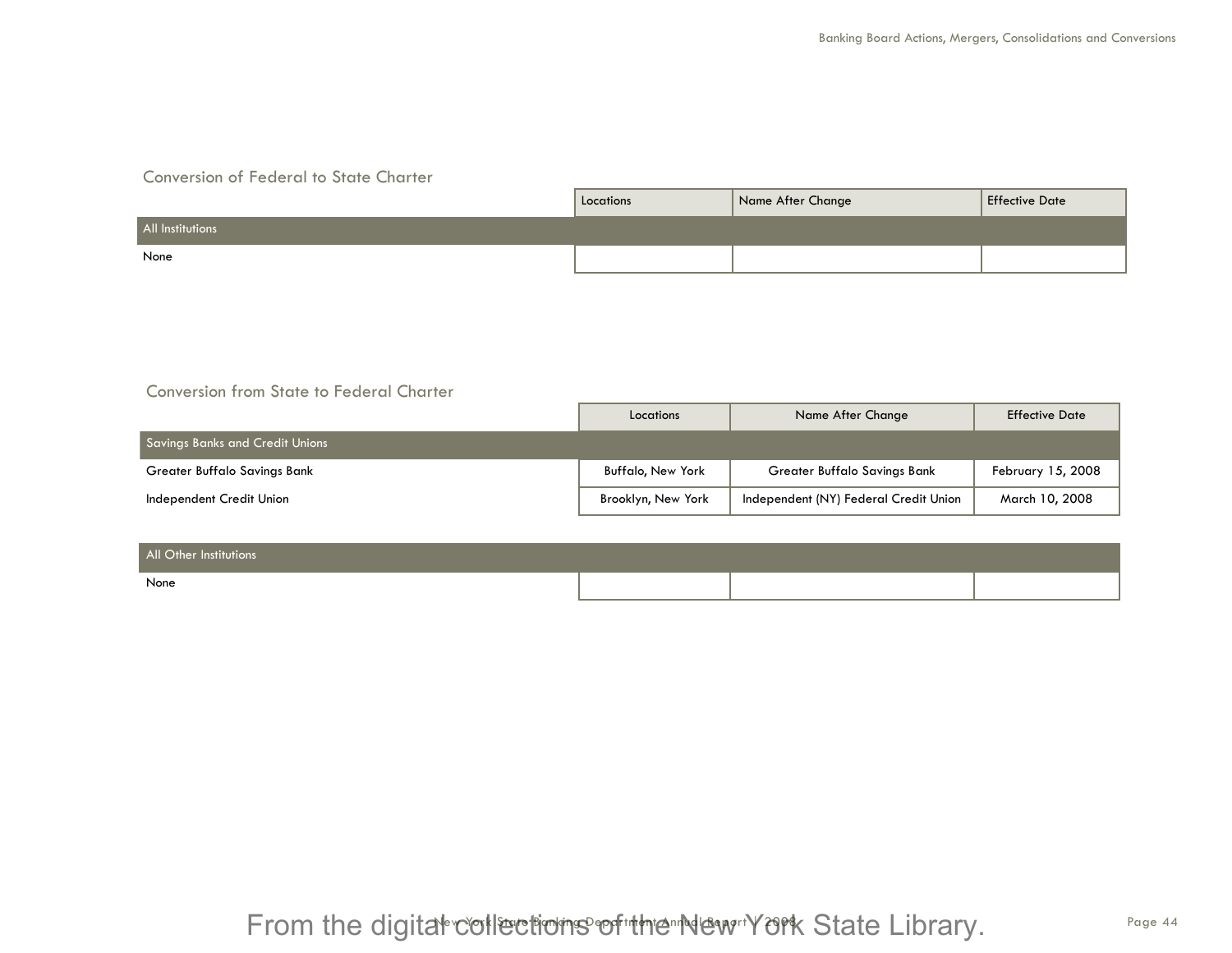## Conversion of Federal to State Charter

| | Locations | Name After Change | Effective Date |
|---|---|---|---|
| All Institutions | | | |
| None | | | |

## Conversion from State to Federal Charter

| | Locations | Name After Change | Effective Date |
|---|---|---|---|
| Savings Banks and Credit Unions | | | |
| Greater Buffalo Savings Bank | Buffalo, New York | Greater Buffalo Savings Bank | February 15, 2008 |
| Independent Credit Union | Brooklyn, New York | Independent (NY) Federal Credit Union | March 10, 2008 |
| All Other Institutions | | | |
| None | | | |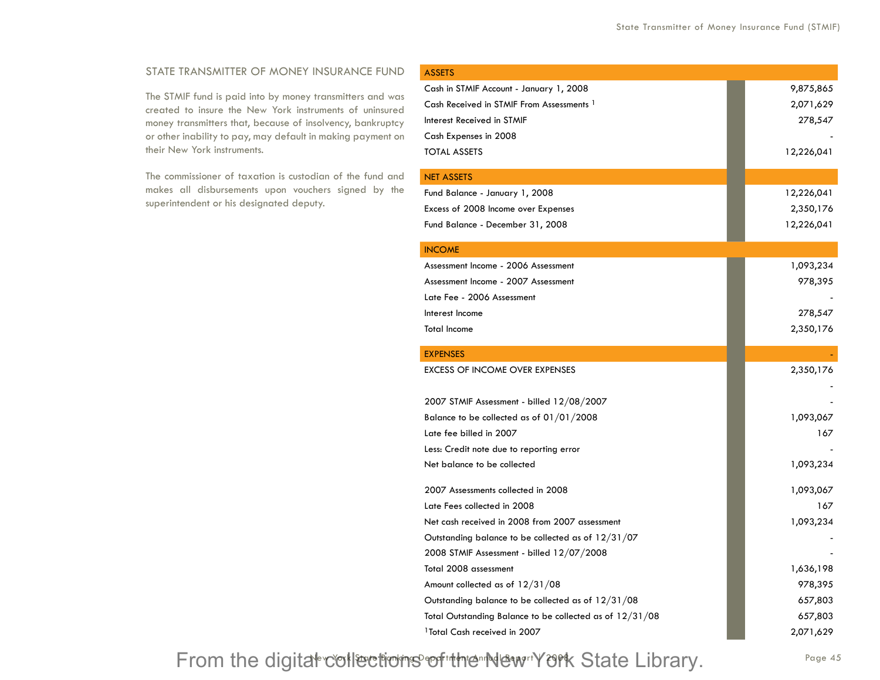## STATE TRANSMITTER OF MONEY INSURANCE FUND

The STMIF fund is paid into by money transmitters and was created to insure the New York instruments of uninsured money transmitters that, because of insolvency, bankruptcy or other inability to pay, may default in making payment on their New York instruments.

The commissioner of taxation is custodian of the fund and makes all disbursements upon vouchers signed by the superintendent or his designated deputy.

| ASSETS | |
|---|---|
| Cash in STMIF Account - January 1, 2008 | 9,875,865 |
| Cash Received in STMIF From Assessments [1] | 2,071,629 |
| Interest Received in STMIF | 278,547 |
| Cash Expenses in 2008 | - |
| TOTAL ASSETS | 12,226,041 |
| **NET ASSETS** | |
| Fund Balance - January 1, 2008 | 12,226,041 |
| Excess of 2008 Income over Expenses | 2,350,176 |
| Fund Balance - December 31, 2008 | 12,226,041 |
| **INCOME** | |
| Assessment Income - 2006 Assessment | 1,093,234 |
| Assessment Income - 2007 Assessment | 978,395 |
| Late Fee - 2006 Assessment | - |
| Interest Income | 278,547 |
| Total Income | 2,350,176 |
| **EXPENSES** | - |
| EXCESS OF INCOME OVER EXPENSES | 2,350,176 |
| | - |
| 2007 STMIF Assessment - billed 12/08/2007 | - |
| Balance to be collected as of 01/01/2008 | 1,093,067 |
| Late fee billed in 2007 | 167 |
| Less: Credit note due to reporting error | - |
| Net balance to be collected | 1,093,234 |
| | |
| 2007 Assessments collected in 2008 | 1,093,067 |
| Late Fees collected in 2008 | 167 |
| Net cash received in 2008 from 2007 assessment | 1,093,234 |
| Outstanding balance to be collected as of 12/31/07 | - |
| 2008 STMIF Assessment - billed 12/07/2008 | - |
| Total 2008 assessment | 1,636,198 |
| Amount collected as of 12/31/08 | 978,395 |
| Outstanding balance to be collected as of 12/31/08 | 657,803 |
| Total Outstanding Balance to be collected as of 12/31/08 | 657,803 |
| [1]Total Cash received in 2007 | 2,071,629 |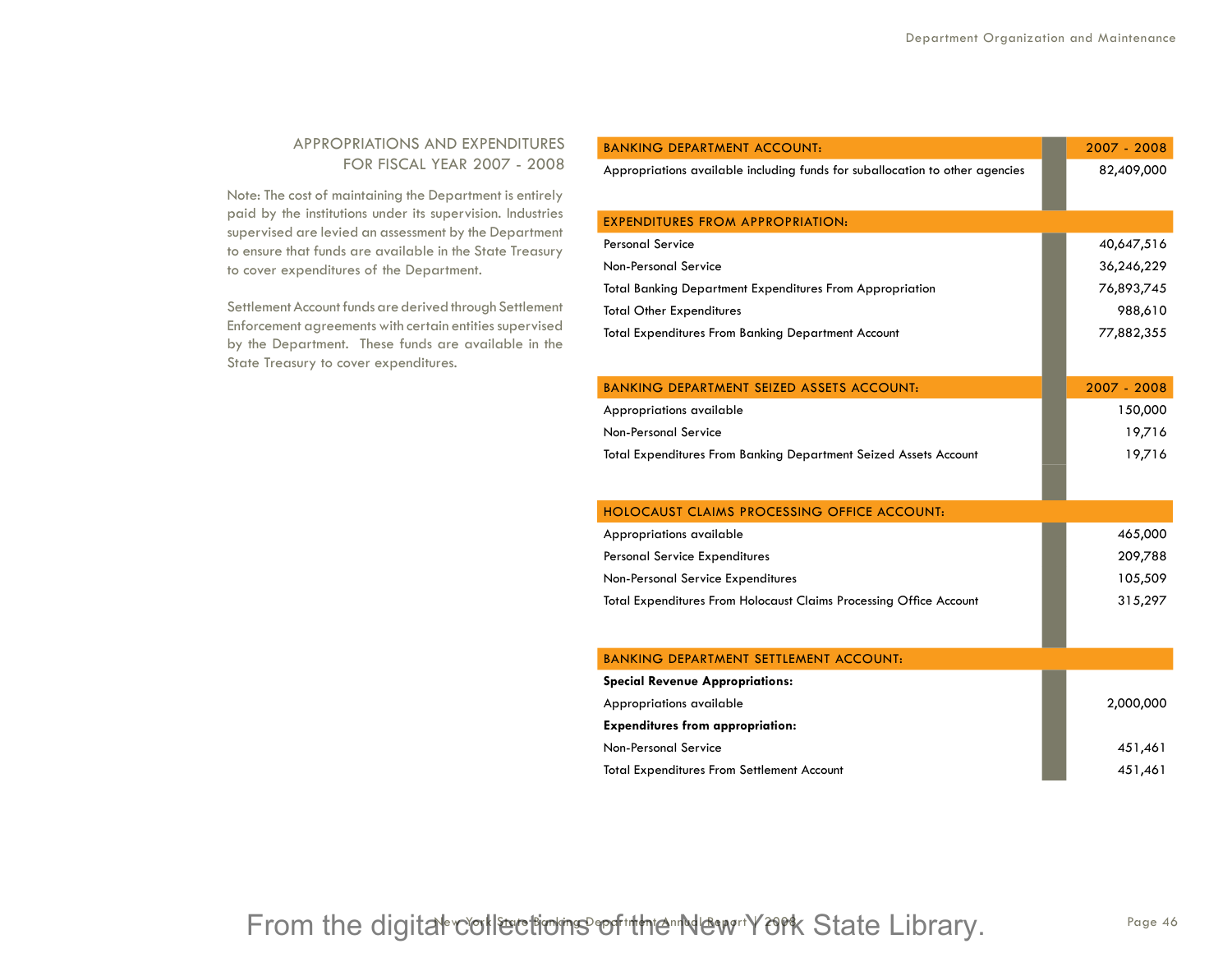## APPROPRIATIONS AND EXPENDITURES FOR FISCAL YEAR 2007 - 2008

Note: The cost of maintaining the Department is entirely paid by the institutions under its supervision. Industries supervised are levied an assessment by the Department to ensure that funds are available in the State Treasury to cover expenditures of the Department.

Settlement Account funds are derived through Settlement Enforcement agreements with certain entities supervised by the Department. These funds are available in the State Treasury to cover expenditures.

| BANKING DEPARTMENT ACCOUNT: | 2007 - 2008 |
|---|---|
| Appropriations available including funds for suballocation to other agencies | 82,409,000 |
| **EXPENDITURES FROM APPROPRIATION:** | |
| Personal Service | 40,647,516 |
| Non-Personal Service | 36,246,229 |
| Total Banking Department Expenditures From Appropriation | 76,893,745 |
| Total Other Expenditures | 988,610 |
| Total Expenditures From Banking Department Account | 77,882,355 |

| BANKING DEPARTMENT SEIZED ASSETS ACCOUNT: | 2007 - 2008 |
|---|---|
| Appropriations available | 150,000 |
| Non-Personal Service | 19,716 |
| Total Expenditures From Banking Department Seized Assets Account | 19,716 |

| HOLOCAUST CLAIMS PROCESSING OFFICE ACCOUNT: | |
|---|---|
| Appropriations available | 465,000 |
| Personal Service Expenditures | 209,788 |
| Non-Personal Service Expenditures | 105,509 |
| Total Expenditures From Holocaust Claims Processing Office Account | 315,297 |

| BANKING DEPARTMENT SETTLEMENT ACCOUNT: | |
|---|---|
| **Special Revenue Appropriations:** | |
| Appropriations available | 2,000,000 |
| **Expenditures from appropriation:** | |
| Non-Personal Service | 451,461 |
| Total Expenditures From Settlement Account | 451,461 |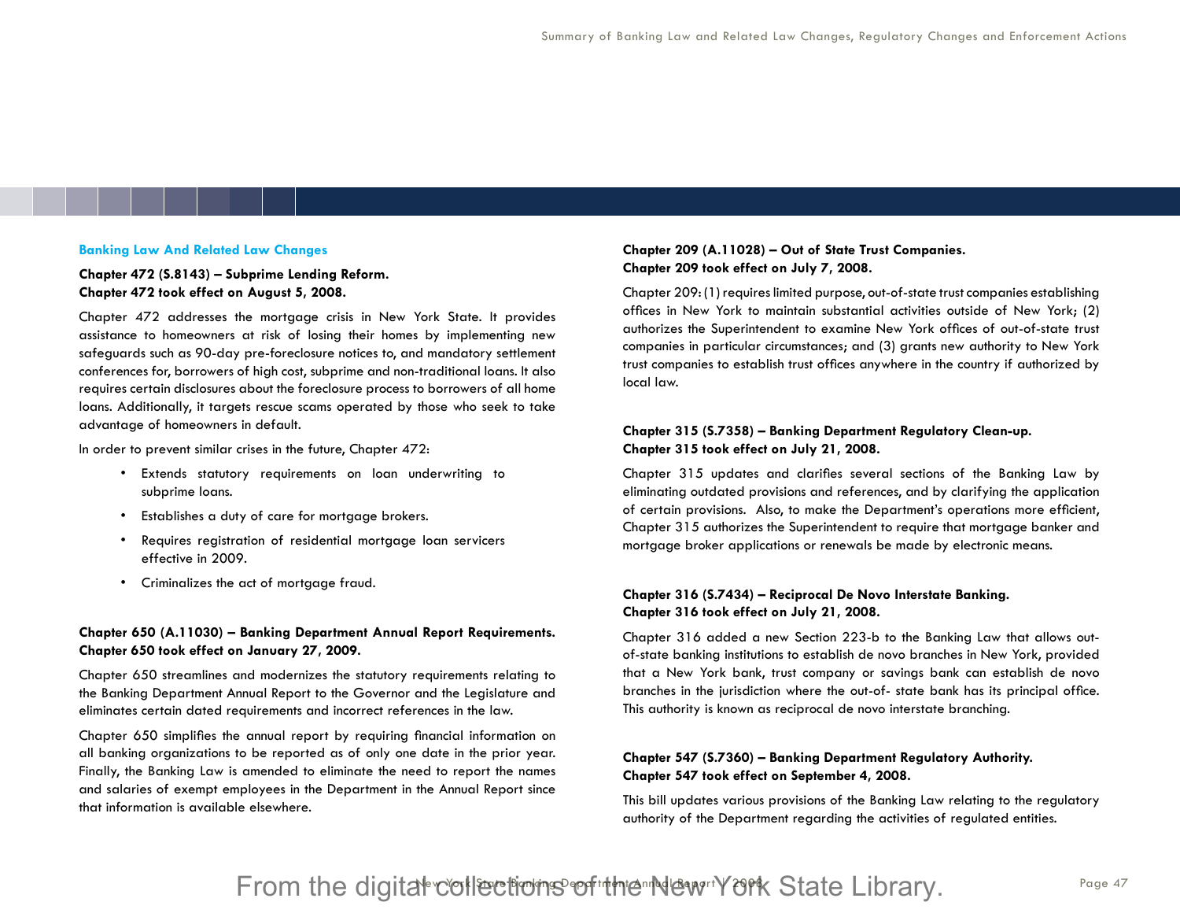## Banking Law And Related Law Changes

**Chapter 472 (S.8143) – Subprime Lending Reform.**
**Chapter 472 took effect on August 5, 2008.**

Chapter 472 addresses the mortgage crisis in New York State. It provides assistance to homeowners at risk of losing their homes by implementing new safeguards such as 90-day pre-foreclosure notices to, and mandatory settlement conferences for, borrowers of high cost, subprime and non-traditional loans. It also requires certain disclosures about the foreclosure process to borrowers of all home loans. Additionally, it targets rescue scams operated by those who seek to take advantage of homeowners in default.

In order to prevent similar crises in the future, Chapter 472:

- Extends statutory requirements on loan underwriting to subprime loans.
- Establishes a duty of care for mortgage brokers.
- Requires registration of residential mortgage loan servicers effective in 2009.
- Criminalizes the act of mortgage fraud.

**Chapter 650 (A.11030) – Banking Department Annual Report Requirements.**
**Chapter 650 took effect on January 27, 2009.**

Chapter 650 streamlines and modernizes the statutory requirements relating to the Banking Department Annual Report to the Governor and the Legislature and eliminates certain dated requirements and incorrect references in the law.

Chapter 650 simplifies the annual report by requiring financial information on all banking organizations to be reported as of only one date in the prior year. Finally, the Banking Law is amended to eliminate the need to report the names and salaries of exempt employees in the Department in the Annual Report since that information is available elsewhere.

**Chapter 209 (A.11028) – Out of State Trust Companies.**
**Chapter 209 took effect on July 7, 2008.**

Chapter 209: (1) requires limited purpose, out-of-state trust companies establishing offices in New York to maintain substantial activities outside of New York; (2) authorizes the Superintendent to examine New York offices of out-of-state trust companies in particular circumstances; and (3) grants new authority to New York trust companies to establish trust offices anywhere in the country if authorized by local law.

**Chapter 315 (S.7358) – Banking Department Regulatory Clean-up.**
**Chapter 315 took effect on July 21, 2008.**

Chapter 315 updates and clarifies several sections of the Banking Law by eliminating outdated provisions and references, and by clarifying the application of certain provisions. Also, to make the Department's operations more efficient, Chapter 315 authorizes the Superintendent to require that mortgage banker and mortgage broker applications or renewals be made by electronic means.

**Chapter 316 (S.7434) – Reciprocal De Novo Interstate Banking.**
**Chapter 316 took effect on July 21, 2008.**

Chapter 316 added a new Section 223-b to the Banking Law that allows out-of-state banking institutions to establish de novo branches in New York, provided that a New York bank, trust company or savings bank can establish de novo branches in the jurisdiction where the out-of- state bank has its principal office. This authority is known as reciprocal de novo interstate branching.

**Chapter 547 (S.7360) – Banking Department Regulatory Authority.**
**Chapter 547 took effect on September 4, 2008.**

This bill updates various provisions of the Banking Law relating to the regulatory authority of the Department regarding the activities of regulated entities.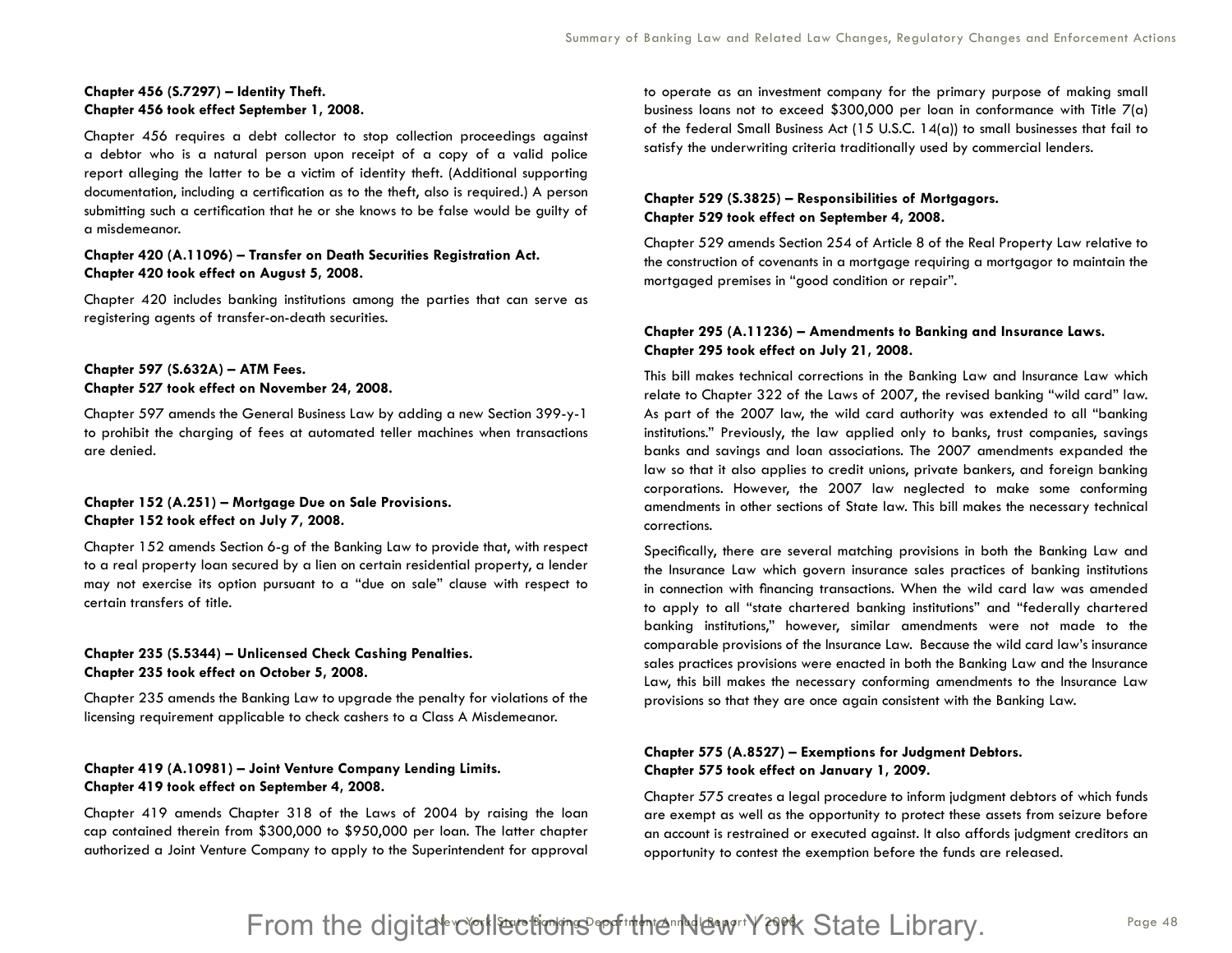**Chapter 456 (S.7297) – Identity Theft.**
**Chapter 456 took effect September 1, 2008.**

Chapter 456 requires a debt collector to stop collection proceedings against a debtor who is a natural person upon receipt of a copy of a valid police report alleging the latter to be a victim of identity theft. (Additional supporting documentation, including a certification as to the theft, also is required.) A person submitting such a certification that he or she knows to be false would be guilty of a misdemeanor.

**Chapter 420 (A.11096) – Transfer on Death Securities Registration Act.**
**Chapter 420 took effect on August 5, 2008.**

Chapter 420 includes banking institutions among the parties that can serve as registering agents of transfer-on-death securities.

**Chapter 597 (S.632A) – ATM Fees.**
**Chapter 527 took effect on November 24, 2008.**

Chapter 597 amends the General Business Law by adding a new Section 399-y-1 to prohibit the charging of fees at automated teller machines when transactions are denied.

**Chapter 152 (A.251) – Mortgage Due on Sale Provisions.**
**Chapter 152 took effect on July 7, 2008.**

Chapter 152 amends Section 6-g of the Banking Law to provide that, with respect to a real property loan secured by a lien on certain residential property, a lender may not exercise its option pursuant to a "due on sale" clause with respect to certain transfers of title.

**Chapter 235 (S.5344) – Unlicensed Check Cashing Penalties.**
**Chapter 235 took effect on October 5, 2008.**

Chapter 235 amends the Banking Law to upgrade the penalty for violations of the licensing requirement applicable to check cashers to a Class A Misdemeanor.

**Chapter 419 (A.10981) – Joint Venture Company Lending Limits.**
**Chapter 419 took effect on September 4, 2008.**

Chapter 419 amends Chapter 318 of the Laws of 2004 by raising the loan cap contained therein from $300,000 to $950,000 per loan. The latter chapter authorized a Joint Venture Company to apply to the Superintendent for approval to operate as an investment company for the primary purpose of making small business loans not to exceed $300,000 per loan in conformance with Title 7(a) of the federal Small Business Act (15 U.S.C. 14(a)) to small businesses that fail to satisfy the underwriting criteria traditionally used by commercial lenders.

**Chapter 529 (S.3825) – Responsibilities of Mortgagors.**
**Chapter 529 took effect on September 4, 2008.**

Chapter 529 amends Section 254 of Article 8 of the Real Property Law relative to the construction of covenants in a mortgage requiring a mortgagor to maintain the mortgaged premises in "good condition or repair".

**Chapter 295 (A.11236) – Amendments to Banking and Insurance Laws.**
**Chapter 295 took effect on July 21, 2008.**

This bill makes technical corrections in the Banking Law and Insurance Law which relate to Chapter 322 of the Laws of 2007, the revised banking "wild card" law. As part of the 2007 law, the wild card authority was extended to all "banking institutions." Previously, the law applied only to banks, trust companies, savings banks and savings and loan associations. The 2007 amendments expanded the law so that it also applies to credit unions, private bankers, and foreign banking corporations. However, the 2007 law neglected to make some conforming amendments in other sections of State law. This bill makes the necessary technical corrections.

Specifically, there are several matching provisions in both the Banking Law and the Insurance Law which govern insurance sales practices of banking institutions in connection with financing transactions. When the wild card law was amended to apply to all "state chartered banking institutions" and "federally chartered banking institutions," however, similar amendments were not made to the comparable provisions of the Insurance Law. Because the wild card law's insurance sales practices provisions were enacted in both the Banking Law and the Insurance Law, this bill makes the necessary conforming amendments to the Insurance Law provisions so that they are once again consistent with the Banking Law.

**Chapter 575 (A.8527) – Exemptions for Judgment Debtors.**
**Chapter 575 took effect on January 1, 2009.**

Chapter 575 creates a legal procedure to inform judgment debtors of which funds are exempt as well as the opportunity to protect these assets from seizure before an account is restrained or executed against. It also affords judgment creditors an opportunity to contest the exemption before the funds are released.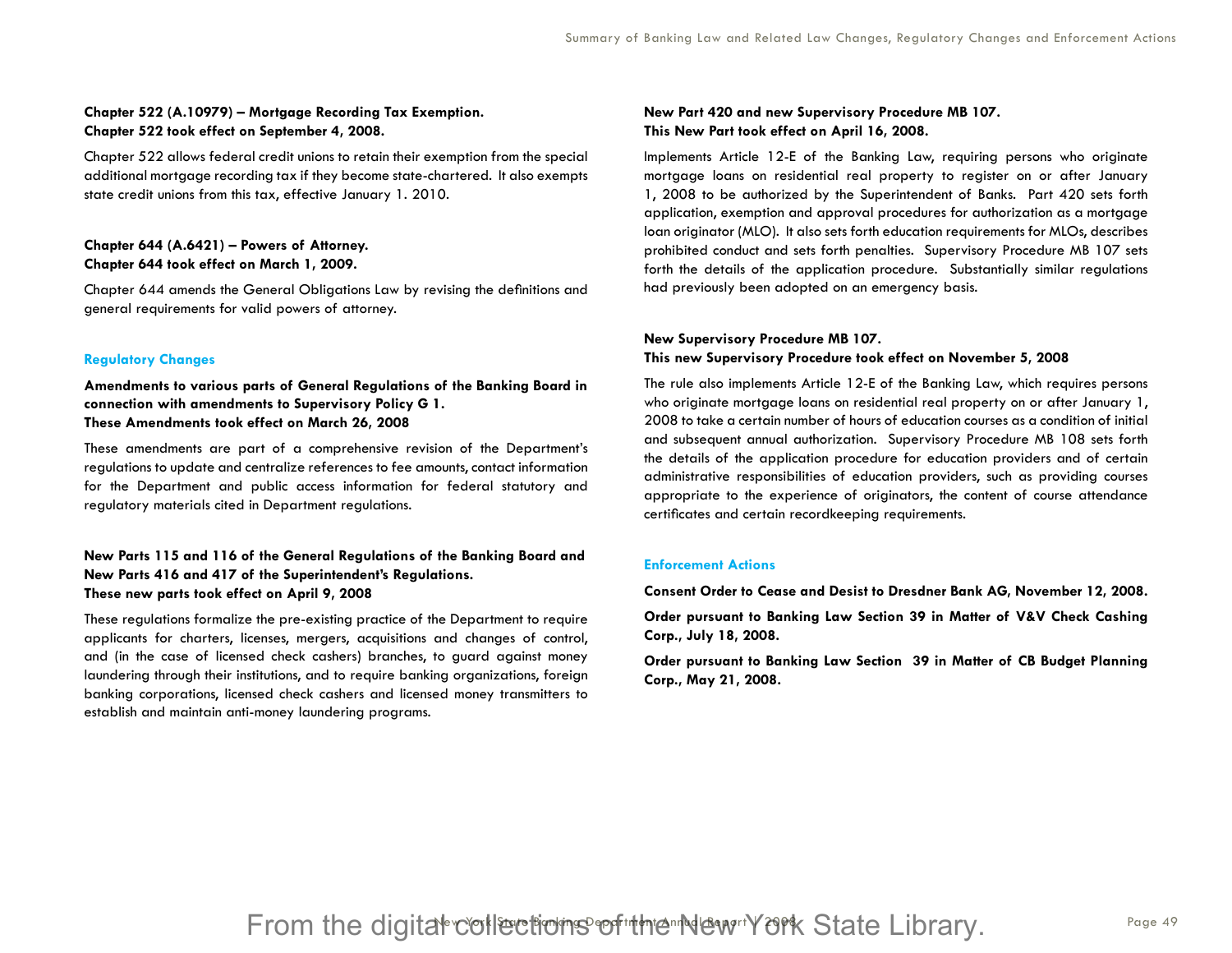**Chapter 522 (A.10979) – Mortgage Recording Tax Exemption.**
**Chapter 522 took effect on September 4, 2008.**

Chapter 522 allows federal credit unions to retain their exemption from the special additional mortgage recording tax if they become state-chartered. It also exempts state credit unions from this tax, effective January 1. 2010.

**Chapter 644 (A.6421) – Powers of Attorney.**
**Chapter 644 took effect on March 1, 2009.**

Chapter 644 amends the General Obligations Law by revising the definitions and general requirements for valid powers of attorney.

## Regulatory Changes

**Amendments to various parts of General Regulations of the Banking Board in connection with amendments to Supervisory Policy G 1.**
**These Amendments took effect on March 26, 2008**

These amendments are part of a comprehensive revision of the Department's regulations to update and centralize references to fee amounts, contact information for the Department and public access information for federal statutory and regulatory materials cited in Department regulations.

**New Parts 115 and 116 of the General Regulations of the Banking Board and New Parts 416 and 417 of the Superintendent's Regulations.**
**These new parts took effect on April 9, 2008**

These regulations formalize the pre-existing practice of the Department to require applicants for charters, licenses, mergers, acquisitions and changes of control, and (in the case of licensed check cashers) branches, to guard against money laundering through their institutions, and to require banking organizations, foreign banking corporations, licensed check cashers and licensed money transmitters to establish and maintain anti-money laundering programs.

**New Part 420 and new Supervisory Procedure MB 107.**
**This New Part took effect on April 16, 2008.**

Implements Article 12-E of the Banking Law, requiring persons who originate mortgage loans on residential real property to register on or after January 1, 2008 to be authorized by the Superintendent of Banks. Part 420 sets forth application, exemption and approval procedures for authorization as a mortgage loan originator (MLO). It also sets forth education requirements for MLOs, describes prohibited conduct and sets forth penalties. Supervisory Procedure MB 107 sets forth the details of the application procedure. Substantially similar regulations had previously been adopted on an emergency basis.

**New Supervisory Procedure MB 107.**
**This new Supervisory Procedure took effect on November 5, 2008**

The rule also implements Article 12-E of the Banking Law, which requires persons who originate mortgage loans on residential real property on or after January 1, 2008 to take a certain number of hours of education courses as a condition of initial and subsequent annual authorization. Supervisory Procedure MB 108 sets forth the details of the application procedure for education providers and of certain administrative responsibilities of education providers, such as providing courses appropriate to the experience of originators, the content of course attendance certificates and certain recordkeeping requirements.

## Enforcement Actions

**Consent Order to Cease and Desist to Dresdner Bank AG, November 12, 2008.**

**Order pursuant to Banking Law Section 39 in Matter of V&V Check Cashing Corp., July 18, 2008.**

**Order pursuant to Banking Law Section 39 in Matter of CB Budget Planning Corp., May 21, 2008.**